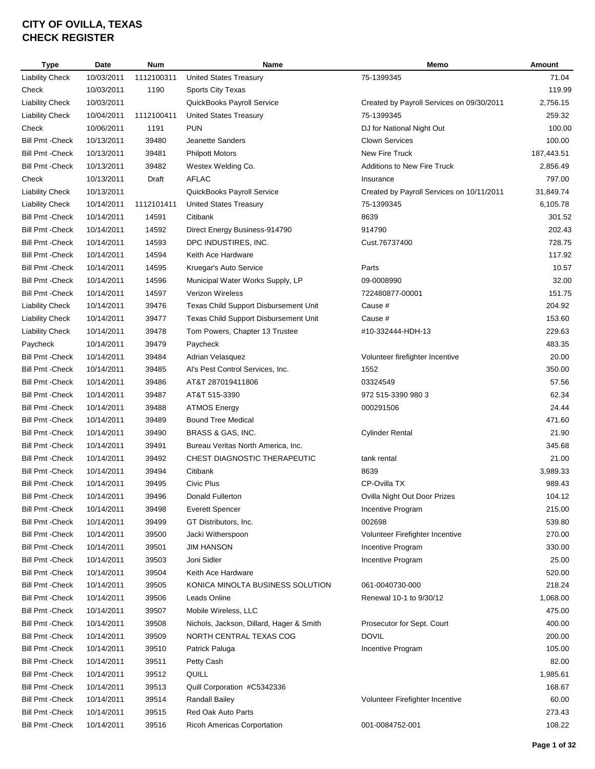# CITY OF OVILLA, TEXAS
# CHECK REGISTER

| Type | Date | Num | Name | Memo | Amount |
|---|---|---|---|---|---|
| Liability Check | 10/03/2011 | 1112100311 | United States Treasury | 75-1399345 | 71.04 |
| Check | 10/03/2011 | 1190 | Sports City Texas | | 119.99 |
| Liability Check | 10/03/2011 | | QuickBooks Payroll Service | Created by Payroll Services on 09/30/2011 | 2,756.15 |
| Liability Check | 10/04/2011 | 1112100411 | United States Treasury | 75-1399345 | 259.32 |
| Check | 10/06/2011 | 1191 | PUN | DJ for National Night Out | 100.00 |
| Bill Pmt -Check | 10/13/2011 | 39480 | Jeanette Sanders | Clown Services | 100.00 |
| Bill Pmt -Check | 10/13/2011 | 39481 | Philpott Motors | New Fire Truck | 187,443.51 |
| Bill Pmt -Check | 10/13/2011 | 39482 | Westex Welding Co. | Additions to New Fire Truck | 2,856.49 |
| Check | 10/13/2011 | Draft | AFLAC | Insurance | 797.00 |
| Liability Check | 10/13/2011 | | QuickBooks Payroll Service | Created by Payroll Services on 10/11/2011 | 31,849.74 |
| Liability Check | 10/14/2011 | 1112101411 | United States Treasury | 75-1399345 | 6,105.78 |
| Bill Pmt -Check | 10/14/2011 | 14591 | Citibank | 8639 | 301.52 |
| Bill Pmt -Check | 10/14/2011 | 14592 | Direct Energy Business-914790 | 914790 | 202.43 |
| Bill Pmt -Check | 10/14/2011 | 14593 | DPC INDUSTIRES, INC. | Cust.76737400 | 728.75 |
| Bill Pmt -Check | 10/14/2011 | 14594 | Keith Ace Hardware | | 117.92 |
| Bill Pmt -Check | 10/14/2011 | 14595 | Kruegar's Auto Service | Parts | 10.57 |
| Bill Pmt -Check | 10/14/2011 | 14596 | Municipal Water Works Supply, LP | 09-0008990 | 32.00 |
| Bill Pmt -Check | 10/14/2011 | 14597 | Verizon Wireless | 722480877-00001 | 151.75 |
| Liability Check | 10/14/2011 | 39476 | Texas Child Support Disbursement Unit | Cause # | 204.92 |
| Liability Check | 10/14/2011 | 39477 | Texas Child Support Disbursement Unit | Cause # | 153.60 |
| Liability Check | 10/14/2011 | 39478 | Tom Powers, Chapter 13 Trustee | #10-332444-HDH-13 | 229.63 |
| Paycheck | 10/14/2011 | 39479 | Paycheck | | 483.35 |
| Bill Pmt -Check | 10/14/2011 | 39484 | Adrian Velasquez | Volunteer firefighter Incentive | 20.00 |
| Bill Pmt -Check | 10/14/2011 | 39485 | Al's Pest Control Services, Inc. | 1552 | 350.00 |
| Bill Pmt -Check | 10/14/2011 | 39486 | AT&T 287019411806 | 03324549 | 57.56 |
| Bill Pmt -Check | 10/14/2011 | 39487 | AT&T 515-3390 | 972 515-3390 980 3 | 62.34 |
| Bill Pmt -Check | 10/14/2011 | 39488 | ATMOS Energy | 000291506 | 24.44 |
| Bill Pmt -Check | 10/14/2011 | 39489 | Bound Tree Medical | | 471.60 |
| Bill Pmt -Check | 10/14/2011 | 39490 | BRASS & GAS, INC. | Cylinder Rental | 21.90 |
| Bill Pmt -Check | 10/14/2011 | 39491 | Bureau Veritas North America, Inc. | | 345.68 |
| Bill Pmt -Check | 10/14/2011 | 39492 | CHEST DIAGNOSTIC THERAPEUTIC | tank rental | 21.00 |
| Bill Pmt -Check | 10/14/2011 | 39494 | Citibank | 8639 | 3,989.33 |
| Bill Pmt -Check | 10/14/2011 | 39495 | Civic Plus | CP-Ovilla TX | 989.43 |
| Bill Pmt -Check | 10/14/2011 | 39496 | Donald Fullerton | Ovilla Night Out Door Prizes | 104.12 |
| Bill Pmt -Check | 10/14/2011 | 39498 | Everett Spencer | Incentive Program | 215.00 |
| Bill Pmt -Check | 10/14/2011 | 39499 | GT Distributors, Inc. | 002698 | 539.80 |
| Bill Pmt -Check | 10/14/2011 | 39500 | Jacki Witherspoon | Volunteer Firefighter Incentive | 270.00 |
| Bill Pmt -Check | 10/14/2011 | 39501 | JIM HANSON | Incentive Program | 330.00 |
| Bill Pmt -Check | 10/14/2011 | 39503 | Joni Sidler | Incentive Program | 25.00 |
| Bill Pmt -Check | 10/14/2011 | 39504 | Keith Ace Hardware | | 520.00 |
| Bill Pmt -Check | 10/14/2011 | 39505 | KONICA MINOLTA BUSINESS SOLUTION | 061-0040730-000 | 218.24 |
| Bill Pmt -Check | 10/14/2011 | 39506 | Leads Online | Renewal 10-1 to 9/30/12 | 1,068.00 |
| Bill Pmt -Check | 10/14/2011 | 39507 | Mobile Wireless, LLC | | 475.00 |
| Bill Pmt -Check | 10/14/2011 | 39508 | Nichols, Jackson, Dillard, Hager & Smith | Prosecutor for Sept. Court | 400.00 |
| Bill Pmt -Check | 10/14/2011 | 39509 | NORTH CENTRAL TEXAS COG | DOVIL | 200.00 |
| Bill Pmt -Check | 10/14/2011 | 39510 | Patrick Paluga | Incentive Program | 105.00 |
| Bill Pmt -Check | 10/14/2011 | 39511 | Petty Cash | | 82.00 |
| Bill Pmt -Check | 10/14/2011 | 39512 | QUILL | | 1,985.61 |
| Bill Pmt -Check | 10/14/2011 | 39513 | Quill Corporation #C5342336 | | 168.67 |
| Bill Pmt -Check | 10/14/2011 | 39514 | Randall Bailey | Volunteer Firefighter Incentive | 60.00 |
| Bill Pmt -Check | 10/14/2011 | 39515 | Red Oak Auto Parts | | 273.43 |
| Bill Pmt -Check | 10/14/2011 | 39516 | Ricoh Americas Corportation | 001-0084752-001 | 108.22 |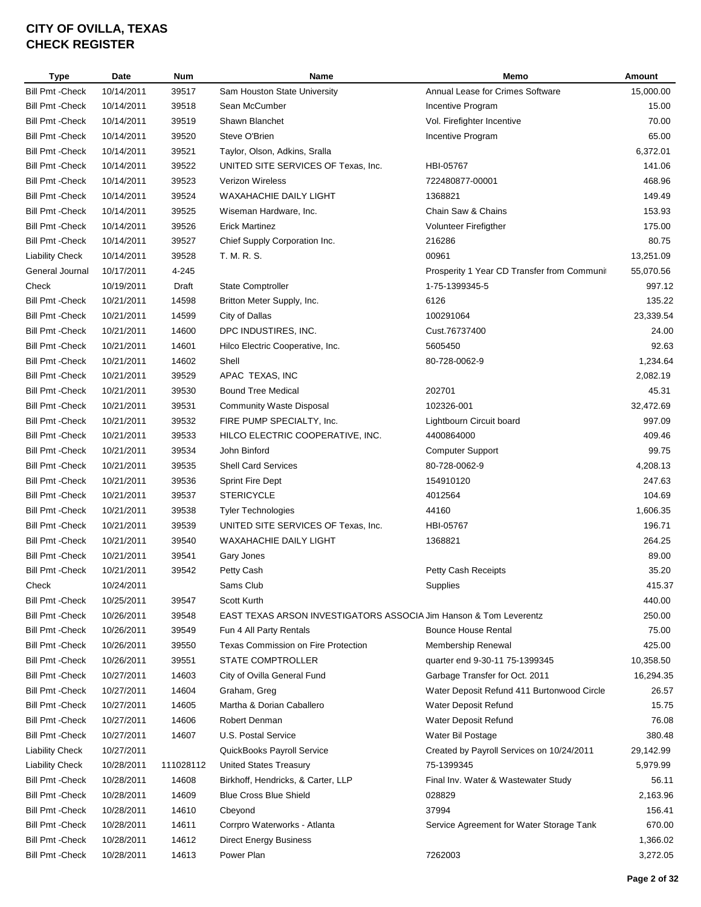# CITY OF OVILLA, TEXAS
# CHECK REGISTER

| Type | Date | Num | Name | Memo | Amount |
|---|---|---|---|---|---|
| Bill Pmt -Check | 10/14/2011 | 39517 | Sam Houston State University | Annual Lease for Crimes Software | 15,000.00 |
| Bill Pmt -Check | 10/14/2011 | 39518 | Sean McCumber | Incentive Program | 15.00 |
| Bill Pmt -Check | 10/14/2011 | 39519 | Shawn Blanchet | Vol. Firefighter Incentive | 70.00 |
| Bill Pmt -Check | 10/14/2011 | 39520 | Steve O'Brien | Incentive Program | 65.00 |
| Bill Pmt -Check | 10/14/2011 | 39521 | Taylor, Olson, Adkins, Sralla | | 6,372.01 |
| Bill Pmt -Check | 10/14/2011 | 39522 | UNITED SITE SERVICES OF Texas, Inc. | HBI-05767 | 141.06 |
| Bill Pmt -Check | 10/14/2011 | 39523 | Verizon Wireless | 722480877-00001 | 468.96 |
| Bill Pmt -Check | 10/14/2011 | 39524 | WAXAHACHIE DAILY LIGHT | 1368821 | 149.49 |
| Bill Pmt -Check | 10/14/2011 | 39525 | Wiseman Hardware, Inc. | Chain Saw & Chains | 153.93 |
| Bill Pmt -Check | 10/14/2011 | 39526 | Erick Martinez | Volunteer Firefigther | 175.00 |
| Bill Pmt -Check | 10/14/2011 | 39527 | Chief Supply Corporation Inc. | 216286 | 80.75 |
| Liability Check | 10/14/2011 | 39528 | T. M. R. S. | 00961 | 13,251.09 |
| General Journal | 10/17/2011 | 4-245 | | Prosperity 1 Year CD Transfer from Communit | 55,070.56 |
| Check | 10/19/2011 | Draft | State Comptroller | 1-75-1399345-5 | 997.12 |
| Bill Pmt -Check | 10/21/2011 | 14598 | Britton Meter Supply, Inc. | 6126 | 135.22 |
| Bill Pmt -Check | 10/21/2011 | 14599 | City of Dallas | 100291064 | 23,339.54 |
| Bill Pmt -Check | 10/21/2011 | 14600 | DPC INDUSTIRES, INC. | Cust.76737400 | 24.00 |
| Bill Pmt -Check | 10/21/2011 | 14601 | Hilco Electric Cooperative, Inc. | 5605450 | 92.63 |
| Bill Pmt -Check | 10/21/2011 | 14602 | Shell | 80-728-0062-9 | 1,234.64 |
| Bill Pmt -Check | 10/21/2011 | 39529 | APAC TEXAS, INC | | 2,082.19 |
| Bill Pmt -Check | 10/21/2011 | 39530 | Bound Tree Medical | 202701 | 45.31 |
| Bill Pmt -Check | 10/21/2011 | 39531 | Community Waste Disposal | 102326-001 | 32,472.69 |
| Bill Pmt -Check | 10/21/2011 | 39532 | FIRE PUMP SPECIALTY, Inc. | Lightbourn Circuit board | 997.09 |
| Bill Pmt -Check | 10/21/2011 | 39533 | HILCO ELECTRIC COOPERATIVE, INC. | 4400864000 | 409.46 |
| Bill Pmt -Check | 10/21/2011 | 39534 | John Binford | Computer Support | 99.75 |
| Bill Pmt -Check | 10/21/2011 | 39535 | Shell Card Services | 80-728-0062-9 | 4,208.13 |
| Bill Pmt -Check | 10/21/2011 | 39536 | Sprint Fire Dept | 154910120 | 247.63 |
| Bill Pmt -Check | 10/21/2011 | 39537 | STERICYCLE | 4012564 | 104.69 |
| Bill Pmt -Check | 10/21/2011 | 39538 | Tyler Technologies | 44160 | 1,606.35 |
| Bill Pmt -Check | 10/21/2011 | 39539 | UNITED SITE SERVICES OF Texas, Inc. | HBI-05767 | 196.71 |
| Bill Pmt -Check | 10/21/2011 | 39540 | WAXAHACHIE DAILY LIGHT | 1368821 | 264.25 |
| Bill Pmt -Check | 10/21/2011 | 39541 | Gary Jones | | 89.00 |
| Bill Pmt -Check | 10/21/2011 | 39542 | Petty Cash | Petty Cash Receipts | 35.20 |
| Check | 10/24/2011 | | Sams Club | Supplies | 415.37 |
| Bill Pmt -Check | 10/25/2011 | 39547 | Scott Kurth | | 440.00 |
| Bill Pmt -Check | 10/26/2011 | 39548 | EAST TEXAS ARSON INVESTIGATORS ASSOCIA | Jim Hanson & Tom Leverentz | 250.00 |
| Bill Pmt -Check | 10/26/2011 | 39549 | Fun 4 All Party Rentals | Bounce House Rental | 75.00 |
| Bill Pmt -Check | 10/26/2011 | 39550 | Texas Commission on Fire Protection | Membership Renewal | 425.00 |
| Bill Pmt -Check | 10/26/2011 | 39551 | STATE COMPTROLLER | quarter end 9-30-11 75-1399345 | 10,358.50 |
| Bill Pmt -Check | 10/27/2011 | 14603 | City of Ovilla General Fund | Garbage Transfer for Oct. 2011 | 16,294.35 |
| Bill Pmt -Check | 10/27/2011 | 14604 | Graham, Greg | Water Deposit Refund 411 Burtonwood Circle | 26.57 |
| Bill Pmt -Check | 10/27/2011 | 14605 | Martha & Dorian Caballero | Water Deposit Refund | 15.75 |
| Bill Pmt -Check | 10/27/2011 | 14606 | Robert Denman | Water Deposit Refund | 76.08 |
| Bill Pmt -Check | 10/27/2011 | 14607 | U.S. Postal Service | Water Bil Postage | 380.48 |
| Liability Check | 10/27/2011 | | QuickBooks Payroll Service | Created by Payroll Services on 10/24/2011 | 29,142.99 |
| Liability Check | 10/28/2011 | 111028112 | United States Treasury | 75-1399345 | 5,979.99 |
| Bill Pmt -Check | 10/28/2011 | 14608 | Birkhoff, Hendricks, & Carter, LLP | Final Inv. Water & Wastewater Study | 56.11 |
| Bill Pmt -Check | 10/28/2011 | 14609 | Blue Cross Blue Shield | 028829 | 2,163.96 |
| Bill Pmt -Check | 10/28/2011 | 14610 | Cbeyond | 37994 | 156.41 |
| Bill Pmt -Check | 10/28/2011 | 14611 | Corrpro Waterworks - Atlanta | Service Agreement for Water Storage Tank | 670.00 |
| Bill Pmt -Check | 10/28/2011 | 14612 | Direct Energy Business | | 1,366.02 |
| Bill Pmt -Check | 10/28/2011 | 14613 | Power Plan | 7262003 | 3,272.05 |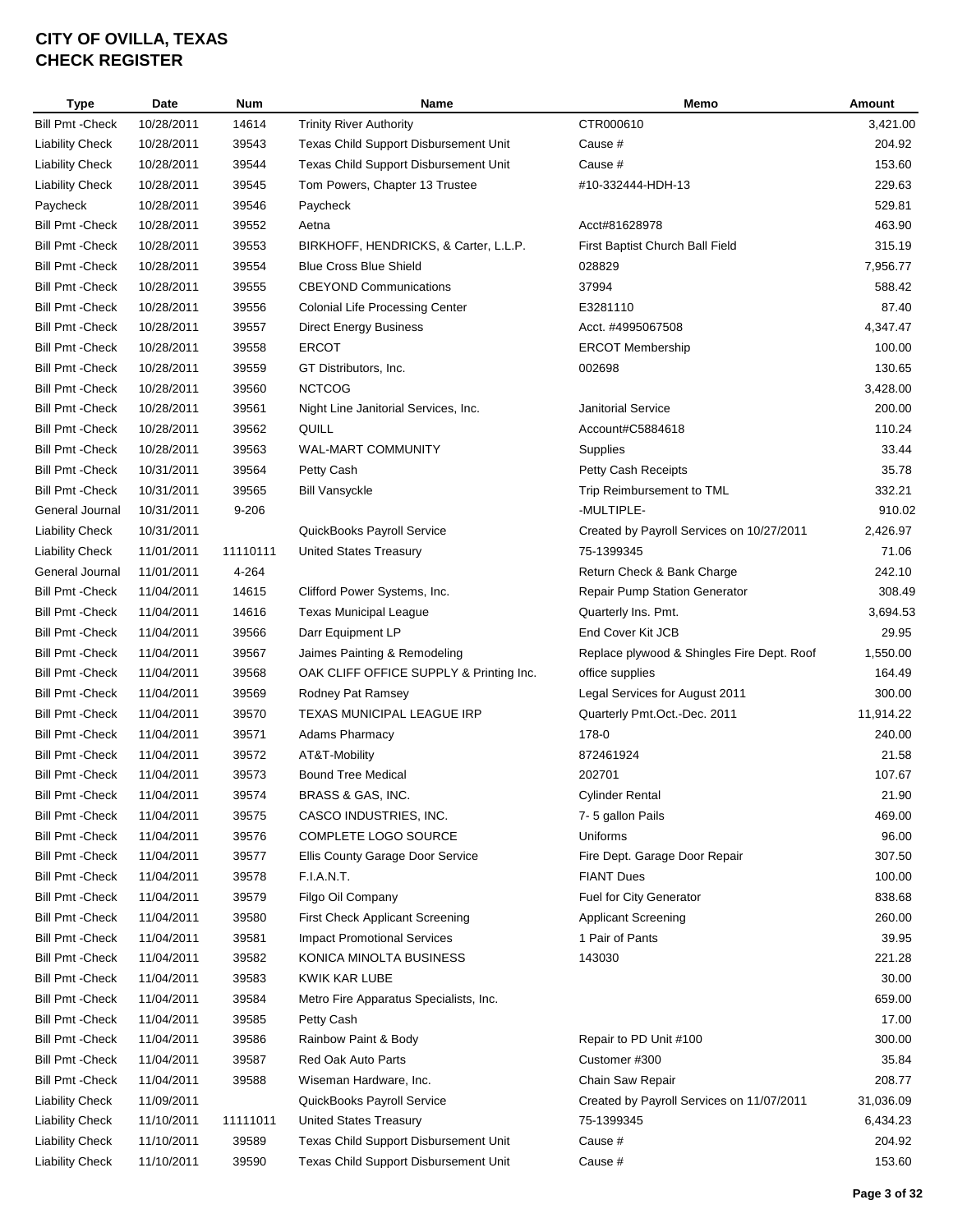# CITY OF OVILLA, TEXAS
# CHECK REGISTER

| Type | Date | Num | Name | Memo | Amount |
|---|---|---|---|---|---|
| Bill Pmt -Check | 10/28/2011 | 14614 | Trinity River Authority | CTR000610 | 3,421.00 |
| Liability Check | 10/28/2011 | 39543 | Texas Child Support Disbursement Unit | Cause # | 204.92 |
| Liability Check | 10/28/2011 | 39544 | Texas Child Support Disbursement Unit | Cause # | 153.60 |
| Liability Check | 10/28/2011 | 39545 | Tom Powers, Chapter 13 Trustee | #10-332444-HDH-13 | 229.63 |
| Paycheck | 10/28/2011 | 39546 | Paycheck | | 529.81 |
| Bill Pmt -Check | 10/28/2011 | 39552 | Aetna | Acct#81628978 | 463.90 |
| Bill Pmt -Check | 10/28/2011 | 39553 | BIRKHOFF, HENDRICKS, & Carter, L.L.P. | First Baptist Church Ball Field | 315.19 |
| Bill Pmt -Check | 10/28/2011 | 39554 | Blue Cross Blue Shield | 028829 | 7,956.77 |
| Bill Pmt -Check | 10/28/2011 | 39555 | CBEYOND Communications | 37994 | 588.42 |
| Bill Pmt -Check | 10/28/2011 | 39556 | Colonial Life Processing Center | E3281110 | 87.40 |
| Bill Pmt -Check | 10/28/2011 | 39557 | Direct Energy Business | Acct. #4995067508 | 4,347.47 |
| Bill Pmt -Check | 10/28/2011 | 39558 | ERCOT | ERCOT Membership | 100.00 |
| Bill Pmt -Check | 10/28/2011 | 39559 | GT Distributors, Inc. | 002698 | 130.65 |
| Bill Pmt -Check | 10/28/2011 | 39560 | NCTCOG | | 3,428.00 |
| Bill Pmt -Check | 10/28/2011 | 39561 | Night Line Janitorial Services, Inc. | Janitorial Service | 200.00 |
| Bill Pmt -Check | 10/28/2011 | 39562 | QUILL | Account#C5884618 | 110.24 |
| Bill Pmt -Check | 10/28/2011 | 39563 | WAL-MART COMMUNITY | Supplies | 33.44 |
| Bill Pmt -Check | 10/31/2011 | 39564 | Petty Cash | Petty Cash Receipts | 35.78 |
| Bill Pmt -Check | 10/31/2011 | 39565 | Bill Vansyckle | Trip Reimbursement to TML | 332.21 |
| General Journal | 10/31/2011 | 9-206 | | -MULTIPLE- | 910.02 |
| Liability Check | 10/31/2011 | | QuickBooks Payroll Service | Created by Payroll Services on 10/27/2011 | 2,426.97 |
| Liability Check | 11/01/2011 | 11110111 | United States Treasury | 75-1399345 | 71.06 |
| General Journal | 11/01/2011 | 4-264 | | Return Check & Bank Charge | 242.10 |
| Bill Pmt -Check | 11/04/2011 | 14615 | Clifford Power Systems, Inc. | Repair Pump Station Generator | 308.49 |
| Bill Pmt -Check | 11/04/2011 | 14616 | Texas Municipal League | Quarterly Ins. Pmt. | 3,694.53 |
| Bill Pmt -Check | 11/04/2011 | 39566 | Darr Equipment LP | End Cover Kit JCB | 29.95 |
| Bill Pmt -Check | 11/04/2011 | 39567 | Jaimes Painting & Remodeling | Replace plywood & Shingles Fire Dept. Roof | 1,550.00 |
| Bill Pmt -Check | 11/04/2011 | 39568 | OAK CLIFF OFFICE SUPPLY & Printing Inc. | office supplies | 164.49 |
| Bill Pmt -Check | 11/04/2011 | 39569 | Rodney Pat Ramsey | Legal Services for August 2011 | 300.00 |
| Bill Pmt -Check | 11/04/2011 | 39570 | TEXAS MUNICIPAL LEAGUE IRP | Quarterly Pmt.Oct.-Dec. 2011 | 11,914.22 |
| Bill Pmt -Check | 11/04/2011 | 39571 | Adams Pharmacy | 178-0 | 240.00 |
| Bill Pmt -Check | 11/04/2011 | 39572 | AT&T-Mobility | 872461924 | 21.58 |
| Bill Pmt -Check | 11/04/2011 | 39573 | Bound Tree Medical | 202701 | 107.67 |
| Bill Pmt -Check | 11/04/2011 | 39574 | BRASS & GAS, INC. | Cylinder Rental | 21.90 |
| Bill Pmt -Check | 11/04/2011 | 39575 | CASCO INDUSTRIES, INC. | 7- 5 gallon Pails | 469.00 |
| Bill Pmt -Check | 11/04/2011 | 39576 | COMPLETE LOGO SOURCE | Uniforms | 96.00 |
| Bill Pmt -Check | 11/04/2011 | 39577 | Ellis County Garage Door Service | Fire Dept. Garage Door Repair | 307.50 |
| Bill Pmt -Check | 11/04/2011 | 39578 | F.I.A.N.T. | FIANT Dues | 100.00 |
| Bill Pmt -Check | 11/04/2011 | 39579 | Filgo Oil Company | Fuel for City Generator | 838.68 |
| Bill Pmt -Check | 11/04/2011 | 39580 | First Check Applicant Screening | Applicant Screening | 260.00 |
| Bill Pmt -Check | 11/04/2011 | 39581 | Impact Promotional Services | 1 Pair of Pants | 39.95 |
| Bill Pmt -Check | 11/04/2011 | 39582 | KONICA MINOLTA BUSINESS | 143030 | 221.28 |
| Bill Pmt -Check | 11/04/2011 | 39583 | KWIK KAR LUBE | | 30.00 |
| Bill Pmt -Check | 11/04/2011 | 39584 | Metro Fire Apparatus Specialists, Inc. | | 659.00 |
| Bill Pmt -Check | 11/04/2011 | 39585 | Petty Cash | | 17.00 |
| Bill Pmt -Check | 11/04/2011 | 39586 | Rainbow Paint & Body | Repair to PD Unit #100 | 300.00 |
| Bill Pmt -Check | 11/04/2011 | 39587 | Red Oak Auto Parts | Customer #300 | 35.84 |
| Bill Pmt -Check | 11/04/2011 | 39588 | Wiseman Hardware, Inc. | Chain Saw Repair | 208.77 |
| Liability Check | 11/09/2011 | | QuickBooks Payroll Service | Created by Payroll Services on 11/07/2011 | 31,036.09 |
| Liability Check | 11/10/2011 | 11111011 | United States Treasury | 75-1399345 | 6,434.23 |
| Liability Check | 11/10/2011 | 39589 | Texas Child Support Disbursement Unit | Cause # | 204.92 |
| Liability Check | 11/10/2011 | 39590 | Texas Child Support Disbursement Unit | Cause # | 153.60 |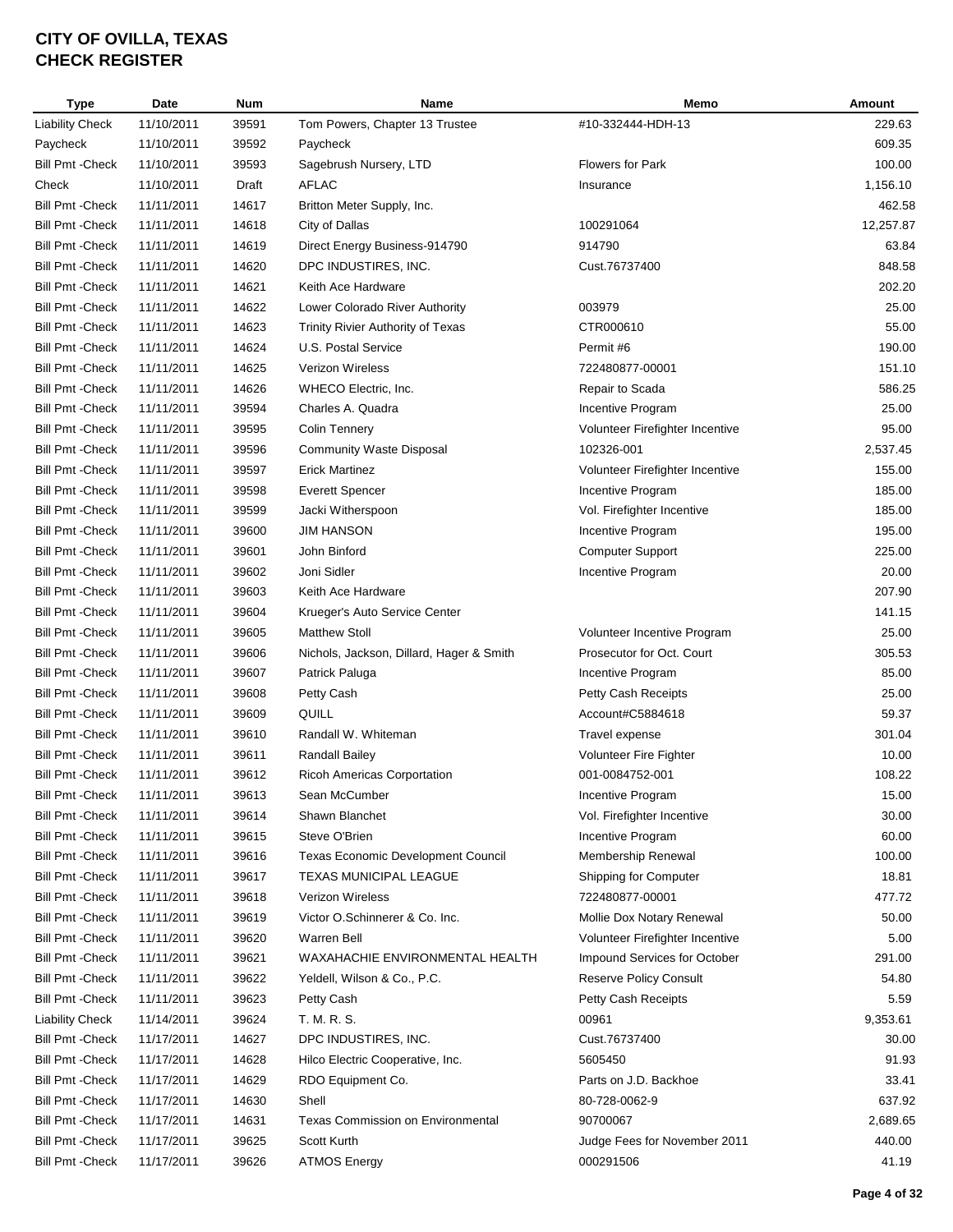# CITY OF OVILLA, TEXAS
# CHECK REGISTER

| Type | Date | Num | Name | Memo | Amount |
|---|---|---|---|---|---|
| Liability Check | 11/10/2011 | 39591 | Tom Powers, Chapter 13 Trustee | #10-332444-HDH-13 | 229.63 |
| Paycheck | 11/10/2011 | 39592 | Paycheck | | 609.35 |
| Bill Pmt -Check | 11/10/2011 | 39593 | Sagebrush Nursery, LTD | Flowers for Park | 100.00 |
| Check | 11/10/2011 | Draft | AFLAC | Insurance | 1,156.10 |
| Bill Pmt -Check | 11/11/2011 | 14617 | Britton Meter Supply, Inc. | | 462.58 |
| Bill Pmt -Check | 11/11/2011 | 14618 | City of Dallas | 100291064 | 12,257.87 |
| Bill Pmt -Check | 11/11/2011 | 14619 | Direct Energy Business-914790 | 914790 | 63.84 |
| Bill Pmt -Check | 11/11/2011 | 14620 | DPC INDUSTIRES, INC. | Cust.76737400 | 848.58 |
| Bill Pmt -Check | 11/11/2011 | 14621 | Keith Ace Hardware | | 202.20 |
| Bill Pmt -Check | 11/11/2011 | 14622 | Lower Colorado River Authority | 003979 | 25.00 |
| Bill Pmt -Check | 11/11/2011 | 14623 | Trinity Rivier Authority of Texas | CTR000610 | 55.00 |
| Bill Pmt -Check | 11/11/2011 | 14624 | U.S. Postal Service | Permit #6 | 190.00 |
| Bill Pmt -Check | 11/11/2011 | 14625 | Verizon Wireless | 722480877-00001 | 151.10 |
| Bill Pmt -Check | 11/11/2011 | 14626 | WHECO Electric, Inc. | Repair to Scada | 586.25 |
| Bill Pmt -Check | 11/11/2011 | 39594 | Charles A. Quadra | Incentive Program | 25.00 |
| Bill Pmt -Check | 11/11/2011 | 39595 | Colin Tennery | Volunteer Firefighter Incentive | 95.00 |
| Bill Pmt -Check | 11/11/2011 | 39596 | Community Waste Disposal | 102326-001 | 2,537.45 |
| Bill Pmt -Check | 11/11/2011 | 39597 | Erick Martinez | Volunteer Firefighter Incentive | 155.00 |
| Bill Pmt -Check | 11/11/2011 | 39598 | Everett Spencer | Incentive Program | 185.00 |
| Bill Pmt -Check | 11/11/2011 | 39599 | Jacki Witherspoon | Vol. Firefighter Incentive | 185.00 |
| Bill Pmt -Check | 11/11/2011 | 39600 | JIM HANSON | Incentive Program | 195.00 |
| Bill Pmt -Check | 11/11/2011 | 39601 | John Binford | Computer Support | 225.00 |
| Bill Pmt -Check | 11/11/2011 | 39602 | Joni Sidler | Incentive Program | 20.00 |
| Bill Pmt -Check | 11/11/2011 | 39603 | Keith Ace Hardware | | 207.90 |
| Bill Pmt -Check | 11/11/2011 | 39604 | Krueger's Auto Service Center | | 141.15 |
| Bill Pmt -Check | 11/11/2011 | 39605 | Matthew Stoll | Volunteer Incentive Program | 25.00 |
| Bill Pmt -Check | 11/11/2011 | 39606 | Nichols, Jackson, Dillard, Hager & Smith | Prosecutor for Oct. Court | 305.53 |
| Bill Pmt -Check | 11/11/2011 | 39607 | Patrick Paluga | Incentive Program | 85.00 |
| Bill Pmt -Check | 11/11/2011 | 39608 | Petty Cash | Petty Cash Receipts | 25.00 |
| Bill Pmt -Check | 11/11/2011 | 39609 | QUILL | Account#C5884618 | 59.37 |
| Bill Pmt -Check | 11/11/2011 | 39610 | Randall W. Whiteman | Travel expense | 301.04 |
| Bill Pmt -Check | 11/11/2011 | 39611 | Randall Bailey | Volunteer Fire Fighter | 10.00 |
| Bill Pmt -Check | 11/11/2011 | 39612 | Ricoh Americas Corportation | 001-0084752-001 | 108.22 |
| Bill Pmt -Check | 11/11/2011 | 39613 | Sean McCumber | Incentive Program | 15.00 |
| Bill Pmt -Check | 11/11/2011 | 39614 | Shawn Blanchet | Vol. Firefighter Incentive | 30.00 |
| Bill Pmt -Check | 11/11/2011 | 39615 | Steve O'Brien | Incentive Program | 60.00 |
| Bill Pmt -Check | 11/11/2011 | 39616 | Texas Economic Development Council | Membership Renewal | 100.00 |
| Bill Pmt -Check | 11/11/2011 | 39617 | TEXAS MUNICIPAL LEAGUE | Shipping for Computer | 18.81 |
| Bill Pmt -Check | 11/11/2011 | 39618 | Verizon Wireless | 722480877-00001 | 477.72 |
| Bill Pmt -Check | 11/11/2011 | 39619 | Victor O.Schinnerer & Co. Inc. | Mollie Dox Notary Renewal | 50.00 |
| Bill Pmt -Check | 11/11/2011 | 39620 | Warren Bell | Volunteer Firefighter Incentive | 5.00 |
| Bill Pmt -Check | 11/11/2011 | 39621 | WAXAHACHIE ENVIRONMENTAL HEALTH | Impound Services for October | 291.00 |
| Bill Pmt -Check | 11/11/2011 | 39622 | Yeldell, Wilson & Co., P.C. | Reserve Policy Consult | 54.80 |
| Bill Pmt -Check | 11/11/2011 | 39623 | Petty Cash | Petty Cash Receipts | 5.59 |
| Liability Check | 11/14/2011 | 39624 | T. M. R. S. | 00961 | 9,353.61 |
| Bill Pmt -Check | 11/17/2011 | 14627 | DPC INDUSTIRES, INC. | Cust.76737400 | 30.00 |
| Bill Pmt -Check | 11/17/2011 | 14628 | Hilco Electric Cooperative, Inc. | 5605450 | 91.93 |
| Bill Pmt -Check | 11/17/2011 | 14629 | RDO Equipment Co. | Parts on J.D. Backhoe | 33.41 |
| Bill Pmt -Check | 11/17/2011 | 14630 | Shell | 80-728-0062-9 | 637.92 |
| Bill Pmt -Check | 11/17/2011 | 14631 | Texas Commission on Environmental | 90700067 | 2,689.65 |
| Bill Pmt -Check | 11/17/2011 | 39625 | Scott Kurth | Judge Fees for November 2011 | 440.00 |
| Bill Pmt -Check | 11/17/2011 | 39626 | ATMOS Energy | 000291506 | 41.19 |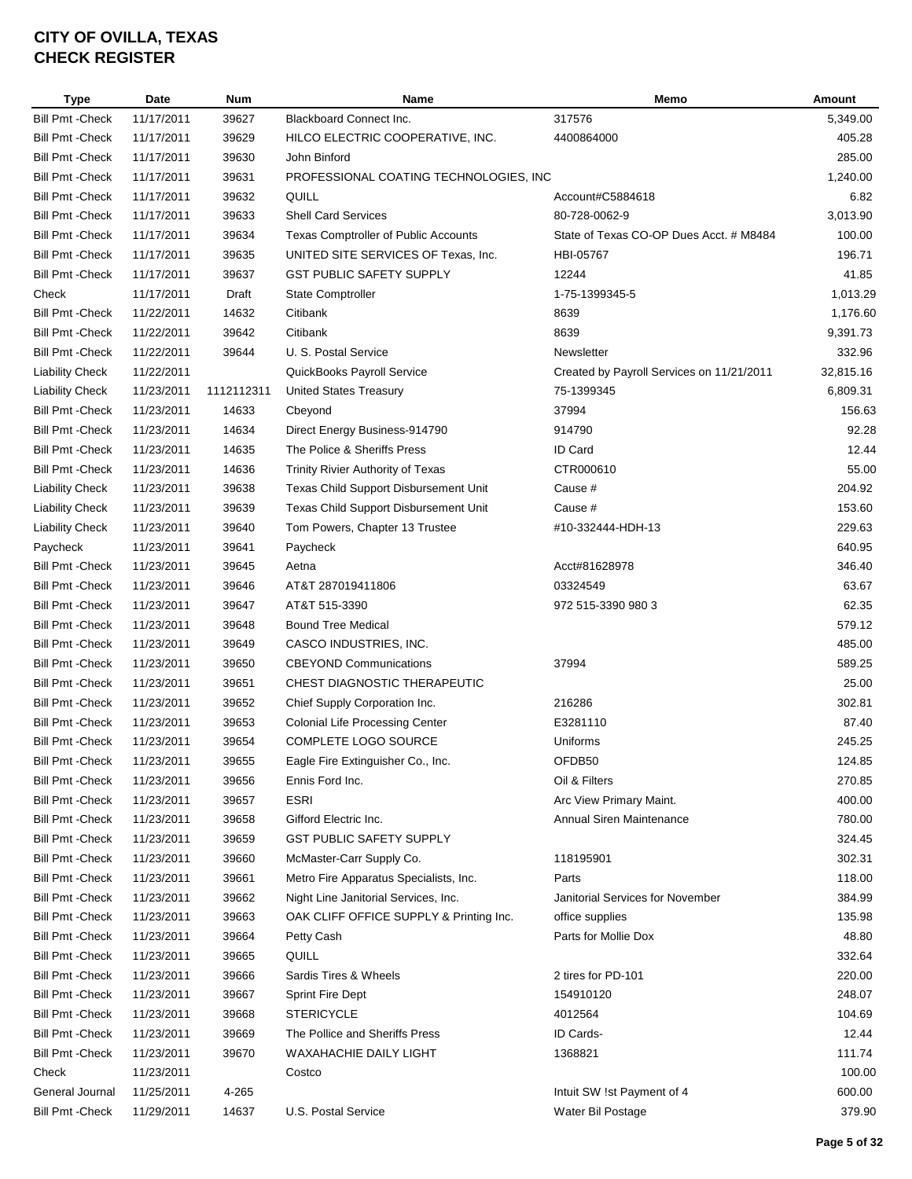# CITY OF OVILLA, TEXAS
# CHECK REGISTER

| Type | Date | Num | Name | Memo | Amount |
|---|---|---|---|---|---|
| Bill Pmt -Check | 11/17/2011 | 39627 | Blackboard Connect Inc. | 317576 | 5,349.00 |
| Bill Pmt -Check | 11/17/2011 | 39629 | HILCO ELECTRIC COOPERATIVE, INC. | 4400864000 | 405.28 |
| Bill Pmt -Check | 11/17/2011 | 39630 | John Binford | | 285.00 |
| Bill Pmt -Check | 11/17/2011 | 39631 | PROFESSIONAL COATING TECHNOLOGIES, INC | | 1,240.00 |
| Bill Pmt -Check | 11/17/2011 | 39632 | QUILL | Account#C5884618 | 6.82 |
| Bill Pmt -Check | 11/17/2011 | 39633 | Shell Card Services | 80-728-0062-9 | 3,013.90 |
| Bill Pmt -Check | 11/17/2011 | 39634 | Texas Comptroller of Public Accounts | State of Texas CO-OP Dues Acct. # M8484 | 100.00 |
| Bill Pmt -Check | 11/17/2011 | 39635 | UNITED SITE SERVICES OF Texas, Inc. | HBI-05767 | 196.71 |
| Bill Pmt -Check | 11/17/2011 | 39637 | GST PUBLIC SAFETY SUPPLY | 12244 | 41.85 |
| Check | 11/17/2011 | Draft | State Comptroller | 1-75-1399345-5 | 1,013.29 |
| Bill Pmt -Check | 11/22/2011 | 14632 | Citibank | 8639 | 1,176.60 |
| Bill Pmt -Check | 11/22/2011 | 39642 | Citibank | 8639 | 9,391.73 |
| Bill Pmt -Check | 11/22/2011 | 39644 | U. S. Postal Service | Newsletter | 332.96 |
| Liability Check | 11/22/2011 | | QuickBooks Payroll Service | Created by Payroll Services on 11/21/2011 | 32,815.16 |
| Liability Check | 11/23/2011 | 1112112311 | United States Treasury | 75-1399345 | 6,809.31 |
| Bill Pmt -Check | 11/23/2011 | 14633 | Cbeyond | 37994 | 156.63 |
| Bill Pmt -Check | 11/23/2011 | 14634 | Direct Energy Business-914790 | 914790 | 92.28 |
| Bill Pmt -Check | 11/23/2011 | 14635 | The Police & Sheriffs Press | ID Card | 12.44 |
| Bill Pmt -Check | 11/23/2011 | 14636 | Trinity Rivier Authority of Texas | CTR000610 | 55.00 |
| Liability Check | 11/23/2011 | 39638 | Texas Child Support Disbursement Unit | Cause # | 204.92 |
| Liability Check | 11/23/2011 | 39639 | Texas Child Support Disbursement Unit | Cause # | 153.60 |
| Liability Check | 11/23/2011 | 39640 | Tom Powers, Chapter 13 Trustee | #10-332444-HDH-13 | 229.63 |
| Paycheck | 11/23/2011 | 39641 | Paycheck | | 640.95 |
| Bill Pmt -Check | 11/23/2011 | 39645 | Aetna | Acct#81628978 | 346.40 |
| Bill Pmt -Check | 11/23/2011 | 39646 | AT&T 287019411806 | 03324549 | 63.67 |
| Bill Pmt -Check | 11/23/2011 | 39647 | AT&T 515-3390 | 972 515-3390 980 3 | 62.35 |
| Bill Pmt -Check | 11/23/2011 | 39648 | Bound Tree Medical | | 579.12 |
| Bill Pmt -Check | 11/23/2011 | 39649 | CASCO INDUSTRIES, INC. | | 485.00 |
| Bill Pmt -Check | 11/23/2011 | 39650 | CBEYOND Communications | 37994 | 589.25 |
| Bill Pmt -Check | 11/23/2011 | 39651 | CHEST DIAGNOSTIC THERAPEUTIC | | 25.00 |
| Bill Pmt -Check | 11/23/2011 | 39652 | Chief Supply Corporation Inc. | 216286 | 302.81 |
| Bill Pmt -Check | 11/23/2011 | 39653 | Colonial Life Processing Center | E3281110 | 87.40 |
| Bill Pmt -Check | 11/23/2011 | 39654 | COMPLETE LOGO SOURCE | Uniforms | 245.25 |
| Bill Pmt -Check | 11/23/2011 | 39655 | Eagle Fire Extinguisher Co., Inc. | OFDB50 | 124.85 |
| Bill Pmt -Check | 11/23/2011 | 39656 | Ennis Ford Inc. | Oil & Filters | 270.85 |
| Bill Pmt -Check | 11/23/2011 | 39657 | ESRI | Arc View Primary Maint. | 400.00 |
| Bill Pmt -Check | 11/23/2011 | 39658 | Gifford Electric Inc. | Annual Siren Maintenance | 780.00 |
| Bill Pmt -Check | 11/23/2011 | 39659 | GST PUBLIC SAFETY SUPPLY | | 324.45 |
| Bill Pmt -Check | 11/23/2011 | 39660 | McMaster-Carr Supply Co. | 118195901 | 302.31 |
| Bill Pmt -Check | 11/23/2011 | 39661 | Metro Fire Apparatus Specialists, Inc. | Parts | 118.00 |
| Bill Pmt -Check | 11/23/2011 | 39662 | Night Line Janitorial Services, Inc. | Janitorial Services for November | 384.99 |
| Bill Pmt -Check | 11/23/2011 | 39663 | OAK CLIFF OFFICE SUPPLY & Printing Inc. | office supplies | 135.98 |
| Bill Pmt -Check | 11/23/2011 | 39664 | Petty Cash | Parts for Mollie Dox | 48.80 |
| Bill Pmt -Check | 11/23/2011 | 39665 | QUILL | | 332.64 |
| Bill Pmt -Check | 11/23/2011 | 39666 | Sardis Tires & Wheels | 2 tires for PD-101 | 220.00 |
| Bill Pmt -Check | 11/23/2011 | 39667 | Sprint Fire Dept | 154910120 | 248.07 |
| Bill Pmt -Check | 11/23/2011 | 39668 | STERICYCLE | 4012564 | 104.69 |
| Bill Pmt -Check | 11/23/2011 | 39669 | The Pollice and Sheriffs Press | ID Cards- | 12.44 |
| Bill Pmt -Check | 11/23/2011 | 39670 | WAXAHACHIE DAILY LIGHT | 1368821 | 111.74 |
| Check | 11/23/2011 | | Costco | | 100.00 |
| General Journal | 11/25/2011 | 4-265 | | Intuit SW !st Payment of 4 | 600.00 |
| Bill Pmt -Check | 11/29/2011 | 14637 | U.S. Postal Service | Water Bil Postage | 379.90 |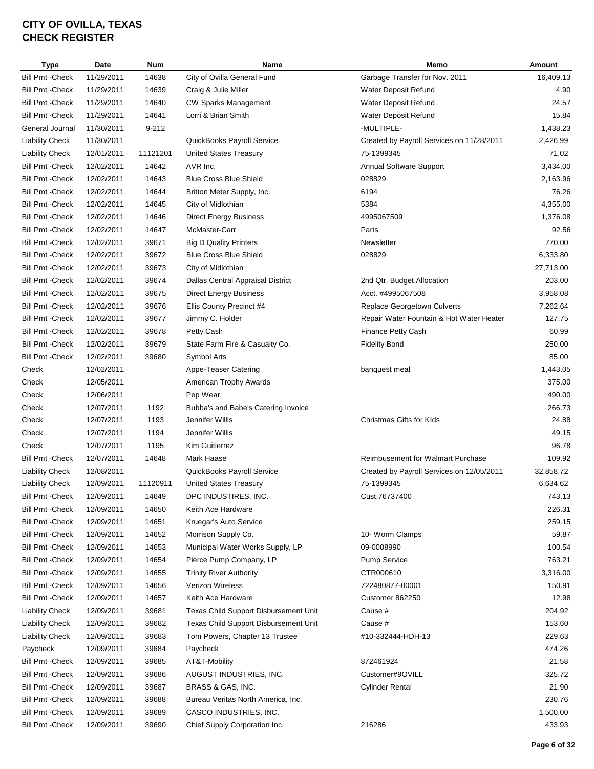# CITY OF OVILLA, TEXAS
# CHECK REGISTER

| Type | Date | Num | Name | Memo | Amount |
|---|---|---|---|---|---|
| Bill Pmt -Check | 11/29/2011 | 14638 | City of Ovilla General Fund | Garbage Transfer for Nov. 2011 | 16,409.13 |
| Bill Pmt -Check | 11/29/2011 | 14639 | Craig & Julie Miller | Water Deposit Refund | 4.90 |
| Bill Pmt -Check | 11/29/2011 | 14640 | CW Sparks Management | Water Deposit Refund | 24.57 |
| Bill Pmt -Check | 11/29/2011 | 14641 | Lorri & Brian Smith | Water Deposit Refund | 15.84 |
| General Journal | 11/30/2011 | 9-212 | | -MULTIPLE- | 1,438.23 |
| Liability Check | 11/30/2011 | | QuickBooks Payroll Service | Created by Payroll Services on 11/28/2011 | 2,426.99 |
| Liability Check | 12/01/2011 | 11121201 | United States Treasury | 75-1399345 | 71.02 |
| Bill Pmt -Check | 12/02/2011 | 14642 | AVR Inc. | Annual Software Support | 3,434.00 |
| Bill Pmt -Check | 12/02/2011 | 14643 | Blue Cross Blue Shield | 028829 | 2,163.96 |
| Bill Pmt -Check | 12/02/2011 | 14644 | Britton Meter Supply, Inc. | 6194 | 76.26 |
| Bill Pmt -Check | 12/02/2011 | 14645 | City of Midlothian | 5384 | 4,355.00 |
| Bill Pmt -Check | 12/02/2011 | 14646 | Direct Energy Business | 4995067509 | 1,376.08 |
| Bill Pmt -Check | 12/02/2011 | 14647 | McMaster-Carr | Parts | 92.56 |
| Bill Pmt -Check | 12/02/2011 | 39671 | Big D Quality Printers | Newsletter | 770.00 |
| Bill Pmt -Check | 12/02/2011 | 39672 | Blue Cross Blue Shield | 028829 | 6,333.80 |
| Bill Pmt -Check | 12/02/2011 | 39673 | City of Midlothian | | 27,713.00 |
| Bill Pmt -Check | 12/02/2011 | 39674 | Dallas Central Appraisal District | 2nd Qtr. Budget Allocation | 203.00 |
| Bill Pmt -Check | 12/02/2011 | 39675 | Direct Energy Business | Acct. #4995067508 | 3,958.08 |
| Bill Pmt -Check | 12/02/2011 | 39676 | Ellis County Precinct #4 | Replace Georgetown Culverts | 7,262.64 |
| Bill Pmt -Check | 12/02/2011 | 39677 | Jimmy C. Holder | Repair Water Fountain & Hot Water Heater | 127.75 |
| Bill Pmt -Check | 12/02/2011 | 39678 | Petty Cash | Finance Petty Cash | 60.99 |
| Bill Pmt -Check | 12/02/2011 | 39679 | State Farm Fire & Casualty Co. | Fidelity Bond | 250.00 |
| Bill Pmt -Check | 12/02/2011 | 39680 | Symbol Arts | | 85.00 |
| Check | 12/02/2011 | | Appe-Teaser Catering | banquest meal | 1,443.05 |
| Check | 12/05/2011 | | American Trophy Awards | | 375.00 |
| Check | 12/06/2011 | | Pep Wear | | 490.00 |
| Check | 12/07/2011 | 1192 | Bubba's and Babe's Catering Invoice | | 266.73 |
| Check | 12/07/2011 | 1193 | Jennifer Willis | Christmas Gifts for KIds | 24.88 |
| Check | 12/07/2011 | 1194 | Jennifer Willis | | 49.15 |
| Check | 12/07/2011 | 1195 | Kim Guitierrez | | 96.78 |
| Bill Pmt -Check | 12/07/2011 | 14648 | Mark Haase | Reimbusement for Walmart Purchase | 109.92 |
| Liability Check | 12/08/2011 | | QuickBooks Payroll Service | Created by Payroll Services on 12/05/2011 | 32,858.72 |
| Liability Check | 12/09/2011 | 11120911 | United States Treasury | 75-1399345 | 6,634.62 |
| Bill Pmt -Check | 12/09/2011 | 14649 | DPC INDUSTIRES, INC. | Cust.76737400 | 743.13 |
| Bill Pmt -Check | 12/09/2011 | 14650 | Keith Ace Hardware | | 226.31 |
| Bill Pmt -Check | 12/09/2011 | 14651 | Kruegar's Auto Service | | 259.15 |
| Bill Pmt -Check | 12/09/2011 | 14652 | Morrison Supply Co. | 10- Worm Clamps | 59.87 |
| Bill Pmt -Check | 12/09/2011 | 14653 | Municipal Water Works Supply, LP | 09-0008990 | 100.54 |
| Bill Pmt -Check | 12/09/2011 | 14654 | Pierce Pump Company, LP | Pump Service | 763.21 |
| Bill Pmt -Check | 12/09/2011 | 14655 | Trinity River Authority | CTR000610 | 3,316.00 |
| Bill Pmt -Check | 12/09/2011 | 14656 | Verizon Wireless | 722480877-00001 | 150.91 |
| Bill Pmt -Check | 12/09/2011 | 14657 | Keith Ace Hardware | Customer 862250 | 12.98 |
| Liability Check | 12/09/2011 | 39681 | Texas Child Support Disbursement Unit | Cause # | 204.92 |
| Liability Check | 12/09/2011 | 39682 | Texas Child Support Disbursement Unit | Cause # | 153.60 |
| Liability Check | 12/09/2011 | 39683 | Tom Powers, Chapter 13 Trustee | #10-332444-HDH-13 | 229.63 |
| Paycheck | 12/09/2011 | 39684 | Paycheck | | 474.26 |
| Bill Pmt -Check | 12/09/2011 | 39685 | AT&T-Mobility | 872461924 | 21.58 |
| Bill Pmt -Check | 12/09/2011 | 39686 | AUGUST INDUSTRIES, INC. | Customer#9OVILL | 325.72 |
| Bill Pmt -Check | 12/09/2011 | 39687 | BRASS & GAS, INC. | Cylinder Rental | 21.90 |
| Bill Pmt -Check | 12/09/2011 | 39688 | Bureau Veritas North America, Inc. | | 230.76 |
| Bill Pmt -Check | 12/09/2011 | 39689 | CASCO INDUSTRIES, INC. | | 1,500.00 |
| Bill Pmt -Check | 12/09/2011 | 39690 | Chief Supply Corporation Inc. | 216286 | 433.93 |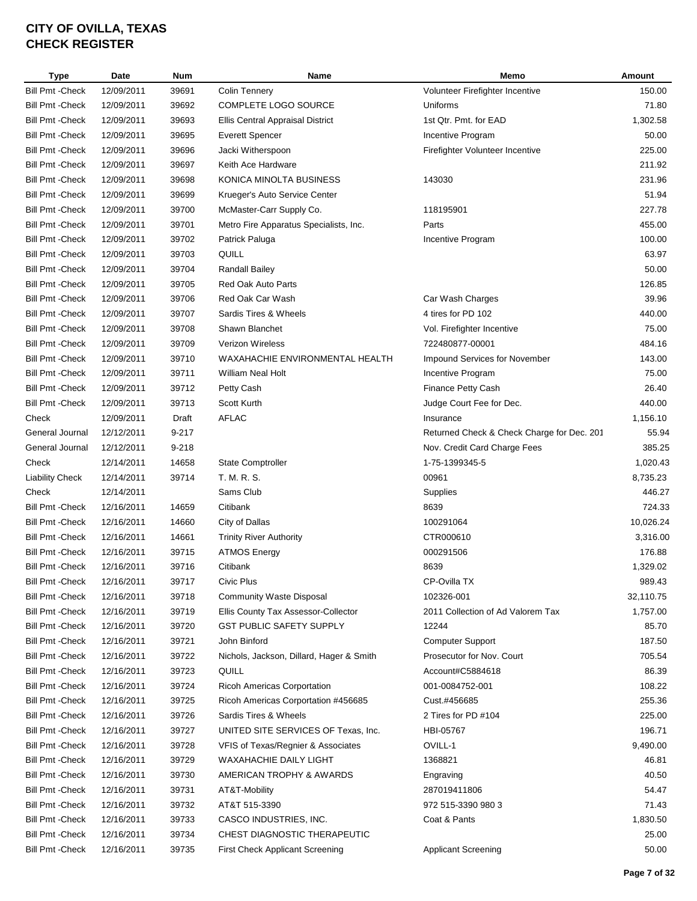# CITY OF OVILLA, TEXAS
# CHECK REGISTER

| Type | Date | Num | Name | Memo | Amount |
|---|---|---|---|---|---|
| Bill Pmt -Check | 12/09/2011 | 39691 | Colin Tennery | Volunteer Firefighter Incentive | 150.00 |
| Bill Pmt -Check | 12/09/2011 | 39692 | COMPLETE LOGO SOURCE | Uniforms | 71.80 |
| Bill Pmt -Check | 12/09/2011 | 39693 | Ellis Central Appraisal District | 1st Qtr. Pmt. for EAD | 1,302.58 |
| Bill Pmt -Check | 12/09/2011 | 39695 | Everett Spencer | Incentive Program | 50.00 |
| Bill Pmt -Check | 12/09/2011 | 39696 | Jacki Witherspoon | Firefighter Volunteer Incentive | 225.00 |
| Bill Pmt -Check | 12/09/2011 | 39697 | Keith Ace Hardware | | 211.92 |
| Bill Pmt -Check | 12/09/2011 | 39698 | KONICA MINOLTA BUSINESS | 143030 | 231.96 |
| Bill Pmt -Check | 12/09/2011 | 39699 | Krueger's Auto Service Center | | 51.94 |
| Bill Pmt -Check | 12/09/2011 | 39700 | McMaster-Carr Supply Co. | 118195901 | 227.78 |
| Bill Pmt -Check | 12/09/2011 | 39701 | Metro Fire Apparatus Specialists, Inc. | Parts | 455.00 |
| Bill Pmt -Check | 12/09/2011 | 39702 | Patrick Paluga | Incentive Program | 100.00 |
| Bill Pmt -Check | 12/09/2011 | 39703 | QUILL | | 63.97 |
| Bill Pmt -Check | 12/09/2011 | 39704 | Randall Bailey | | 50.00 |
| Bill Pmt -Check | 12/09/2011 | 39705 | Red Oak Auto Parts | | 126.85 |
| Bill Pmt -Check | 12/09/2011 | 39706 | Red Oak Car Wash | Car Wash Charges | 39.96 |
| Bill Pmt -Check | 12/09/2011 | 39707 | Sardis Tires & Wheels | 4 tires for PD 102 | 440.00 |
| Bill Pmt -Check | 12/09/2011 | 39708 | Shawn Blanchet | Vol. Firefighter Incentive | 75.00 |
| Bill Pmt -Check | 12/09/2011 | 39709 | Verizon Wireless | 722480877-00001 | 484.16 |
| Bill Pmt -Check | 12/09/2011 | 39710 | WAXAHACHIE ENVIRONMENTAL HEALTH | Impound Services for November | 143.00 |
| Bill Pmt -Check | 12/09/2011 | 39711 | William Neal Holt | Incentive Program | 75.00 |
| Bill Pmt -Check | 12/09/2011 | 39712 | Petty Cash | Finance Petty Cash | 26.40 |
| Bill Pmt -Check | 12/09/2011 | 39713 | Scott Kurth | Judge Court Fee for Dec. | 440.00 |
| Check | 12/09/2011 | Draft | AFLAC | Insurance | 1,156.10 |
| General Journal | 12/12/2011 | 9-217 | | Returned Check & Check Charge for Dec. 201 | 55.94 |
| General Journal | 12/12/2011 | 9-218 | | Nov. Credit Card Charge Fees | 385.25 |
| Check | 12/14/2011 | 14658 | State Comptroller | 1-75-1399345-5 | 1,020.43 |
| Liability Check | 12/14/2011 | 39714 | T. M. R. S. | 00961 | 8,735.23 |
| Check | 12/14/2011 | | Sams Club | Supplies | 446.27 |
| Bill Pmt -Check | 12/16/2011 | 14659 | Citibank | 8639 | 724.33 |
| Bill Pmt -Check | 12/16/2011 | 14660 | City of Dallas | 100291064 | 10,026.24 |
| Bill Pmt -Check | 12/16/2011 | 14661 | Trinity River Authority | CTR000610 | 3,316.00 |
| Bill Pmt -Check | 12/16/2011 | 39715 | ATMOS Energy | 000291506 | 176.88 |
| Bill Pmt -Check | 12/16/2011 | 39716 | Citibank | 8639 | 1,329.02 |
| Bill Pmt -Check | 12/16/2011 | 39717 | Civic Plus | CP-Ovilla TX | 989.43 |
| Bill Pmt -Check | 12/16/2011 | 39718 | Community Waste Disposal | 102326-001 | 32,110.75 |
| Bill Pmt -Check | 12/16/2011 | 39719 | Ellis County Tax Assessor-Collector | 2011 Collection of Ad Valorem Tax | 1,757.00 |
| Bill Pmt -Check | 12/16/2011 | 39720 | GST PUBLIC SAFETY SUPPLY | 12244 | 85.70 |
| Bill Pmt -Check | 12/16/2011 | 39721 | John Binford | Computer Support | 187.50 |
| Bill Pmt -Check | 12/16/2011 | 39722 | Nichols, Jackson, Dillard, Hager & Smith | Prosecutor for Nov. Court | 705.54 |
| Bill Pmt -Check | 12/16/2011 | 39723 | QUILL | Account#C5884618 | 86.39 |
| Bill Pmt -Check | 12/16/2011 | 39724 | Ricoh Americas Corportation | 001-0084752-001 | 108.22 |
| Bill Pmt -Check | 12/16/2011 | 39725 | Ricoh Americas Corportation #456685 | Cust.#456685 | 255.36 |
| Bill Pmt -Check | 12/16/2011 | 39726 | Sardis Tires & Wheels | 2 Tires for PD #104 | 225.00 |
| Bill Pmt -Check | 12/16/2011 | 39727 | UNITED SITE SERVICES OF Texas, Inc. | HBI-05767 | 196.71 |
| Bill Pmt -Check | 12/16/2011 | 39728 | VFIS of Texas/Regnier & Associates | OVILL-1 | 9,490.00 |
| Bill Pmt -Check | 12/16/2011 | 39729 | WAXAHACHIE DAILY LIGHT | 1368821 | 46.81 |
| Bill Pmt -Check | 12/16/2011 | 39730 | AMERICAN TROPHY & AWARDS | Engraving | 40.50 |
| Bill Pmt -Check | 12/16/2011 | 39731 | AT&T-Mobility | 287019411806 | 54.47 |
| Bill Pmt -Check | 12/16/2011 | 39732 | AT&T 515-3390 | 972 515-3390 980 3 | 71.43 |
| Bill Pmt -Check | 12/16/2011 | 39733 | CASCO INDUSTRIES, INC. | Coat & Pants | 1,830.50 |
| Bill Pmt -Check | 12/16/2011 | 39734 | CHEST DIAGNOSTIC THERAPEUTIC | | 25.00 |
| Bill Pmt -Check | 12/16/2011 | 39735 | First Check Applicant Screening | Applicant Screening | 50.00 |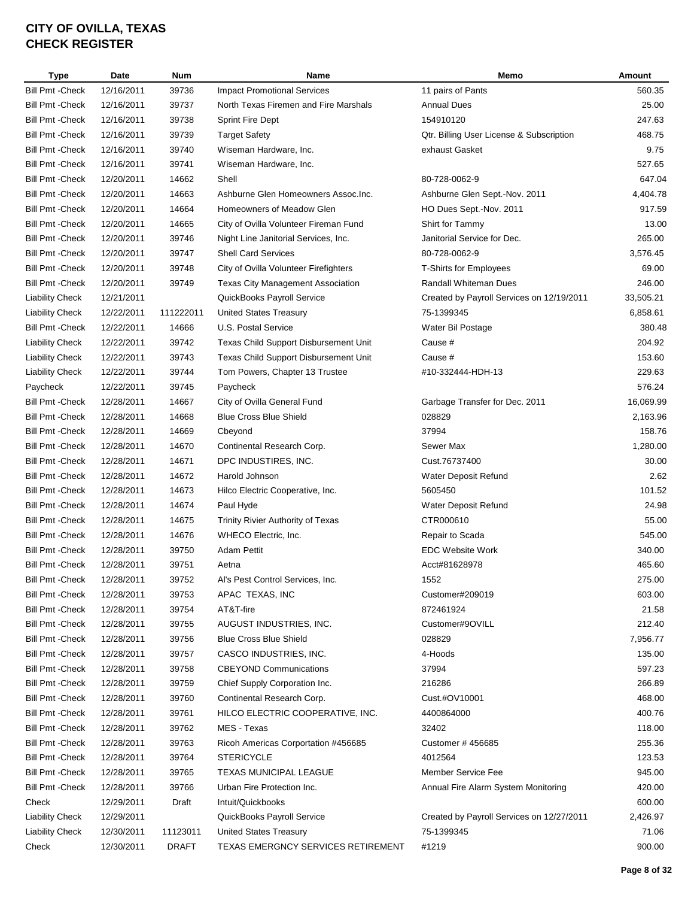# CITY OF OVILLA, TEXAS
## CHECK REGISTER

| Type | Date | Num | Name | Memo | Amount |
|---|---|---|---|---|---|
| Bill Pmt -Check | 12/16/2011 | 39736 | Impact Promotional Services | 11 pairs of Pants | 560.35 |
| Bill Pmt -Check | 12/16/2011 | 39737 | North Texas Firemen and Fire Marshals | Annual Dues | 25.00 |
| Bill Pmt -Check | 12/16/2011 | 39738 | Sprint Fire Dept | 154910120 | 247.63 |
| Bill Pmt -Check | 12/16/2011 | 39739 | Target Safety | Qtr. Billing User License & Subscription | 468.75 |
| Bill Pmt -Check | 12/16/2011 | 39740 | Wiseman Hardware, Inc. | exhaust Gasket | 9.75 |
| Bill Pmt -Check | 12/16/2011 | 39741 | Wiseman Hardware, Inc. | | 527.65 |
| Bill Pmt -Check | 12/20/2011 | 14662 | Shell | 80-728-0062-9 | 647.04 |
| Bill Pmt -Check | 12/20/2011 | 14663 | Ashburne Glen Homeowners Assoc.Inc. | Ashburne Glen Sept.-Nov. 2011 | 4,404.78 |
| Bill Pmt -Check | 12/20/2011 | 14664 | Homeowners of Meadow Glen | HO Dues Sept.-Nov. 2011 | 917.59 |
| Bill Pmt -Check | 12/20/2011 | 14665 | City of Ovilla Volunteer Fireman Fund | Shirt for Tammy | 13.00 |
| Bill Pmt -Check | 12/20/2011 | 39746 | Night Line Janitorial Services, Inc. | Janitorial Service for Dec. | 265.00 |
| Bill Pmt -Check | 12/20/2011 | 39747 | Shell Card Services | 80-728-0062-9 | 3,576.45 |
| Bill Pmt -Check | 12/20/2011 | 39748 | City of Ovilla Volunteer Firefighters | T-Shirts for Employees | 69.00 |
| Bill Pmt -Check | 12/20/2011 | 39749 | Texas City Management Association | Randall Whiteman Dues | 246.00 |
| Liability Check | 12/21/2011 | | QuickBooks Payroll Service | Created by Payroll Services on 12/19/2011 | 33,505.21 |
| Liability Check | 12/22/2011 | 111222011 | United States Treasury | 75-1399345 | 6,858.61 |
| Bill Pmt -Check | 12/22/2011 | 14666 | U.S. Postal Service | Water Bil Postage | 380.48 |
| Liability Check | 12/22/2011 | 39742 | Texas Child Support Disbursement Unit | Cause # | 204.92 |
| Liability Check | 12/22/2011 | 39743 | Texas Child Support Disbursement Unit | Cause # | 153.60 |
| Liability Check | 12/22/2011 | 39744 | Tom Powers, Chapter 13 Trustee | #10-332444-HDH-13 | 229.63 |
| Paycheck | 12/22/2011 | 39745 | Paycheck | | 576.24 |
| Bill Pmt -Check | 12/28/2011 | 14667 | City of Ovilla General Fund | Garbage Transfer for Dec. 2011 | 16,069.99 |
| Bill Pmt -Check | 12/28/2011 | 14668 | Blue Cross Blue Shield | 028829 | 2,163.96 |
| Bill Pmt -Check | 12/28/2011 | 14669 | Cbeyond | 37994 | 158.76 |
| Bill Pmt -Check | 12/28/2011 | 14670 | Continental Research Corp. | Sewer Max | 1,280.00 |
| Bill Pmt -Check | 12/28/2011 | 14671 | DPC INDUSTIRES, INC. | Cust.76737400 | 30.00 |
| Bill Pmt -Check | 12/28/2011 | 14672 | Harold Johnson | Water Deposit Refund | 2.62 |
| Bill Pmt -Check | 12/28/2011 | 14673 | Hilco Electric Cooperative, Inc. | 5605450 | 101.52 |
| Bill Pmt -Check | 12/28/2011 | 14674 | Paul Hyde | Water Deposit Refund | 24.98 |
| Bill Pmt -Check | 12/28/2011 | 14675 | Trinity Rivier Authority of Texas | CTR000610 | 55.00 |
| Bill Pmt -Check | 12/28/2011 | 14676 | WHECO Electric, Inc. | Repair to Scada | 545.00 |
| Bill Pmt -Check | 12/28/2011 | 39750 | Adam Pettit | EDC Website Work | 340.00 |
| Bill Pmt -Check | 12/28/2011 | 39751 | Aetna | Acct#81628978 | 465.60 |
| Bill Pmt -Check | 12/28/2011 | 39752 | Al's Pest Control Services, Inc. | 1552 | 275.00 |
| Bill Pmt -Check | 12/28/2011 | 39753 | APAC TEXAS, INC | Customer#209019 | 603.00 |
| Bill Pmt -Check | 12/28/2011 | 39754 | AT&T-fire | 872461924 | 21.58 |
| Bill Pmt -Check | 12/28/2011 | 39755 | AUGUST INDUSTRIES, INC. | Customer#9OVILL | 212.40 |
| Bill Pmt -Check | 12/28/2011 | 39756 | Blue Cross Blue Shield | 028829 | 7,956.77 |
| Bill Pmt -Check | 12/28/2011 | 39757 | CASCO INDUSTRIES, INC. | 4-Hoods | 135.00 |
| Bill Pmt -Check | 12/28/2011 | 39758 | CBEYOND Communications | 37994 | 597.23 |
| Bill Pmt -Check | 12/28/2011 | 39759 | Chief Supply Corporation Inc. | 216286 | 266.89 |
| Bill Pmt -Check | 12/28/2011 | 39760 | Continental Research Corp. | Cust.#OV10001 | 468.00 |
| Bill Pmt -Check | 12/28/2011 | 39761 | HILCO ELECTRIC COOPERATIVE, INC. | 4400864000 | 400.76 |
| Bill Pmt -Check | 12/28/2011 | 39762 | MES - Texas | 32402 | 118.00 |
| Bill Pmt -Check | 12/28/2011 | 39763 | Ricoh Americas Corportation #456685 | Customer # 456685 | 255.36 |
| Bill Pmt -Check | 12/28/2011 | 39764 | STERICYCLE | 4012564 | 123.53 |
| Bill Pmt -Check | 12/28/2011 | 39765 | TEXAS MUNICIPAL LEAGUE | Member Service Fee | 945.00 |
| Bill Pmt -Check | 12/28/2011 | 39766 | Urban Fire Protection Inc. | Annual Fire Alarm System Monitoring | 420.00 |
| Check | 12/29/2011 | Draft | Intuit/Quickbooks | | 600.00 |
| Liability Check | 12/29/2011 | | QuickBooks Payroll Service | Created by Payroll Services on 12/27/2011 | 2,426.97 |
| Liability Check | 12/30/2011 | 11123011 | United States Treasury | 75-1399345 | 71.06 |
| Check | 12/30/2011 | DRAFT | TEXAS EMERGNCY SERVICES RETIREMENT | #1219 | 900.00 |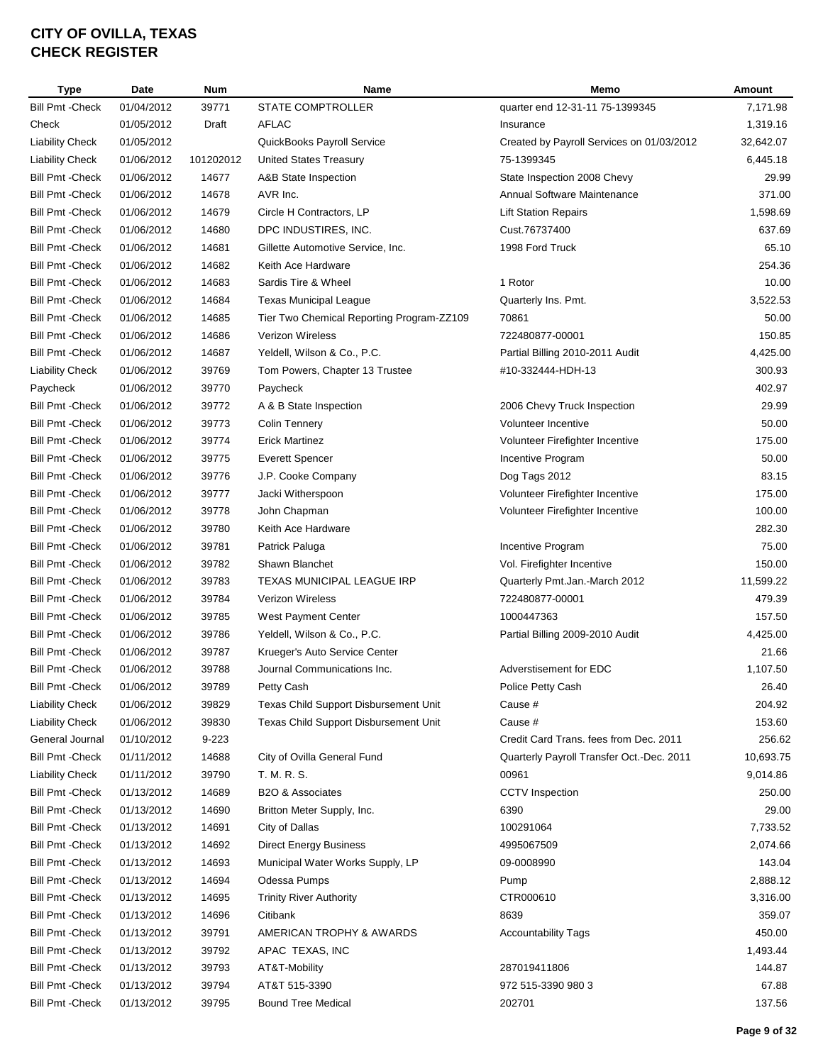# CITY OF OVILLA, TEXAS
# CHECK REGISTER

| Type | Date | Num | Name | Memo | Amount |
|---|---|---|---|---|---|
| Bill Pmt -Check | 01/04/2012 | 39771 | STATE COMPTROLLER | quarter end 12-31-11 75-1399345 | 7,171.98 |
| Check | 01/05/2012 | Draft | AFLAC | Insurance | 1,319.16 |
| Liability Check | 01/05/2012 | | QuickBooks Payroll Service | Created by Payroll Services on 01/03/2012 | 32,642.07 |
| Liability Check | 01/06/2012 | 101202012 | United States Treasury | 75-1399345 | 6,445.18 |
| Bill Pmt -Check | 01/06/2012 | 14677 | A&B State Inspection | State Inspection 2008 Chevy | 29.99 |
| Bill Pmt -Check | 01/06/2012 | 14678 | AVR Inc. | Annual Software Maintenance | 371.00 |
| Bill Pmt -Check | 01/06/2012 | 14679 | Circle H Contractors, LP | Lift Station Repairs | 1,598.69 |
| Bill Pmt -Check | 01/06/2012 | 14680 | DPC INDUSTIRES, INC. | Cust.76737400 | 637.69 |
| Bill Pmt -Check | 01/06/2012 | 14681 | Gillette Automotive Service, Inc. | 1998 Ford Truck | 65.10 |
| Bill Pmt -Check | 01/06/2012 | 14682 | Keith Ace Hardware | | 254.36 |
| Bill Pmt -Check | 01/06/2012 | 14683 | Sardis Tire & Wheel | 1 Rotor | 10.00 |
| Bill Pmt -Check | 01/06/2012 | 14684 | Texas Municipal League | Quarterly Ins. Pmt. | 3,522.53 |
| Bill Pmt -Check | 01/06/2012 | 14685 | Tier Two Chemical Reporting Program-ZZ109 | 70861 | 50.00 |
| Bill Pmt -Check | 01/06/2012 | 14686 | Verizon Wireless | 722480877-00001 | 150.85 |
| Bill Pmt -Check | 01/06/2012 | 14687 | Yeldell, Wilson & Co., P.C. | Partial Billing 2010-2011 Audit | 4,425.00 |
| Liability Check | 01/06/2012 | 39769 | Tom Powers, Chapter 13 Trustee | #10-332444-HDH-13 | 300.93 |
| Paycheck | 01/06/2012 | 39770 | Paycheck | | 402.97 |
| Bill Pmt -Check | 01/06/2012 | 39772 | A & B State Inspection | 2006 Chevy Truck Inspection | 29.99 |
| Bill Pmt -Check | 01/06/2012 | 39773 | Colin Tennery | Volunteer Incentive | 50.00 |
| Bill Pmt -Check | 01/06/2012 | 39774 | Erick Martinez | Volunteer Firefighter Incentive | 175.00 |
| Bill Pmt -Check | 01/06/2012 | 39775 | Everett Spencer | Incentive Program | 50.00 |
| Bill Pmt -Check | 01/06/2012 | 39776 | J.P. Cooke Company | Dog Tags 2012 | 83.15 |
| Bill Pmt -Check | 01/06/2012 | 39777 | Jacki Witherspoon | Volunteer Firefighter Incentive | 175.00 |
| Bill Pmt -Check | 01/06/2012 | 39778 | John Chapman | Volunteer Firefighter Incentive | 100.00 |
| Bill Pmt -Check | 01/06/2012 | 39780 | Keith Ace Hardware | | 282.30 |
| Bill Pmt -Check | 01/06/2012 | 39781 | Patrick Paluga | Incentive Program | 75.00 |
| Bill Pmt -Check | 01/06/2012 | 39782 | Shawn Blanchet | Vol. Firefighter Incentive | 150.00 |
| Bill Pmt -Check | 01/06/2012 | 39783 | TEXAS MUNICIPAL LEAGUE IRP | Quarterly Pmt.Jan.-March 2012 | 11,599.22 |
| Bill Pmt -Check | 01/06/2012 | 39784 | Verizon Wireless | 722480877-00001 | 479.39 |
| Bill Pmt -Check | 01/06/2012 | 39785 | West Payment Center | 1000447363 | 157.50 |
| Bill Pmt -Check | 01/06/2012 | 39786 | Yeldell, Wilson & Co., P.C. | Partial Billing 2009-2010 Audit | 4,425.00 |
| Bill Pmt -Check | 01/06/2012 | 39787 | Krueger's Auto Service Center | | 21.66 |
| Bill Pmt -Check | 01/06/2012 | 39788 | Journal Communications Inc. | Adverstisement for EDC | 1,107.50 |
| Bill Pmt -Check | 01/06/2012 | 39789 | Petty Cash | Police Petty Cash | 26.40 |
| Liability Check | 01/06/2012 | 39829 | Texas Child Support Disbursement Unit | Cause # | 204.92 |
| Liability Check | 01/06/2012 | 39830 | Texas Child Support Disbursement Unit | Cause # | 153.60 |
| General Journal | 01/10/2012 | 9-223 | | Credit Card Trans. fees from Dec. 2011 | 256.62 |
| Bill Pmt -Check | 01/11/2012 | 14688 | City of Ovilla General Fund | Quarterly Payroll Transfer Oct.-Dec. 2011 | 10,693.75 |
| Liability Check | 01/11/2012 | 39790 | T. M. R. S. | 00961 | 9,014.86 |
| Bill Pmt -Check | 01/13/2012 | 14689 | B2O & Associates | CCTV Inspection | 250.00 |
| Bill Pmt -Check | 01/13/2012 | 14690 | Britton Meter Supply, Inc. | 6390 | 29.00 |
| Bill Pmt -Check | 01/13/2012 | 14691 | City of Dallas | 100291064 | 7,733.52 |
| Bill Pmt -Check | 01/13/2012 | 14692 | Direct Energy Business | 4995067509 | 2,074.66 |
| Bill Pmt -Check | 01/13/2012 | 14693 | Municipal Water Works Supply, LP | 09-0008990 | 143.04 |
| Bill Pmt -Check | 01/13/2012 | 14694 | Odessa Pumps | Pump | 2,888.12 |
| Bill Pmt -Check | 01/13/2012 | 14695 | Trinity River Authority | CTR000610 | 3,316.00 |
| Bill Pmt -Check | 01/13/2012 | 14696 | Citibank | 8639 | 359.07 |
| Bill Pmt -Check | 01/13/2012 | 39791 | AMERICAN TROPHY & AWARDS | Accountability Tags | 450.00 |
| Bill Pmt -Check | 01/13/2012 | 39792 | APAC TEXAS, INC | | 1,493.44 |
| Bill Pmt -Check | 01/13/2012 | 39793 | AT&T-Mobility | 287019411806 | 144.87 |
| Bill Pmt -Check | 01/13/2012 | 39794 | AT&T 515-3390 | 972 515-3390 980 3 | 67.88 |
| Bill Pmt -Check | 01/13/2012 | 39795 | Bound Tree Medical | 202701 | 137.56 |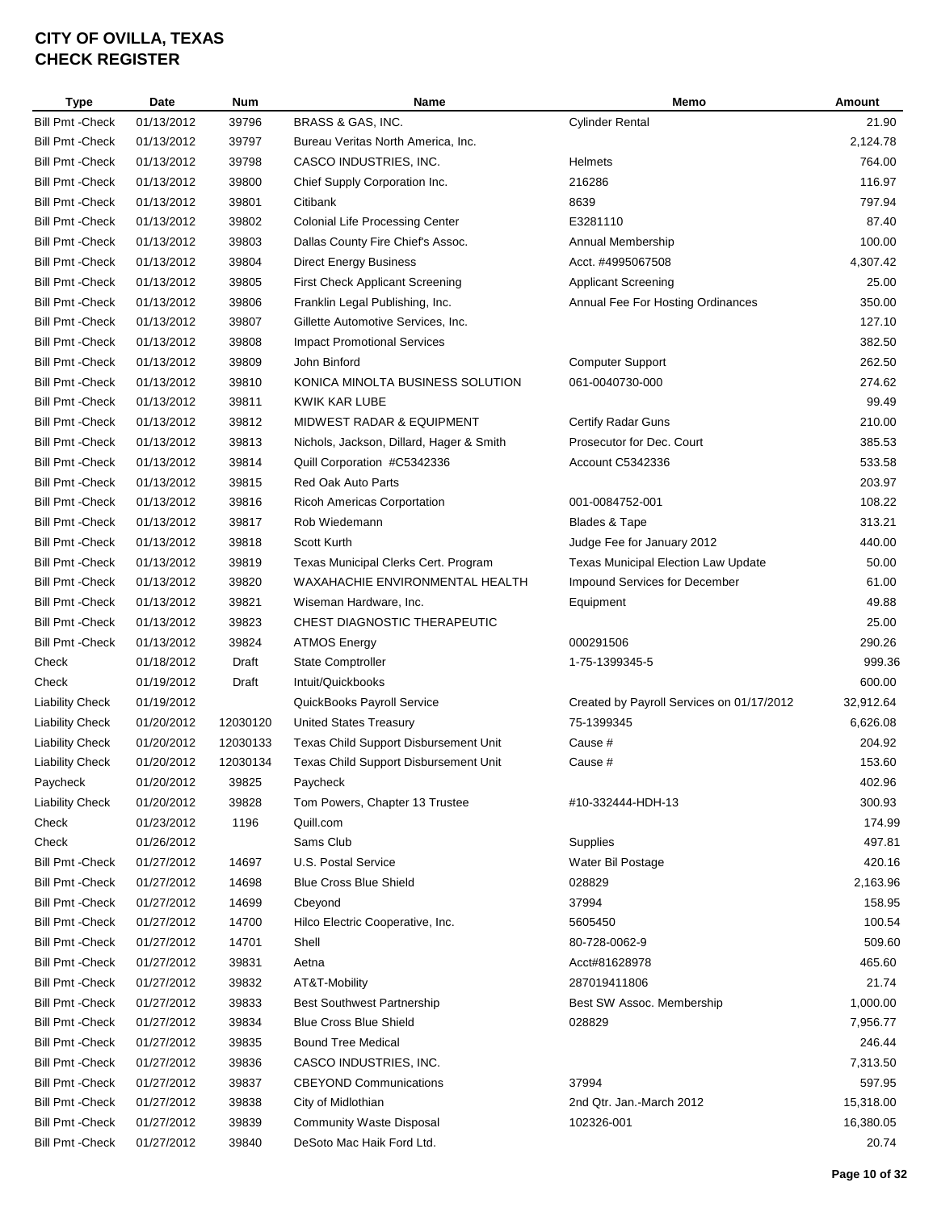# CITY OF OVILLA, TEXAS
# CHECK REGISTER

| Type | Date | Num | Name | Memo | Amount |
|---|---|---|---|---|---|
| Bill Pmt -Check | 01/13/2012 | 39796 | BRASS & GAS, INC. | Cylinder Rental | 21.90 |
| Bill Pmt -Check | 01/13/2012 | 39797 | Bureau Veritas North America, Inc. | | 2,124.78 |
| Bill Pmt -Check | 01/13/2012 | 39798 | CASCO INDUSTRIES, INC. | Helmets | 764.00 |
| Bill Pmt -Check | 01/13/2012 | 39800 | Chief Supply Corporation Inc. | 216286 | 116.97 |
| Bill Pmt -Check | 01/13/2012 | 39801 | Citibank | 8639 | 797.94 |
| Bill Pmt -Check | 01/13/2012 | 39802 | Colonial Life Processing Center | E3281110 | 87.40 |
| Bill Pmt -Check | 01/13/2012 | 39803 | Dallas County Fire Chief's Assoc. | Annual Membership | 100.00 |
| Bill Pmt -Check | 01/13/2012 | 39804 | Direct Energy Business | Acct. #4995067508 | 4,307.42 |
| Bill Pmt -Check | 01/13/2012 | 39805 | First Check Applicant Screening | Applicant Screening | 25.00 |
| Bill Pmt -Check | 01/13/2012 | 39806 | Franklin Legal Publishing, Inc. | Annual Fee For Hosting Ordinances | 350.00 |
| Bill Pmt -Check | 01/13/2012 | 39807 | Gillette Automotive Services, Inc. | | 127.10 |
| Bill Pmt -Check | 01/13/2012 | 39808 | Impact Promotional Services | | 382.50 |
| Bill Pmt -Check | 01/13/2012 | 39809 | John Binford | Computer Support | 262.50 |
| Bill Pmt -Check | 01/13/2012 | 39810 | KONICA MINOLTA BUSINESS SOLUTION | 061-0040730-000 | 274.62 |
| Bill Pmt -Check | 01/13/2012 | 39811 | KWIK KAR LUBE | | 99.49 |
| Bill Pmt -Check | 01/13/2012 | 39812 | MIDWEST RADAR & EQUIPMENT | Certify Radar Guns | 210.00 |
| Bill Pmt -Check | 01/13/2012 | 39813 | Nichols, Jackson, Dillard, Hager & Smith | Prosecutor for Dec. Court | 385.53 |
| Bill Pmt -Check | 01/13/2012 | 39814 | Quill Corporation #C5342336 | Account C5342336 | 533.58 |
| Bill Pmt -Check | 01/13/2012 | 39815 | Red Oak Auto Parts | | 203.97 |
| Bill Pmt -Check | 01/13/2012 | 39816 | Ricoh Americas Corportation | 001-0084752-001 | 108.22 |
| Bill Pmt -Check | 01/13/2012 | 39817 | Rob Wiedemann | Blades & Tape | 313.21 |
| Bill Pmt -Check | 01/13/2012 | 39818 | Scott Kurth | Judge Fee for January 2012 | 440.00 |
| Bill Pmt -Check | 01/13/2012 | 39819 | Texas Municipal Clerks Cert. Program | Texas Municipal Election Law Update | 50.00 |
| Bill Pmt -Check | 01/13/2012 | 39820 | WAXAHACHIE ENVIRONMENTAL HEALTH | Impound Services for December | 61.00 |
| Bill Pmt -Check | 01/13/2012 | 39821 | Wiseman Hardware, Inc. | Equipment | 49.88 |
| Bill Pmt -Check | 01/13/2012 | 39823 | CHEST DIAGNOSTIC THERAPEUTIC | | 25.00 |
| Bill Pmt -Check | 01/13/2012 | 39824 | ATMOS Energy | 000291506 | 290.26 |
| Check | 01/18/2012 | Draft | State Comptroller | 1-75-1399345-5 | 999.36 |
| Check | 01/19/2012 | Draft | Intuit/Quickbooks | | 600.00 |
| Liability Check | 01/19/2012 | | QuickBooks Payroll Service | Created by Payroll Services on 01/17/2012 | 32,912.64 |
| Liability Check | 01/20/2012 | 12030120 | United States Treasury | 75-1399345 | 6,626.08 |
| Liability Check | 01/20/2012 | 12030133 | Texas Child Support Disbursement Unit | Cause # | 204.92 |
| Liability Check | 01/20/2012 | 12030134 | Texas Child Support Disbursement Unit | Cause # | 153.60 |
| Paycheck | 01/20/2012 | 39825 | Paycheck | | 402.96 |
| Liability Check | 01/20/2012 | 39828 | Tom Powers, Chapter 13 Trustee | #10-332444-HDH-13 | 300.93 |
| Check | 01/23/2012 | 1196 | Quill.com | | 174.99 |
| Check | 01/26/2012 | | Sams Club | Supplies | 497.81 |
| Bill Pmt -Check | 01/27/2012 | 14697 | U.S. Postal Service | Water Bil Postage | 420.16 |
| Bill Pmt -Check | 01/27/2012 | 14698 | Blue Cross Blue Shield | 028829 | 2,163.96 |
| Bill Pmt -Check | 01/27/2012 | 14699 | Cbeyond | 37994 | 158.95 |
| Bill Pmt -Check | 01/27/2012 | 14700 | Hilco Electric Cooperative, Inc. | 5605450 | 100.54 |
| Bill Pmt -Check | 01/27/2012 | 14701 | Shell | 80-728-0062-9 | 509.60 |
| Bill Pmt -Check | 01/27/2012 | 39831 | Aetna | Acct#81628978 | 465.60 |
| Bill Pmt -Check | 01/27/2012 | 39832 | AT&T-Mobility | 287019411806 | 21.74 |
| Bill Pmt -Check | 01/27/2012 | 39833 | Best Southwest Partnership | Best SW Assoc. Membership | 1,000.00 |
| Bill Pmt -Check | 01/27/2012 | 39834 | Blue Cross Blue Shield | 028829 | 7,956.77 |
| Bill Pmt -Check | 01/27/2012 | 39835 | Bound Tree Medical | | 246.44 |
| Bill Pmt -Check | 01/27/2012 | 39836 | CASCO INDUSTRIES, INC. | | 7,313.50 |
| Bill Pmt -Check | 01/27/2012 | 39837 | CBEYOND Communications | 37994 | 597.95 |
| Bill Pmt -Check | 01/27/2012 | 39838 | City of Midlothian | 2nd Qtr. Jan.-March 2012 | 15,318.00 |
| Bill Pmt -Check | 01/27/2012 | 39839 | Community Waste Disposal | 102326-001 | 16,380.05 |
| Bill Pmt -Check | 01/27/2012 | 39840 | DeSoto Mac Haik Ford Ltd. | | 20.74 |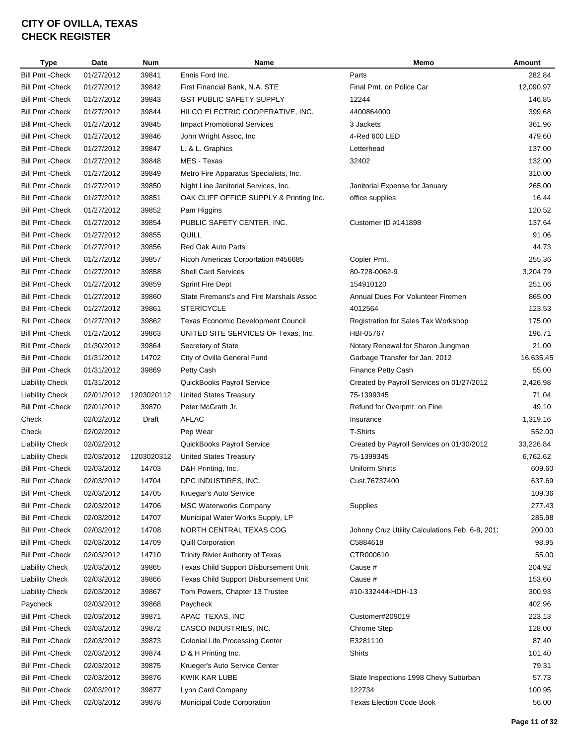# CITY OF OVILLA, TEXAS
# CHECK REGISTER

| Type | Date | Num | Name | Memo | Amount |
|---|---|---|---|---|---|
| Bill Pmt -Check | 01/27/2012 | 39841 | Ennis Ford Inc. | Parts | 282.84 |
| Bill Pmt -Check | 01/27/2012 | 39842 | First Financial Bank, N.A. STE | Final Pmt. on Police Car | 12,090.97 |
| Bill Pmt -Check | 01/27/2012 | 39843 | GST PUBLIC SAFETY SUPPLY | 12244 | 146.85 |
| Bill Pmt -Check | 01/27/2012 | 39844 | HILCO ELECTRIC COOPERATIVE, INC. | 4400864000 | 399.68 |
| Bill Pmt -Check | 01/27/2012 | 39845 | Impact Promotional Services | 3 Jackets | 361.96 |
| Bill Pmt -Check | 01/27/2012 | 39846 | John Wright Assoc, Inc | 4-Red 600 LED | 479.60 |
| Bill Pmt -Check | 01/27/2012 | 39847 | L. & L. Graphics | Letterhead | 137.00 |
| Bill Pmt -Check | 01/27/2012 | 39848 | MES - Texas | 32402 | 132.00 |
| Bill Pmt -Check | 01/27/2012 | 39849 | Metro Fire Apparatus Specialists, Inc. | | 310.00 |
| Bill Pmt -Check | 01/27/2012 | 39850 | Night Line Janitorial Services, Inc. | Janitorial Expense for January | 265.00 |
| Bill Pmt -Check | 01/27/2012 | 39851 | OAK CLIFF OFFICE SUPPLY & Printing Inc. | office supplies | 16.44 |
| Bill Pmt -Check | 01/27/2012 | 39852 | Pam Higgins | | 120.52 |
| Bill Pmt -Check | 01/27/2012 | 39854 | PUBLIC SAFETY CENTER, INC. | Customer ID #141898 | 137.64 |
| Bill Pmt -Check | 01/27/2012 | 39855 | QUILL | | 91.06 |
| Bill Pmt -Check | 01/27/2012 | 39856 | Red Oak Auto Parts | | 44.73 |
| Bill Pmt -Check | 01/27/2012 | 39857 | Ricoh Americas Corportation #456685 | Copier Pmt. | 255.36 |
| Bill Pmt -Check | 01/27/2012 | 39858 | Shell Card Services | 80-728-0062-9 | 3,204.79 |
| Bill Pmt -Check | 01/27/2012 | 39859 | Sprint Fire Dept | 154910120 | 251.06 |
| Bill Pmt -Check | 01/27/2012 | 39860 | State Firemans's and Fire Marshals Assoc | Annual Dues For Volunteer Firemen | 865.00 |
| Bill Pmt -Check | 01/27/2012 | 39861 | STERICYCLE | 4012564 | 123.53 |
| Bill Pmt -Check | 01/27/2012 | 39862 | Texas Economic Development Council | Registration for Sales Tax Workshop | 175.00 |
| Bill Pmt -Check | 01/27/2012 | 39863 | UNITED SITE SERVICES OF Texas, Inc. | HBI-05767 | 196.71 |
| Bill Pmt -Check | 01/30/2012 | 39864 | Secretary of State | Notary Renewal for Sharon Jungman | 21.00 |
| Bill Pmt -Check | 01/31/2012 | 14702 | City of Ovilla General Fund | Garbage Transfer for Jan. 2012 | 16,635.45 |
| Bill Pmt -Check | 01/31/2012 | 39869 | Petty Cash | Finance Petty Cash | 55.00 |
| Liability Check | 01/31/2012 | | QuickBooks Payroll Service | Created by Payroll Services on 01/27/2012 | 2,426.98 |
| Liability Check | 02/01/2012 | 1203020112 | United States Treasury | 75-1399345 | 71.04 |
| Bill Pmt -Check | 02/01/2012 | 39870 | Peter McGrath Jr. | Refund for Overpmt. on Fine | 49.10 |
| Check | 02/02/2012 | Draft | AFLAC | Insurance | 1,319.16 |
| Check | 02/02/2012 | | Pep Wear | T-Shirts | 552.00 |
| Liability Check | 02/02/2012 | | QuickBooks Payroll Service | Created by Payroll Services on 01/30/2012 | 33,226.84 |
| Liability Check | 02/03/2012 | 1203020312 | United States Treasury | 75-1399345 | 6,762.62 |
| Bill Pmt -Check | 02/03/2012 | 14703 | D&H Printing, Inc. | Uniform Shirts | 609.60 |
| Bill Pmt -Check | 02/03/2012 | 14704 | DPC INDUSTIRES, INC. | Cust.76737400 | 637.69 |
| Bill Pmt -Check | 02/03/2012 | 14705 | Kruegar's Auto Service | | 109.36 |
| Bill Pmt -Check | 02/03/2012 | 14706 | MSC Waterworks Company | Supplies | 277.43 |
| Bill Pmt -Check | 02/03/2012 | 14707 | Municipal Water Works Supply, LP | | 285.98 |
| Bill Pmt -Check | 02/03/2012 | 14708 | NORTH CENTRAL TEXAS COG | Johnny Cruz Utility Calculations Feb. 6-8, 201: | 200.00 |
| Bill Pmt -Check | 02/03/2012 | 14709 | Quill Corporation | C5884618 | 98.95 |
| Bill Pmt -Check | 02/03/2012 | 14710 | Trinity Rivier Authority of Texas | CTR000610 | 55.00 |
| Liability Check | 02/03/2012 | 39865 | Texas Child Support Disbursement Unit | Cause # | 204.92 |
| Liability Check | 02/03/2012 | 39866 | Texas Child Support Disbursement Unit | Cause # | 153.60 |
| Liability Check | 02/03/2012 | 39867 | Tom Powers, Chapter 13 Trustee | #10-332444-HDH-13 | 300.93 |
| Paycheck | 02/03/2012 | 39868 | Paycheck | | 402.96 |
| Bill Pmt -Check | 02/03/2012 | 39871 | APAC TEXAS, INC | Customer#209019 | 223.13 |
| Bill Pmt -Check | 02/03/2012 | 39872 | CASCO INDUSTRIES, INC. | Chrome Step | 128.00 |
| Bill Pmt -Check | 02/03/2012 | 39873 | Colonial Life Processing Center | E3281110 | 87.40 |
| Bill Pmt -Check | 02/03/2012 | 39874 | D & H Printing Inc. | Shirts | 101.40 |
| Bill Pmt -Check | 02/03/2012 | 39875 | Krueger's Auto Service Center | | 79.31 |
| Bill Pmt -Check | 02/03/2012 | 39876 | KWIK KAR LUBE | State Inspections 1998 Chevy Suburban | 57.73 |
| Bill Pmt -Check | 02/03/2012 | 39877 | Lynn Card Company | 122734 | 100.95 |
| Bill Pmt -Check | 02/03/2012 | 39878 | Municipal Code Corporation | Texas Election Code Book | 56.00 |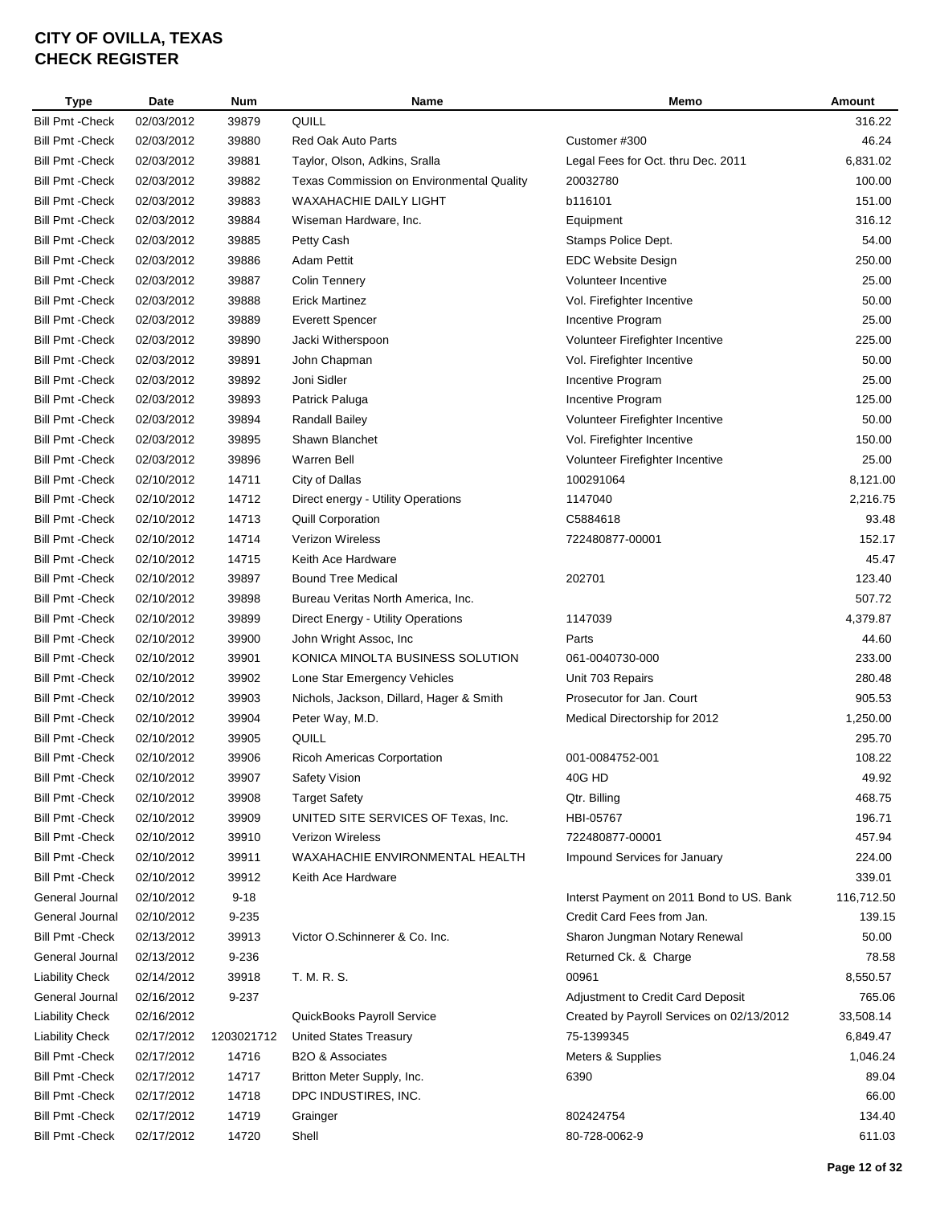# CITY OF OVILLA, TEXAS
## CHECK REGISTER

| Type | Date | Num | Name | Memo | Amount |
|---|---|---|---|---|---|
| Bill Pmt -Check | 02/03/2012 | 39879 | QUILL | | 316.22 |
| Bill Pmt -Check | 02/03/2012 | 39880 | Red Oak Auto Parts | Customer #300 | 46.24 |
| Bill Pmt -Check | 02/03/2012 | 39881 | Taylor, Olson, Adkins, Sralla | Legal Fees for Oct. thru Dec. 2011 | 6,831.02 |
| Bill Pmt -Check | 02/03/2012 | 39882 | Texas Commission on Environmental Quality | 20032780 | 100.00 |
| Bill Pmt -Check | 02/03/2012 | 39883 | WAXAHACHIE DAILY LIGHT | b116101 | 151.00 |
| Bill Pmt -Check | 02/03/2012 | 39884 | Wiseman Hardware, Inc. | Equipment | 316.12 |
| Bill Pmt -Check | 02/03/2012 | 39885 | Petty Cash | Stamps Police Dept. | 54.00 |
| Bill Pmt -Check | 02/03/2012 | 39886 | Adam Pettit | EDC Website Design | 250.00 |
| Bill Pmt -Check | 02/03/2012 | 39887 | Colin Tennery | Volunteer Incentive | 25.00 |
| Bill Pmt -Check | 02/03/2012 | 39888 | Erick Martinez | Vol. Firefighter Incentive | 50.00 |
| Bill Pmt -Check | 02/03/2012 | 39889 | Everett Spencer | Incentive Program | 25.00 |
| Bill Pmt -Check | 02/03/2012 | 39890 | Jacki Witherspoon | Volunteer Firefighter Incentive | 225.00 |
| Bill Pmt -Check | 02/03/2012 | 39891 | John Chapman | Vol. Firefighter Incentive | 50.00 |
| Bill Pmt -Check | 02/03/2012 | 39892 | Joni Sidler | Incentive Program | 25.00 |
| Bill Pmt -Check | 02/03/2012 | 39893 | Patrick Paluga | Incentive Program | 125.00 |
| Bill Pmt -Check | 02/03/2012 | 39894 | Randall Bailey | Volunteer Firefighter Incentive | 50.00 |
| Bill Pmt -Check | 02/03/2012 | 39895 | Shawn Blanchet | Vol. Firefighter Incentive | 150.00 |
| Bill Pmt -Check | 02/03/2012 | 39896 | Warren Bell | Volunteer Firefighter Incentive | 25.00 |
| Bill Pmt -Check | 02/10/2012 | 14711 | City of Dallas | 100291064 | 8,121.00 |
| Bill Pmt -Check | 02/10/2012 | 14712 | Direct energy - Utility Operations | 1147040 | 2,216.75 |
| Bill Pmt -Check | 02/10/2012 | 14713 | Quill Corporation | C5884618 | 93.48 |
| Bill Pmt -Check | 02/10/2012 | 14714 | Verizon Wireless | 722480877-00001 | 152.17 |
| Bill Pmt -Check | 02/10/2012 | 14715 | Keith Ace Hardware | | 45.47 |
| Bill Pmt -Check | 02/10/2012 | 39897 | Bound Tree Medical | 202701 | 123.40 |
| Bill Pmt -Check | 02/10/2012 | 39898 | Bureau Veritas North America, Inc. | | 507.72 |
| Bill Pmt -Check | 02/10/2012 | 39899 | Direct Energy - Utility Operations | 1147039 | 4,379.87 |
| Bill Pmt -Check | 02/10/2012 | 39900 | John Wright Assoc, Inc | Parts | 44.60 |
| Bill Pmt -Check | 02/10/2012 | 39901 | KONICA MINOLTA BUSINESS SOLUTION | 061-0040730-000 | 233.00 |
| Bill Pmt -Check | 02/10/2012 | 39902 | Lone Star Emergency Vehicles | Unit 703 Repairs | 280.48 |
| Bill Pmt -Check | 02/10/2012 | 39903 | Nichols, Jackson, Dillard, Hager & Smith | Prosecutor for Jan. Court | 905.53 |
| Bill Pmt -Check | 02/10/2012 | 39904 | Peter Way, M.D. | Medical Directorship for 2012 | 1,250.00 |
| Bill Pmt -Check | 02/10/2012 | 39905 | QUILL | | 295.70 |
| Bill Pmt -Check | 02/10/2012 | 39906 | Ricoh Americas Corportation | 001-0084752-001 | 108.22 |
| Bill Pmt -Check | 02/10/2012 | 39907 | Safety Vision | 40G HD | 49.92 |
| Bill Pmt -Check | 02/10/2012 | 39908 | Target Safety | Qtr. Billing | 468.75 |
| Bill Pmt -Check | 02/10/2012 | 39909 | UNITED SITE SERVICES OF Texas, Inc. | HBI-05767 | 196.71 |
| Bill Pmt -Check | 02/10/2012 | 39910 | Verizon Wireless | 722480877-00001 | 457.94 |
| Bill Pmt -Check | 02/10/2012 | 39911 | WAXAHACHIE ENVIRONMENTAL HEALTH | Impound Services for January | 224.00 |
| Bill Pmt -Check | 02/10/2012 | 39912 | Keith Ace Hardware | | 339.01 |
| General Journal | 02/10/2012 | 9-18 | | Interst Payment on 2011 Bond to US. Bank | 116,712.50 |
| General Journal | 02/10/2012 | 9-235 | | Credit Card Fees from Jan. | 139.15 |
| Bill Pmt -Check | 02/13/2012 | 39913 | Victor O.Schinnerer & Co. Inc. | Sharon Jungman Notary Renewal | 50.00 |
| General Journal | 02/13/2012 | 9-236 | | Returned Ck. & Charge | 78.58 |
| Liability Check | 02/14/2012 | 39918 | T. M. R. S. | 00961 | 8,550.57 |
| General Journal | 02/16/2012 | 9-237 | | Adjustment to Credit Card Deposit | 765.06 |
| Liability Check | 02/16/2012 | | QuickBooks Payroll Service | Created by Payroll Services on 02/13/2012 | 33,508.14 |
| Liability Check | 02/17/2012 | 1203021712 | United States Treasury | 75-1399345 | 6,849.47 |
| Bill Pmt -Check | 02/17/2012 | 14716 | B2O & Associates | Meters & Supplies | 1,046.24 |
| Bill Pmt -Check | 02/17/2012 | 14717 | Britton Meter Supply, Inc. | 6390 | 89.04 |
| Bill Pmt -Check | 02/17/2012 | 14718 | DPC INDUSTIRES, INC. | | 66.00 |
| Bill Pmt -Check | 02/17/2012 | 14719 | Grainger | 802424754 | 134.40 |
| Bill Pmt -Check | 02/17/2012 | 14720 | Shell | 80-728-0062-9 | 611.03 |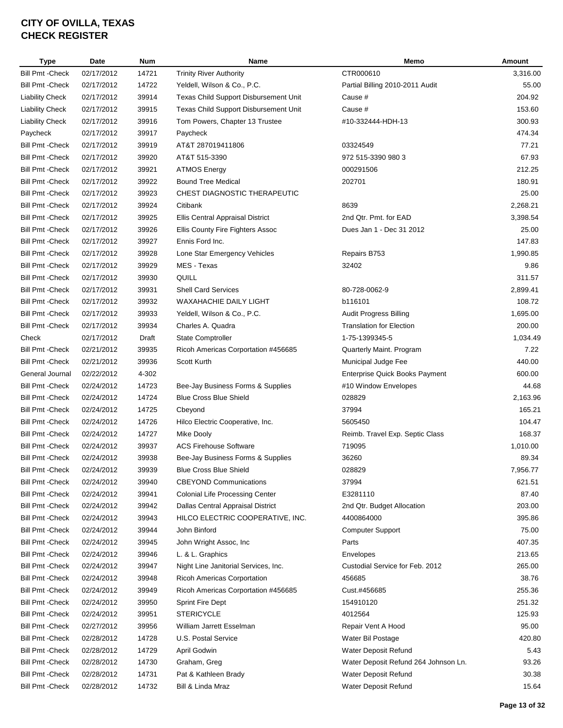# CITY OF OVILLA, TEXAS
# CHECK REGISTER

| Type | Date | Num | Name | Memo | Amount |
|---|---|---|---|---|---|
| Bill Pmt -Check | 02/17/2012 | 14721 | Trinity River Authority | CTR000610 | 3,316.00 |
| Bill Pmt -Check | 02/17/2012 | 14722 | Yeldell, Wilson & Co., P.C. | Partial Billing 2010-2011 Audit | 55.00 |
| Liability Check | 02/17/2012 | 39914 | Texas Child Support Disbursement Unit | Cause # | 204.92 |
| Liability Check | 02/17/2012 | 39915 | Texas Child Support Disbursement Unit | Cause # | 153.60 |
| Liability Check | 02/17/2012 | 39916 | Tom Powers, Chapter 13 Trustee | #10-332444-HDH-13 | 300.93 |
| Paycheck | 02/17/2012 | 39917 | Paycheck | | 474.34 |
| Bill Pmt -Check | 02/17/2012 | 39919 | AT&T 287019411806 | 03324549 | 77.21 |
| Bill Pmt -Check | 02/17/2012 | 39920 | AT&T 515-3390 | 972 515-3390 980 3 | 67.93 |
| Bill Pmt -Check | 02/17/2012 | 39921 | ATMOS Energy | 000291506 | 212.25 |
| Bill Pmt -Check | 02/17/2012 | 39922 | Bound Tree Medical | 202701 | 180.91 |
| Bill Pmt -Check | 02/17/2012 | 39923 | CHEST DIAGNOSTIC THERAPEUTIC | | 25.00 |
| Bill Pmt -Check | 02/17/2012 | 39924 | Citibank | 8639 | 2,268.21 |
| Bill Pmt -Check | 02/17/2012 | 39925 | Ellis Central Appraisal District | 2nd Qtr. Pmt. for EAD | 3,398.54 |
| Bill Pmt -Check | 02/17/2012 | 39926 | Ellis County Fire Fighters Assoc | Dues Jan 1 - Dec 31 2012 | 25.00 |
| Bill Pmt -Check | 02/17/2012 | 39927 | Ennis Ford Inc. | | 147.83 |
| Bill Pmt -Check | 02/17/2012 | 39928 | Lone Star Emergency Vehicles | Repairs B753 | 1,990.85 |
| Bill Pmt -Check | 02/17/2012 | 39929 | MES - Texas | 32402 | 9.86 |
| Bill Pmt -Check | 02/17/2012 | 39930 | QUILL | | 311.57 |
| Bill Pmt -Check | 02/17/2012 | 39931 | Shell Card Services | 80-728-0062-9 | 2,899.41 |
| Bill Pmt -Check | 02/17/2012 | 39932 | WAXAHACHIE DAILY LIGHT | b116101 | 108.72 |
| Bill Pmt -Check | 02/17/2012 | 39933 | Yeldell, Wilson & Co., P.C. | Audit Progress Billing | 1,695.00 |
| Bill Pmt -Check | 02/17/2012 | 39934 | Charles A. Quadra | Translation for Election | 200.00 |
| Check | 02/17/2012 | Draft | State Comptroller | 1-75-1399345-5 | 1,034.49 |
| Bill Pmt -Check | 02/21/2012 | 39935 | Ricoh Americas Corportation #456685 | Quarterly Maint. Program | 7.22 |
| Bill Pmt -Check | 02/21/2012 | 39936 | Scott Kurth | Municipal Judge Fee | 440.00 |
| General Journal | 02/22/2012 | 4-302 | | Enterprise Quick Books Payment | 600.00 |
| Bill Pmt -Check | 02/24/2012 | 14723 | Bee-Jay Business Forms & Supplies | #10 Window Envelopes | 44.68 |
| Bill Pmt -Check | 02/24/2012 | 14724 | Blue Cross Blue Shield | 028829 | 2,163.96 |
| Bill Pmt -Check | 02/24/2012 | 14725 | Cbeyond | 37994 | 165.21 |
| Bill Pmt -Check | 02/24/2012 | 14726 | Hilco Electric Cooperative, Inc. | 5605450 | 104.47 |
| Bill Pmt -Check | 02/24/2012 | 14727 | Mike Dooly | Reimb. Travel Exp. Septic Class | 168.37 |
| Bill Pmt -Check | 02/24/2012 | 39937 | ACS Firehouse Software | 719095 | 1,010.00 |
| Bill Pmt -Check | 02/24/2012 | 39938 | Bee-Jay Business Forms & Supplies | 36260 | 89.34 |
| Bill Pmt -Check | 02/24/2012 | 39939 | Blue Cross Blue Shield | 028829 | 7,956.77 |
| Bill Pmt -Check | 02/24/2012 | 39940 | CBEYOND Communications | 37994 | 621.51 |
| Bill Pmt -Check | 02/24/2012 | 39941 | Colonial Life Processing Center | E3281110 | 87.40 |
| Bill Pmt -Check | 02/24/2012 | 39942 | Dallas Central Appraisal District | 2nd Qtr. Budget Allocation | 203.00 |
| Bill Pmt -Check | 02/24/2012 | 39943 | HILCO ELECTRIC COOPERATIVE, INC. | 4400864000 | 395.86 |
| Bill Pmt -Check | 02/24/2012 | 39944 | John Binford | Computer Support | 75.00 |
| Bill Pmt -Check | 02/24/2012 | 39945 | John Wright Assoc, Inc | Parts | 407.35 |
| Bill Pmt -Check | 02/24/2012 | 39946 | L. & L. Graphics | Envelopes | 213.65 |
| Bill Pmt -Check | 02/24/2012 | 39947 | Night Line Janitorial Services, Inc. | Custodial Service for Feb. 2012 | 265.00 |
| Bill Pmt -Check | 02/24/2012 | 39948 | Ricoh Americas Corportation | 456685 | 38.76 |
| Bill Pmt -Check | 02/24/2012 | 39949 | Ricoh Americas Corportation #456685 | Cust.#456685 | 255.36 |
| Bill Pmt -Check | 02/24/2012 | 39950 | Sprint Fire Dept | 154910120 | 251.32 |
| Bill Pmt -Check | 02/24/2012 | 39951 | STERICYCLE | 4012564 | 125.93 |
| Bill Pmt -Check | 02/27/2012 | 39956 | William Jarrett Esselman | Repair Vent A Hood | 95.00 |
| Bill Pmt -Check | 02/28/2012 | 14728 | U.S. Postal Service | Water Bil Postage | 420.80 |
| Bill Pmt -Check | 02/28/2012 | 14729 | April Godwin | Water Deposit Refund | 5.43 |
| Bill Pmt -Check | 02/28/2012 | 14730 | Graham, Greg | Water Deposit Refund 264 Johnson Ln. | 93.26 |
| Bill Pmt -Check | 02/28/2012 | 14731 | Pat & Kathleen Brady | Water Deposit Refund | 30.38 |
| Bill Pmt -Check | 02/28/2012 | 14732 | Bill & Linda Mraz | Water Deposit Refund | 15.64 |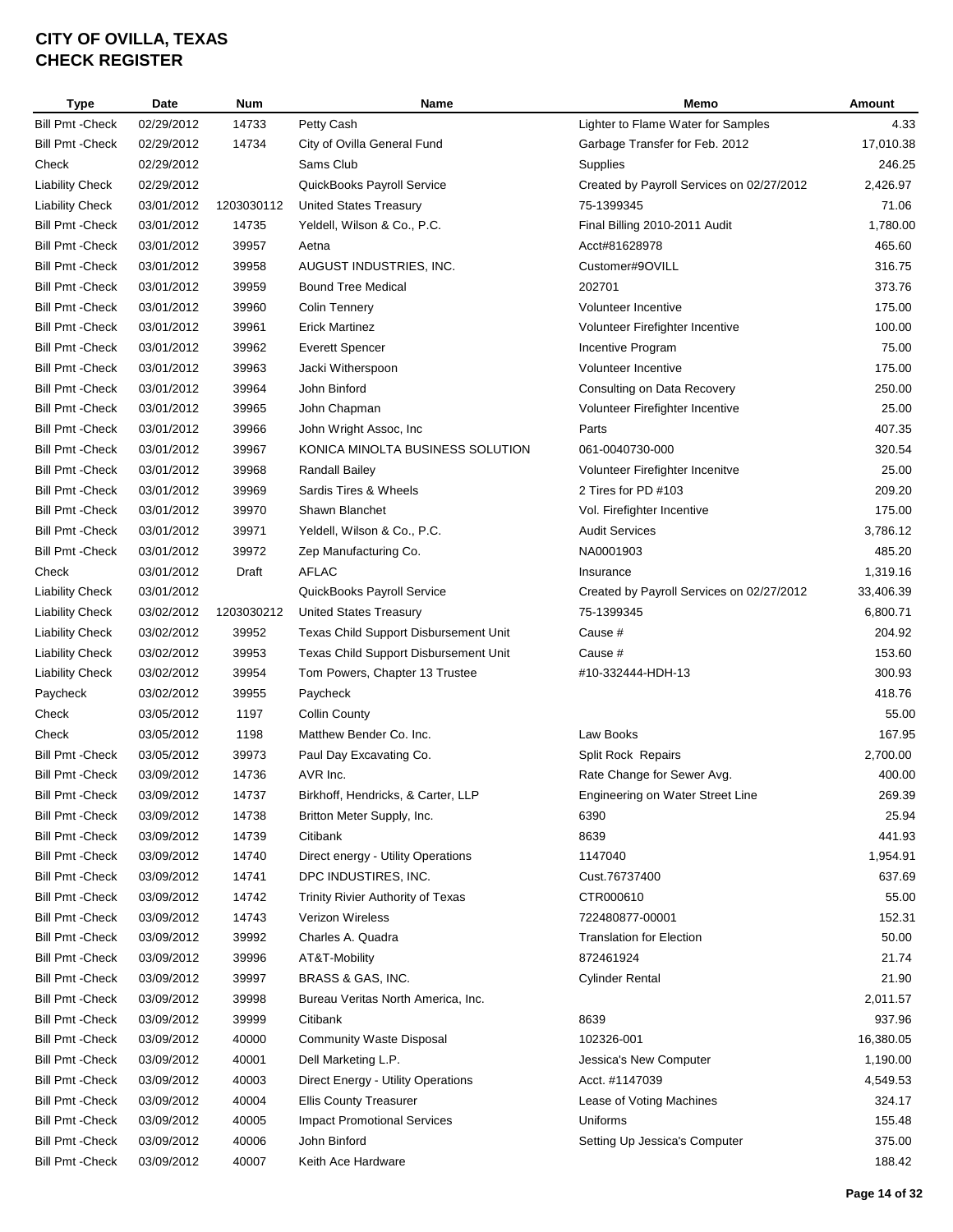# CITY OF OVILLA, TEXAS
# CHECK REGISTER

| Type | Date | Num | Name | Memo | Amount |
|---|---|---|---|---|---|
| Bill Pmt -Check | 02/29/2012 | 14733 | Petty Cash | Lighter to Flame Water for Samples | 4.33 |
| Bill Pmt -Check | 02/29/2012 | 14734 | City of Ovilla General Fund | Garbage Transfer for Feb. 2012 | 17,010.38 |
| Check | 02/29/2012 | | Sams Club | Supplies | 246.25 |
| Liability Check | 02/29/2012 | | QuickBooks Payroll Service | Created by Payroll Services on 02/27/2012 | 2,426.97 |
| Liability Check | 03/01/2012 | 1203030112 | United States Treasury | 75-1399345 | 71.06 |
| Bill Pmt -Check | 03/01/2012 | 14735 | Yeldell, Wilson & Co., P.C. | Final Billing 2010-2011 Audit | 1,780.00 |
| Bill Pmt -Check | 03/01/2012 | 39957 | Aetna | Acct#81628978 | 465.60 |
| Bill Pmt -Check | 03/01/2012 | 39958 | AUGUST INDUSTRIES, INC. | Customer#9OVILL | 316.75 |
| Bill Pmt -Check | 03/01/2012 | 39959 | Bound Tree Medical | 202701 | 373.76 |
| Bill Pmt -Check | 03/01/2012 | 39960 | Colin Tennery | Volunteer Incentive | 175.00 |
| Bill Pmt -Check | 03/01/2012 | 39961 | Erick Martinez | Volunteer Firefighter Incentive | 100.00 |
| Bill Pmt -Check | 03/01/2012 | 39962 | Everett Spencer | Incentive Program | 75.00 |
| Bill Pmt -Check | 03/01/2012 | 39963 | Jacki Witherspoon | Volunteer Incentive | 175.00 |
| Bill Pmt -Check | 03/01/2012 | 39964 | John Binford | Consulting on Data Recovery | 250.00 |
| Bill Pmt -Check | 03/01/2012 | 39965 | John Chapman | Volunteer Firefighter Incentive | 25.00 |
| Bill Pmt -Check | 03/01/2012 | 39966 | John Wright Assoc, Inc | Parts | 407.35 |
| Bill Pmt -Check | 03/01/2012 | 39967 | KONICA MINOLTA BUSINESS SOLUTION | 061-0040730-000 | 320.54 |
| Bill Pmt -Check | 03/01/2012 | 39968 | Randall Bailey | Volunteer Firefighter Incenitve | 25.00 |
| Bill Pmt -Check | 03/01/2012 | 39969 | Sardis Tires & Wheels | 2 Tires for PD #103 | 209.20 |
| Bill Pmt -Check | 03/01/2012 | 39970 | Shawn Blanchet | Vol. Firefighter Incentive | 175.00 |
| Bill Pmt -Check | 03/01/2012 | 39971 | Yeldell, Wilson & Co., P.C. | Audit Services | 3,786.12 |
| Bill Pmt -Check | 03/01/2012 | 39972 | Zep Manufacturing Co. | NA0001903 | 485.20 |
| Check | 03/01/2012 | Draft | AFLAC | Insurance | 1,319.16 |
| Liability Check | 03/01/2012 | | QuickBooks Payroll Service | Created by Payroll Services on 02/27/2012 | 33,406.39 |
| Liability Check | 03/02/2012 | 1203030212 | United States Treasury | 75-1399345 | 6,800.71 |
| Liability Check | 03/02/2012 | 39952 | Texas Child Support Disbursement Unit | Cause # | 204.92 |
| Liability Check | 03/02/2012 | 39953 | Texas Child Support Disbursement Unit | Cause # | 153.60 |
| Liability Check | 03/02/2012 | 39954 | Tom Powers, Chapter 13 Trustee | #10-332444-HDH-13 | 300.93 |
| Paycheck | 03/02/2012 | 39955 | Paycheck | | 418.76 |
| Check | 03/05/2012 | 1197 | Collin County | | 55.00 |
| Check | 03/05/2012 | 1198 | Matthew Bender Co. Inc. | Law Books | 167.95 |
| Bill Pmt -Check | 03/05/2012 | 39973 | Paul Day Excavating Co. | Split Rock Repairs | 2,700.00 |
| Bill Pmt -Check | 03/09/2012 | 14736 | AVR Inc. | Rate Change for Sewer Avg. | 400.00 |
| Bill Pmt -Check | 03/09/2012 | 14737 | Birkhoff, Hendricks, & Carter, LLP | Engineering on Water Street Line | 269.39 |
| Bill Pmt -Check | 03/09/2012 | 14738 | Britton Meter Supply, Inc. | 6390 | 25.94 |
| Bill Pmt -Check | 03/09/2012 | 14739 | Citibank | 8639 | 441.93 |
| Bill Pmt -Check | 03/09/2012 | 14740 | Direct energy - Utility Operations | 1147040 | 1,954.91 |
| Bill Pmt -Check | 03/09/2012 | 14741 | DPC INDUSTIRES, INC. | Cust.76737400 | 637.69 |
| Bill Pmt -Check | 03/09/2012 | 14742 | Trinity Rivier Authority of Texas | CTR000610 | 55.00 |
| Bill Pmt -Check | 03/09/2012 | 14743 | Verizon Wireless | 722480877-00001 | 152.31 |
| Bill Pmt -Check | 03/09/2012 | 39992 | Charles A. Quadra | Translation for Election | 50.00 |
| Bill Pmt -Check | 03/09/2012 | 39996 | AT&T-Mobility | 872461924 | 21.74 |
| Bill Pmt -Check | 03/09/2012 | 39997 | BRASS & GAS, INC. | Cylinder Rental | 21.90 |
| Bill Pmt -Check | 03/09/2012 | 39998 | Bureau Veritas North America, Inc. | | 2,011.57 |
| Bill Pmt -Check | 03/09/2012 | 39999 | Citibank | 8639 | 937.96 |
| Bill Pmt -Check | 03/09/2012 | 40000 | Community Waste Disposal | 102326-001 | 16,380.05 |
| Bill Pmt -Check | 03/09/2012 | 40001 | Dell Marketing L.P. | Jessica's New Computer | 1,190.00 |
| Bill Pmt -Check | 03/09/2012 | 40003 | Direct Energy - Utility Operations | Acct. #1147039 | 4,549.53 |
| Bill Pmt -Check | 03/09/2012 | 40004 | Ellis County Treasurer | Lease of Voting Machines | 324.17 |
| Bill Pmt -Check | 03/09/2012 | 40005 | Impact Promotional Services | Uniforms | 155.48 |
| Bill Pmt -Check | 03/09/2012 | 40006 | John Binford | Setting Up Jessica's Computer | 375.00 |
| Bill Pmt -Check | 03/09/2012 | 40007 | Keith Ace Hardware | | 188.42 |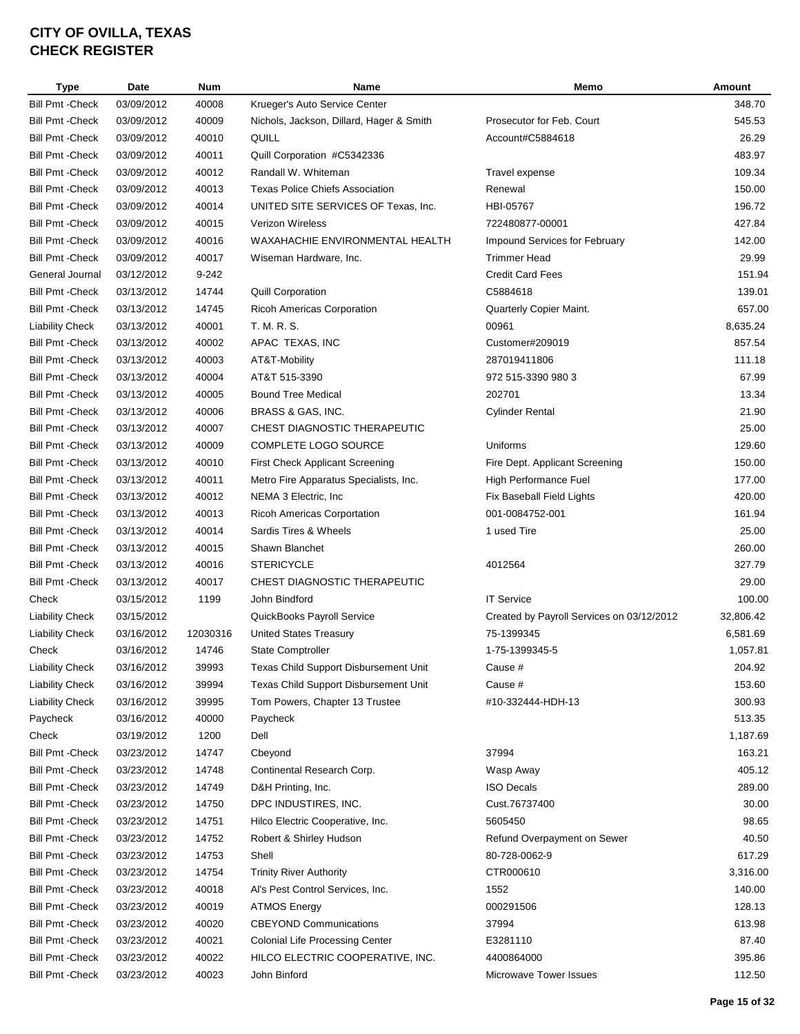# CITY OF OVILLA, TEXAS
# CHECK REGISTER

| Type | Date | Num | Name | Memo | Amount |
|---|---|---|---|---|---|
| Bill Pmt -Check | 03/09/2012 | 40008 | Krueger's Auto Service Center | | 348.70 |
| Bill Pmt -Check | 03/09/2012 | 40009 | Nichols, Jackson, Dillard, Hager & Smith | Prosecutor for Feb. Court | 545.53 |
| Bill Pmt -Check | 03/09/2012 | 40010 | QUILL | Account#C5884618 | 26.29 |
| Bill Pmt -Check | 03/09/2012 | 40011 | Quill Corporation #C5342336 | | 483.97 |
| Bill Pmt -Check | 03/09/2012 | 40012 | Randall W. Whiteman | Travel expense | 109.34 |
| Bill Pmt -Check | 03/09/2012 | 40013 | Texas Police Chiefs Association | Renewal | 150.00 |
| Bill Pmt -Check | 03/09/2012 | 40014 | UNITED SITE SERVICES OF Texas, Inc. | HBI-05767 | 196.72 |
| Bill Pmt -Check | 03/09/2012 | 40015 | Verizon Wireless | 722480877-00001 | 427.84 |
| Bill Pmt -Check | 03/09/2012 | 40016 | WAXAHACHIE ENVIRONMENTAL HEALTH | Impound Services for February | 142.00 |
| Bill Pmt -Check | 03/09/2012 | 40017 | Wiseman Hardware, Inc. | Trimmer Head | 29.99 |
| General Journal | 03/12/2012 | 9-242 | | Credit Card Fees | 151.94 |
| Bill Pmt -Check | 03/13/2012 | 14744 | Quill Corporation | C5884618 | 139.01 |
| Bill Pmt -Check | 03/13/2012 | 14745 | Ricoh Americas Corporation | Quarterly Copier Maint. | 657.00 |
| Liability Check | 03/13/2012 | 40001 | T. M. R. S. | 00961 | 8,635.24 |
| Bill Pmt -Check | 03/13/2012 | 40002 | APAC TEXAS, INC | Customer#209019 | 857.54 |
| Bill Pmt -Check | 03/13/2012 | 40003 | AT&T-Mobility | 287019411806 | 111.18 |
| Bill Pmt -Check | 03/13/2012 | 40004 | AT&T 515-3390 | 972 515-3390 980 3 | 67.99 |
| Bill Pmt -Check | 03/13/2012 | 40005 | Bound Tree Medical | 202701 | 13.34 |
| Bill Pmt -Check | 03/13/2012 | 40006 | BRASS & GAS, INC. | Cylinder Rental | 21.90 |
| Bill Pmt -Check | 03/13/2012 | 40007 | CHEST DIAGNOSTIC THERAPEUTIC | | 25.00 |
| Bill Pmt -Check | 03/13/2012 | 40009 | COMPLETE LOGO SOURCE | Uniforms | 129.60 |
| Bill Pmt -Check | 03/13/2012 | 40010 | First Check Applicant Screening | Fire Dept. Applicant Screening | 150.00 |
| Bill Pmt -Check | 03/13/2012 | 40011 | Metro Fire Apparatus Specialists, Inc. | High Performance Fuel | 177.00 |
| Bill Pmt -Check | 03/13/2012 | 40012 | NEMA 3 Electric, Inc | Fix Baseball Field Lights | 420.00 |
| Bill Pmt -Check | 03/13/2012 | 40013 | Ricoh Americas Corportation | 001-0084752-001 | 161.94 |
| Bill Pmt -Check | 03/13/2012 | 40014 | Sardis Tires & Wheels | 1 used Tire | 25.00 |
| Bill Pmt -Check | 03/13/2012 | 40015 | Shawn Blanchet | | 260.00 |
| Bill Pmt -Check | 03/13/2012 | 40016 | STERICYCLE | 4012564 | 327.79 |
| Bill Pmt -Check | 03/13/2012 | 40017 | CHEST DIAGNOSTIC THERAPEUTIC | | 29.00 |
| Check | 03/15/2012 | 1199 | John Bindford | IT Service | 100.00 |
| Liability Check | 03/15/2012 | | QuickBooks Payroll Service | Created by Payroll Services on 03/12/2012 | 32,806.42 |
| Liability Check | 03/16/2012 | 12030316 | United States Treasury | 75-1399345 | 6,581.69 |
| Check | 03/16/2012 | 14746 | State Comptroller | 1-75-1399345-5 | 1,057.81 |
| Liability Check | 03/16/2012 | 39993 | Texas Child Support Disbursement Unit | Cause # | 204.92 |
| Liability Check | 03/16/2012 | 39994 | Texas Child Support Disbursement Unit | Cause # | 153.60 |
| Liability Check | 03/16/2012 | 39995 | Tom Powers, Chapter 13 Trustee | #10-332444-HDH-13 | 300.93 |
| Paycheck | 03/16/2012 | 40000 | Paycheck | | 513.35 |
| Check | 03/19/2012 | 1200 | Dell | | 1,187.69 |
| Bill Pmt -Check | 03/23/2012 | 14747 | Cbeyond | 37994 | 163.21 |
| Bill Pmt -Check | 03/23/2012 | 14748 | Continental Research Corp. | Wasp Away | 405.12 |
| Bill Pmt -Check | 03/23/2012 | 14749 | D&H Printing, Inc. | ISO Decals | 289.00 |
| Bill Pmt -Check | 03/23/2012 | 14750 | DPC INDUSTIRES, INC. | Cust.76737400 | 30.00 |
| Bill Pmt -Check | 03/23/2012 | 14751 | Hilco Electric Cooperative, Inc. | 5605450 | 98.65 |
| Bill Pmt -Check | 03/23/2012 | 14752 | Robert & Shirley Hudson | Refund Overpayment on Sewer | 40.50 |
| Bill Pmt -Check | 03/23/2012 | 14753 | Shell | 80-728-0062-9 | 617.29 |
| Bill Pmt -Check | 03/23/2012 | 14754 | Trinity River Authority | CTR000610 | 3,316.00 |
| Bill Pmt -Check | 03/23/2012 | 40018 | Al's Pest Control Services, Inc. | 1552 | 140.00 |
| Bill Pmt -Check | 03/23/2012 | 40019 | ATMOS Energy | 000291506 | 128.13 |
| Bill Pmt -Check | 03/23/2012 | 40020 | CBEYOND Communications | 37994 | 613.98 |
| Bill Pmt -Check | 03/23/2012 | 40021 | Colonial Life Processing Center | E3281110 | 87.40 |
| Bill Pmt -Check | 03/23/2012 | 40022 | HILCO ELECTRIC COOPERATIVE, INC. | 4400864000 | 395.86 |
| Bill Pmt -Check | 03/23/2012 | 40023 | John Binford | Microwave Tower Issues | 112.50 |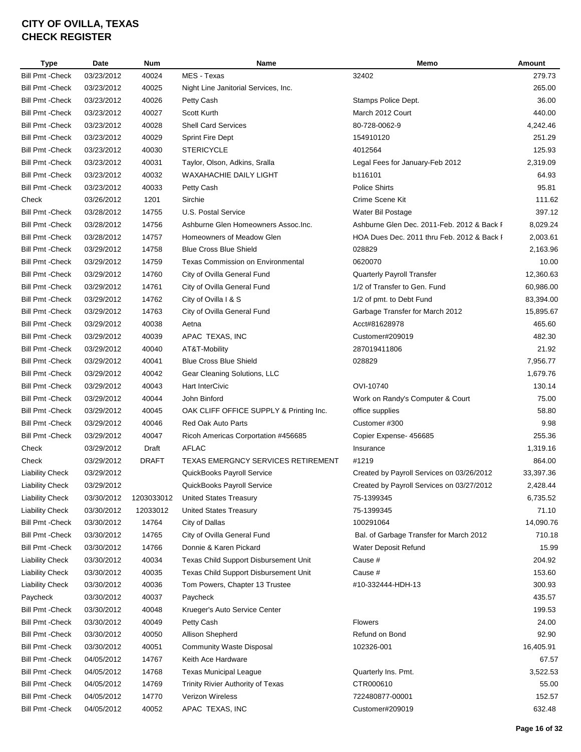# CITY OF OVILLA, TEXAS
# CHECK REGISTER

| Type | Date | Num | Name | Memo | Amount |
|---|---|---|---|---|---|
| Bill Pmt -Check | 03/23/2012 | 40024 | MES - Texas | 32402 | 279.73 |
| Bill Pmt -Check | 03/23/2012 | 40025 | Night Line Janitorial Services, Inc. | | 265.00 |
| Bill Pmt -Check | 03/23/2012 | 40026 | Petty Cash | Stamps Police Dept. | 36.00 |
| Bill Pmt -Check | 03/23/2012 | 40027 | Scott Kurth | March 2012 Court | 440.00 |
| Bill Pmt -Check | 03/23/2012 | 40028 | Shell Card Services | 80-728-0062-9 | 4,242.46 |
| Bill Pmt -Check | 03/23/2012 | 40029 | Sprint Fire Dept | 154910120 | 251.29 |
| Bill Pmt -Check | 03/23/2012 | 40030 | STERICYCLE | 4012564 | 125.93 |
| Bill Pmt -Check | 03/23/2012 | 40031 | Taylor, Olson, Adkins, Sralla | Legal Fees for January-Feb 2012 | 2,319.09 |
| Bill Pmt -Check | 03/23/2012 | 40032 | WAXAHACHIE DAILY LIGHT | b116101 | 64.93 |
| Bill Pmt -Check | 03/23/2012 | 40033 | Petty Cash | Police Shirts | 95.81 |
| Check | 03/26/2012 | 1201 | Sirchie | Crime Scene Kit | 111.62 |
| Bill Pmt -Check | 03/28/2012 | 14755 | U.S. Postal Service | Water Bil Postage | 397.12 |
| Bill Pmt -Check | 03/28/2012 | 14756 | Ashburne Glen Homeowners Assoc.Inc. | Ashburne Glen Dec. 2011-Feb. 2012 & Back I | 8,029.24 |
| Bill Pmt -Check | 03/28/2012 | 14757 | Homeowners of Meadow Glen | HOA Dues Dec. 2011 thru Feb. 2012 & Back I | 2,003.61 |
| Bill Pmt -Check | 03/29/2012 | 14758 | Blue Cross Blue Shield | 028829 | 2,163.96 |
| Bill Pmt -Check | 03/29/2012 | 14759 | Texas Commission on Environmental | 0620070 | 10.00 |
| Bill Pmt -Check | 03/29/2012 | 14760 | City of Ovilla General Fund | Quarterly Payroll Transfer | 12,360.63 |
| Bill Pmt -Check | 03/29/2012 | 14761 | City of Ovilla General Fund | 1/2 of Transfer to Gen. Fund | 60,986.00 |
| Bill Pmt -Check | 03/29/2012 | 14762 | City of Ovilla I & S | 1/2 of pmt. to Debt Fund | 83,394.00 |
| Bill Pmt -Check | 03/29/2012 | 14763 | City of Ovilla General Fund | Garbage Transfer for March 2012 | 15,895.67 |
| Bill Pmt -Check | 03/29/2012 | 40038 | Aetna | Acct#81628978 | 465.60 |
| Bill Pmt -Check | 03/29/2012 | 40039 | APAC TEXAS, INC | Customer#209019 | 482.30 |
| Bill Pmt -Check | 03/29/2012 | 40040 | AT&T-Mobility | 287019411806 | 21.92 |
| Bill Pmt -Check | 03/29/2012 | 40041 | Blue Cross Blue Shield | 028829 | 7,956.77 |
| Bill Pmt -Check | 03/29/2012 | 40042 | Gear Cleaning Solutions, LLC | | 1,679.76 |
| Bill Pmt -Check | 03/29/2012 | 40043 | Hart InterCivic | OVI-10740 | 130.14 |
| Bill Pmt -Check | 03/29/2012 | 40044 | John Binford | Work on Randy's Computer & Court | 75.00 |
| Bill Pmt -Check | 03/29/2012 | 40045 | OAK CLIFF OFFICE SUPPLY & Printing Inc. | office supplies | 58.80 |
| Bill Pmt -Check | 03/29/2012 | 40046 | Red Oak Auto Parts | Customer #300 | 9.98 |
| Bill Pmt -Check | 03/29/2012 | 40047 | Ricoh Americas Corportation #456685 | Copier Expense- 456685 | 255.36 |
| Check | 03/29/2012 | Draft | AFLAC | Insurance | 1,319.16 |
| Check | 03/29/2012 | DRAFT | TEXAS EMERGNCY SERVICES RETIREMENT | #1219 | 864.00 |
| Liability Check | 03/29/2012 | | QuickBooks Payroll Service | Created by Payroll Services on 03/26/2012 | 33,397.36 |
| Liability Check | 03/29/2012 | | QuickBooks Payroll Service | Created by Payroll Services on 03/27/2012 | 2,428.44 |
| Liability Check | 03/30/2012 | 1203033012 | United States Treasury | 75-1399345 | 6,735.52 |
| Liability Check | 03/30/2012 | 12033012 | United States Treasury | 75-1399345 | 71.10 |
| Bill Pmt -Check | 03/30/2012 | 14764 | City of Dallas | 100291064 | 14,090.76 |
| Bill Pmt -Check | 03/30/2012 | 14765 | City of Ovilla General Fund | Bal. of Garbage Transfer for March 2012 | 710.18 |
| Bill Pmt -Check | 03/30/2012 | 14766 | Donnie & Karen Pickard | Water Deposit Refund | 15.99 |
| Liability Check | 03/30/2012 | 40034 | Texas Child Support Disbursement Unit | Cause # | 204.92 |
| Liability Check | 03/30/2012 | 40035 | Texas Child Support Disbursement Unit | Cause # | 153.60 |
| Liability Check | 03/30/2012 | 40036 | Tom Powers, Chapter 13 Trustee | #10-332444-HDH-13 | 300.93 |
| Paycheck | 03/30/2012 | 40037 | Paycheck | | 435.57 |
| Bill Pmt -Check | 03/30/2012 | 40048 | Krueger's Auto Service Center | | 199.53 |
| Bill Pmt -Check | 03/30/2012 | 40049 | Petty Cash | Flowers | 24.00 |
| Bill Pmt -Check | 03/30/2012 | 40050 | Allison Shepherd | Refund on Bond | 92.90 |
| Bill Pmt -Check | 03/30/2012 | 40051 | Community Waste Disposal | 102326-001 | 16,405.91 |
| Bill Pmt -Check | 04/05/2012 | 14767 | Keith Ace Hardware | | 67.57 |
| Bill Pmt -Check | 04/05/2012 | 14768 | Texas Municipal League | Quarterly Ins. Pmt. | 3,522.53 |
| Bill Pmt -Check | 04/05/2012 | 14769 | Trinity Rivier Authority of Texas | CTR000610 | 55.00 |
| Bill Pmt -Check | 04/05/2012 | 14770 | Verizon Wireless | 722480877-00001 | 152.57 |
| Bill Pmt -Check | 04/05/2012 | 40052 | APAC TEXAS, INC | Customer#209019 | 632.48 |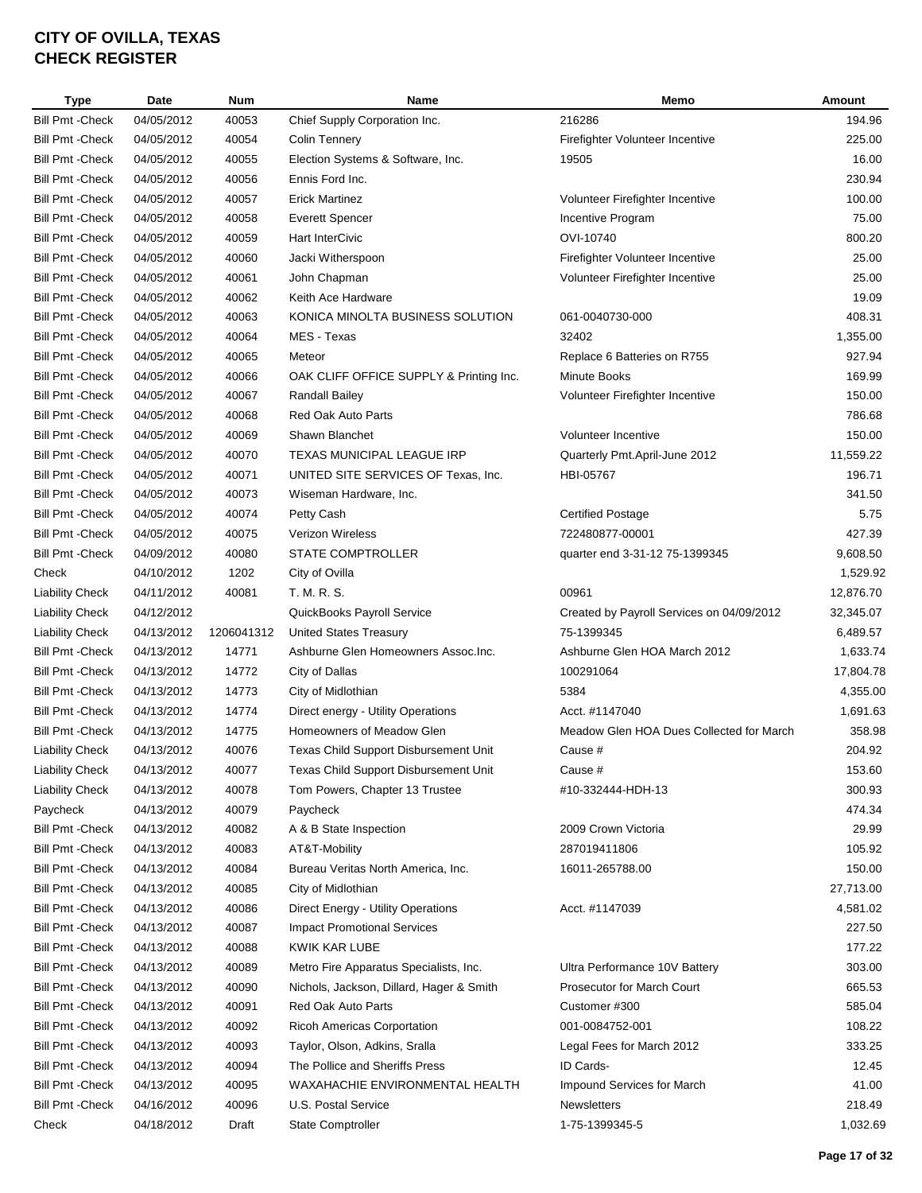# CITY OF OVILLA, TEXAS
# CHECK REGISTER

| Type | Date | Num | Name | Memo | Amount |
|---|---|---|---|---|---|
| Bill Pmt -Check | 04/05/2012 | 40053 | Chief Supply Corporation Inc. | 216286 | 194.96 |
| Bill Pmt -Check | 04/05/2012 | 40054 | Colin Tennery | Firefighter Volunteer Incentive | 225.00 |
| Bill Pmt -Check | 04/05/2012 | 40055 | Election Systems & Software, Inc. | 19505 | 16.00 |
| Bill Pmt -Check | 04/05/2012 | 40056 | Ennis Ford Inc. | | 230.94 |
| Bill Pmt -Check | 04/05/2012 | 40057 | Erick Martinez | Volunteer Firefighter Incentive | 100.00 |
| Bill Pmt -Check | 04/05/2012 | 40058 | Everett Spencer | Incentive Program | 75.00 |
| Bill Pmt -Check | 04/05/2012 | 40059 | Hart InterCivic | OVI-10740 | 800.20 |
| Bill Pmt -Check | 04/05/2012 | 40060 | Jacki Witherspoon | Firefighter Volunteer Incentive | 25.00 |
| Bill Pmt -Check | 04/05/2012 | 40061 | John Chapman | Volunteer Firefighter Incentive | 25.00 |
| Bill Pmt -Check | 04/05/2012 | 40062 | Keith Ace Hardware | | 19.09 |
| Bill Pmt -Check | 04/05/2012 | 40063 | KONICA MINOLTA BUSINESS SOLUTION | 061-0040730-000 | 408.31 |
| Bill Pmt -Check | 04/05/2012 | 40064 | MES - Texas | 32402 | 1,355.00 |
| Bill Pmt -Check | 04/05/2012 | 40065 | Meteor | Replace 6 Batteries on R755 | 927.94 |
| Bill Pmt -Check | 04/05/2012 | 40066 | OAK CLIFF OFFICE SUPPLY & Printing Inc. | Minute Books | 169.99 |
| Bill Pmt -Check | 04/05/2012 | 40067 | Randall Bailey | Volunteer Firefighter Incentive | 150.00 |
| Bill Pmt -Check | 04/05/2012 | 40068 | Red Oak Auto Parts | | 786.68 |
| Bill Pmt -Check | 04/05/2012 | 40069 | Shawn Blanchet | Volunteer Incentive | 150.00 |
| Bill Pmt -Check | 04/05/2012 | 40070 | TEXAS MUNICIPAL LEAGUE IRP | Quarterly Pmt.April-June 2012 | 11,559.22 |
| Bill Pmt -Check | 04/05/2012 | 40071 | UNITED SITE SERVICES OF Texas, Inc. | HBI-05767 | 196.71 |
| Bill Pmt -Check | 04/05/2012 | 40073 | Wiseman Hardware, Inc. | | 341.50 |
| Bill Pmt -Check | 04/05/2012 | 40074 | Petty Cash | Certified Postage | 5.75 |
| Bill Pmt -Check | 04/05/2012 | 40075 | Verizon Wireless | 722480877-00001 | 427.39 |
| Bill Pmt -Check | 04/09/2012 | 40080 | STATE COMPTROLLER | quarter end 3-31-12 75-1399345 | 9,608.50 |
| Check | 04/10/2012 | 1202 | City of Ovilla | | 1,529.92 |
| Liability Check | 04/11/2012 | 40081 | T. M. R. S. | 00961 | 12,876.70 |
| Liability Check | 04/12/2012 | | QuickBooks Payroll Service | Created by Payroll Services on 04/09/2012 | 32,345.07 |
| Liability Check | 04/13/2012 | 1206041312 | United States Treasury | 75-1399345 | 6,489.57 |
| Bill Pmt -Check | 04/13/2012 | 14771 | Ashburne Glen Homeowners Assoc.Inc. | Ashburne Glen HOA March 2012 | 1,633.74 |
| Bill Pmt -Check | 04/13/2012 | 14772 | City of Dallas | 100291064 | 17,804.78 |
| Bill Pmt -Check | 04/13/2012 | 14773 | City of Midlothian | 5384 | 4,355.00 |
| Bill Pmt -Check | 04/13/2012 | 14774 | Direct energy - Utility Operations | Acct. #1147040 | 1,691.63 |
| Bill Pmt -Check | 04/13/2012 | 14775 | Homeowners of Meadow Glen | Meadow Glen HOA Dues Collected for March | 358.98 |
| Liability Check | 04/13/2012 | 40076 | Texas Child Support Disbursement Unit | Cause # | 204.92 |
| Liability Check | 04/13/2012 | 40077 | Texas Child Support Disbursement Unit | Cause # | 153.60 |
| Liability Check | 04/13/2012 | 40078 | Tom Powers, Chapter 13 Trustee | #10-332444-HDH-13 | 300.93 |
| Paycheck | 04/13/2012 | 40079 | Paycheck | | 474.34 |
| Bill Pmt -Check | 04/13/2012 | 40082 | A & B State Inspection | 2009 Crown Victoria | 29.99 |
| Bill Pmt -Check | 04/13/2012 | 40083 | AT&T-Mobility | 287019411806 | 105.92 |
| Bill Pmt -Check | 04/13/2012 | 40084 | Bureau Veritas North America, Inc. | 16011-265788.00 | 150.00 |
| Bill Pmt -Check | 04/13/2012 | 40085 | City of Midlothian | | 27,713.00 |
| Bill Pmt -Check | 04/13/2012 | 40086 | Direct Energy - Utility Operations | Acct. #1147039 | 4,581.02 |
| Bill Pmt -Check | 04/13/2012 | 40087 | Impact Promotional Services | | 227.50 |
| Bill Pmt -Check | 04/13/2012 | 40088 | KWIK KAR LUBE | | 177.22 |
| Bill Pmt -Check | 04/13/2012 | 40089 | Metro Fire Apparatus Specialists, Inc. | Ultra Performance 10V Battery | 303.00 |
| Bill Pmt -Check | 04/13/2012 | 40090 | Nichols, Jackson, Dillard, Hager & Smith | Prosecutor for March Court | 665.53 |
| Bill Pmt -Check | 04/13/2012 | 40091 | Red Oak Auto Parts | Customer #300 | 585.04 |
| Bill Pmt -Check | 04/13/2012 | 40092 | Ricoh Americas Corportation | 001-0084752-001 | 108.22 |
| Bill Pmt -Check | 04/13/2012 | 40093 | Taylor, Olson, Adkins, Sralla | Legal Fees for March 2012 | 333.25 |
| Bill Pmt -Check | 04/13/2012 | 40094 | The Pollice and Sheriffs Press | ID Cards- | 12.45 |
| Bill Pmt -Check | 04/13/2012 | 40095 | WAXAHACHIE ENVIRONMENTAL HEALTH | Impound Services for March | 41.00 |
| Bill Pmt -Check | 04/16/2012 | 40096 | U.S. Postal Service | Newsletters | 218.49 |
| Check | 04/18/2012 | Draft | State Comptroller | 1-75-1399345-5 | 1,032.69 |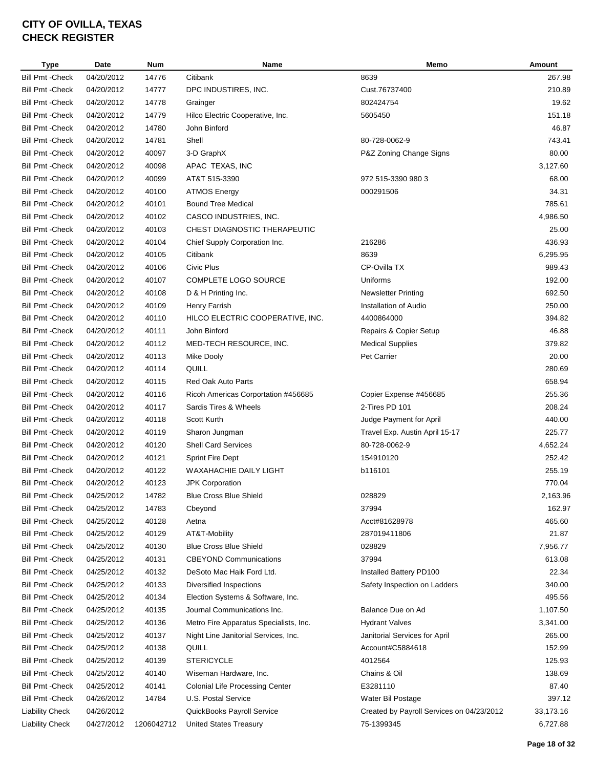# CITY OF OVILLA, TEXAS
## CHECK REGISTER

| Type | Date | Num | Name | Memo | Amount |
|---|---|---|---|---|---|
| Bill Pmt -Check | 04/20/2012 | 14776 | Citibank | 8639 | 267.98 |
| Bill Pmt -Check | 04/20/2012 | 14777 | DPC INDUSTIRES, INC. | Cust.76737400 | 210.89 |
| Bill Pmt -Check | 04/20/2012 | 14778 | Grainger | 802424754 | 19.62 |
| Bill Pmt -Check | 04/20/2012 | 14779 | Hilco Electric Cooperative, Inc. | 5605450 | 151.18 |
| Bill Pmt -Check | 04/20/2012 | 14780 | John Binford | | 46.87 |
| Bill Pmt -Check | 04/20/2012 | 14781 | Shell | 80-728-0062-9 | 743.41 |
| Bill Pmt -Check | 04/20/2012 | 40097 | 3-D GraphX | P&Z Zoning Change Signs | 80.00 |
| Bill Pmt -Check | 04/20/2012 | 40098 | APAC TEXAS, INC | | 3,127.60 |
| Bill Pmt -Check | 04/20/2012 | 40099 | AT&T 515-3390 | 972 515-3390 980 3 | 68.00 |
| Bill Pmt -Check | 04/20/2012 | 40100 | ATMOS Energy | 000291506 | 34.31 |
| Bill Pmt -Check | 04/20/2012 | 40101 | Bound Tree Medical | | 785.61 |
| Bill Pmt -Check | 04/20/2012 | 40102 | CASCO INDUSTRIES, INC. | | 4,986.50 |
| Bill Pmt -Check | 04/20/2012 | 40103 | CHEST DIAGNOSTIC THERAPEUTIC | | 25.00 |
| Bill Pmt -Check | 04/20/2012 | 40104 | Chief Supply Corporation Inc. | 216286 | 436.93 |
| Bill Pmt -Check | 04/20/2012 | 40105 | Citibank | 8639 | 6,295.95 |
| Bill Pmt -Check | 04/20/2012 | 40106 | Civic Plus | CP-Ovilla TX | 989.43 |
| Bill Pmt -Check | 04/20/2012 | 40107 | COMPLETE LOGO SOURCE | Uniforms | 192.00 |
| Bill Pmt -Check | 04/20/2012 | 40108 | D & H Printing Inc. | Newsletter Printing | 692.50 |
| Bill Pmt -Check | 04/20/2012 | 40109 | Henry Farrish | Installation of Audio | 250.00 |
| Bill Pmt -Check | 04/20/2012 | 40110 | HILCO ELECTRIC COOPERATIVE, INC. | 4400864000 | 394.82 |
| Bill Pmt -Check | 04/20/2012 | 40111 | John Binford | Repairs & Copier Setup | 46.88 |
| Bill Pmt -Check | 04/20/2012 | 40112 | MED-TECH RESOURCE, INC. | Medical Supplies | 379.82 |
| Bill Pmt -Check | 04/20/2012 | 40113 | Mike Dooly | Pet Carrier | 20.00 |
| Bill Pmt -Check | 04/20/2012 | 40114 | QUILL | | 280.69 |
| Bill Pmt -Check | 04/20/2012 | 40115 | Red Oak Auto Parts | | 658.94 |
| Bill Pmt -Check | 04/20/2012 | 40116 | Ricoh Americas Corportation #456685 | Copier Expense #456685 | 255.36 |
| Bill Pmt -Check | 04/20/2012 | 40117 | Sardis Tires & Wheels | 2-Tires PD 101 | 208.24 |
| Bill Pmt -Check | 04/20/2012 | 40118 | Scott Kurth | Judge Payment for April | 440.00 |
| Bill Pmt -Check | 04/20/2012 | 40119 | Sharon Jungman | Travel Exp. Austin April 15-17 | 225.77 |
| Bill Pmt -Check | 04/20/2012 | 40120 | Shell Card Services | 80-728-0062-9 | 4,652.24 |
| Bill Pmt -Check | 04/20/2012 | 40121 | Sprint Fire Dept | 154910120 | 252.42 |
| Bill Pmt -Check | 04/20/2012 | 40122 | WAXAHACHIE DAILY LIGHT | b116101 | 255.19 |
| Bill Pmt -Check | 04/20/2012 | 40123 | JPK Corporation | | 770.04 |
| Bill Pmt -Check | 04/25/2012 | 14782 | Blue Cross Blue Shield | 028829 | 2,163.96 |
| Bill Pmt -Check | 04/25/2012 | 14783 | Cbeyond | 37994 | 162.97 |
| Bill Pmt -Check | 04/25/2012 | 40128 | Aetna | Acct#81628978 | 465.60 |
| Bill Pmt -Check | 04/25/2012 | 40129 | AT&T-Mobility | 287019411806 | 21.87 |
| Bill Pmt -Check | 04/25/2012 | 40130 | Blue Cross Blue Shield | 028829 | 7,956.77 |
| Bill Pmt -Check | 04/25/2012 | 40131 | CBEYOND Communications | 37994 | 613.08 |
| Bill Pmt -Check | 04/25/2012 | 40132 | DeSoto Mac Haik Ford Ltd. | Installed Battery PD100 | 22.34 |
| Bill Pmt -Check | 04/25/2012 | 40133 | Diversified Inspections | Safety Inspection on Ladders | 340.00 |
| Bill Pmt -Check | 04/25/2012 | 40134 | Election Systems & Software, Inc. | | 495.56 |
| Bill Pmt -Check | 04/25/2012 | 40135 | Journal Communications Inc. | Balance Due on Ad | 1,107.50 |
| Bill Pmt -Check | 04/25/2012 | 40136 | Metro Fire Apparatus Specialists, Inc. | Hydrant Valves | 3,341.00 |
| Bill Pmt -Check | 04/25/2012 | 40137 | Night Line Janitorial Services, Inc. | Janitorial Services for April | 265.00 |
| Bill Pmt -Check | 04/25/2012 | 40138 | QUILL | Account#C5884618 | 152.99 |
| Bill Pmt -Check | 04/25/2012 | 40139 | STERICYCLE | 4012564 | 125.93 |
| Bill Pmt -Check | 04/25/2012 | 40140 | Wiseman Hardware, Inc. | Chains & Oil | 138.69 |
| Bill Pmt -Check | 04/25/2012 | 40141 | Colonial Life Processing Center | E3281110 | 87.40 |
| Bill Pmt -Check | 04/26/2012 | 14784 | U.S. Postal Service | Water Bil Postage | 397.12 |
| Liability Check | 04/26/2012 | | QuickBooks Payroll Service | Created by Payroll Services on 04/23/2012 | 33,173.16 |
| Liability Check | 04/27/2012 | 1206042712 | United States Treasury | 75-1399345 | 6,727.88 |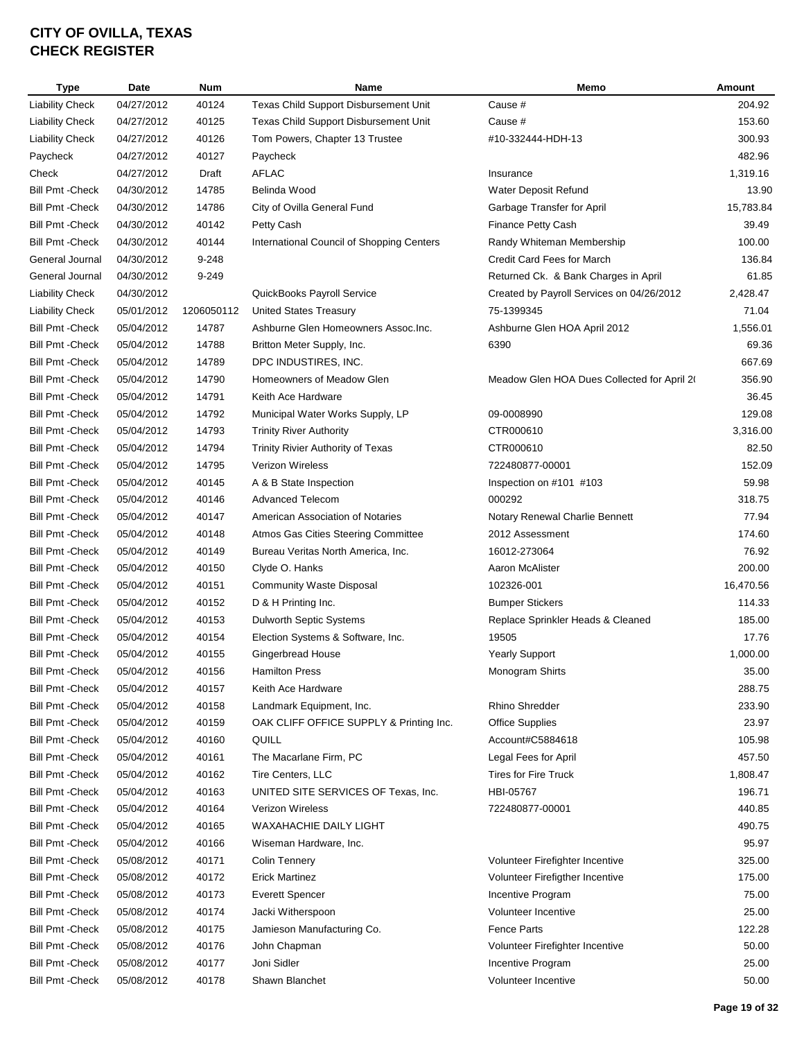# CITY OF OVILLA, TEXAS
# CHECK REGISTER

| Type | Date | Num | Name | Memo | Amount |
|---|---|---|---|---|---|
| Liability Check | 04/27/2012 | 40124 | Texas Child Support Disbursement Unit | Cause # | 204.92 |
| Liability Check | 04/27/2012 | 40125 | Texas Child Support Disbursement Unit | Cause # | 153.60 |
| Liability Check | 04/27/2012 | 40126 | Tom Powers, Chapter 13 Trustee | #10-332444-HDH-13 | 300.93 |
| Paycheck | 04/27/2012 | 40127 | Paycheck | | 482.96 |
| Check | 04/27/2012 | Draft | AFLAC | Insurance | 1,319.16 |
| Bill Pmt -Check | 04/30/2012 | 14785 | Belinda Wood | Water Deposit Refund | 13.90 |
| Bill Pmt -Check | 04/30/2012 | 14786 | City of Ovilla General Fund | Garbage Transfer for April | 15,783.84 |
| Bill Pmt -Check | 04/30/2012 | 40142 | Petty Cash | Finance Petty Cash | 39.49 |
| Bill Pmt -Check | 04/30/2012 | 40144 | International Council of Shopping Centers | Randy Whiteman Membership | 100.00 |
| General Journal | 04/30/2012 | 9-248 | | Credit Card Fees for March | 136.84 |
| General Journal | 04/30/2012 | 9-249 | | Returned Ck. & Bank Charges in April | 61.85 |
| Liability Check | 04/30/2012 | | QuickBooks Payroll Service | Created by Payroll Services on 04/26/2012 | 2,428.47 |
| Liability Check | 05/01/2012 | 1206050112 | United States Treasury | 75-1399345 | 71.04 |
| Bill Pmt -Check | 05/04/2012 | 14787 | Ashburne Glen Homeowners Assoc.Inc. | Ashburne Glen HOA April 2012 | 1,556.01 |
| Bill Pmt -Check | 05/04/2012 | 14788 | Britton Meter Supply, Inc. | 6390 | 69.36 |
| Bill Pmt -Check | 05/04/2012 | 14789 | DPC INDUSTIRES, INC. | | 667.69 |
| Bill Pmt -Check | 05/04/2012 | 14790 | Homeowners of Meadow Glen | Meadow Glen HOA Dues Collected for April 2( | 356.90 |
| Bill Pmt -Check | 05/04/2012 | 14791 | Keith Ace Hardware | | 36.45 |
| Bill Pmt -Check | 05/04/2012 | 14792 | Municipal Water Works Supply, LP | 09-0008990 | 129.08 |
| Bill Pmt -Check | 05/04/2012 | 14793 | Trinity River Authority | CTR000610 | 3,316.00 |
| Bill Pmt -Check | 05/04/2012 | 14794 | Trinity Rivier Authority of Texas | CTR000610 | 82.50 |
| Bill Pmt -Check | 05/04/2012 | 14795 | Verizon Wireless | 722480877-00001 | 152.09 |
| Bill Pmt -Check | 05/04/2012 | 40145 | A & B State Inspection | Inspection on #101 #103 | 59.98 |
| Bill Pmt -Check | 05/04/2012 | 40146 | Advanced Telecom | 000292 | 318.75 |
| Bill Pmt -Check | 05/04/2012 | 40147 | American Association of Notaries | Notary Renewal Charlie Bennett | 77.94 |
| Bill Pmt -Check | 05/04/2012 | 40148 | Atmos Gas Cities Steering Committee | 2012 Assessment | 174.60 |
| Bill Pmt -Check | 05/04/2012 | 40149 | Bureau Veritas North America, Inc. | 16012-273064 | 76.92 |
| Bill Pmt -Check | 05/04/2012 | 40150 | Clyde O. Hanks | Aaron McAlister | 200.00 |
| Bill Pmt -Check | 05/04/2012 | 40151 | Community Waste Disposal | 102326-001 | 16,470.56 |
| Bill Pmt -Check | 05/04/2012 | 40152 | D & H Printing Inc. | Bumper Stickers | 114.33 |
| Bill Pmt -Check | 05/04/2012 | 40153 | Dulworth Septic Systems | Replace Sprinkler Heads & Cleaned | 185.00 |
| Bill Pmt -Check | 05/04/2012 | 40154 | Election Systems & Software, Inc. | 19505 | 17.76 |
| Bill Pmt -Check | 05/04/2012 | 40155 | Gingerbread House | Yearly Support | 1,000.00 |
| Bill Pmt -Check | 05/04/2012 | 40156 | Hamilton Press | Monogram Shirts | 35.00 |
| Bill Pmt -Check | 05/04/2012 | 40157 | Keith Ace Hardware | | 288.75 |
| Bill Pmt -Check | 05/04/2012 | 40158 | Landmark Equipment, Inc. | Rhino Shredder | 233.90 |
| Bill Pmt -Check | 05/04/2012 | 40159 | OAK CLIFF OFFICE SUPPLY & Printing Inc. | Office Supplies | 23.97 |
| Bill Pmt -Check | 05/04/2012 | 40160 | QUILL | Account#C5884618 | 105.98 |
| Bill Pmt -Check | 05/04/2012 | 40161 | The Macarlane Firm, PC | Legal Fees for April | 457.50 |
| Bill Pmt -Check | 05/04/2012 | 40162 | Tire Centers, LLC | Tires for Fire Truck | 1,808.47 |
| Bill Pmt -Check | 05/04/2012 | 40163 | UNITED SITE SERVICES OF Texas, Inc. | HBI-05767 | 196.71 |
| Bill Pmt -Check | 05/04/2012 | 40164 | Verizon Wireless | 722480877-00001 | 440.85 |
| Bill Pmt -Check | 05/04/2012 | 40165 | WAXAHACHIE DAILY LIGHT | | 490.75 |
| Bill Pmt -Check | 05/04/2012 | 40166 | Wiseman Hardware, Inc. | | 95.97 |
| Bill Pmt -Check | 05/08/2012 | 40171 | Colin Tennery | Volunteer Firefighter Incentive | 325.00 |
| Bill Pmt -Check | 05/08/2012 | 40172 | Erick Martinez | Volunteer Firefigther Incentive | 175.00 |
| Bill Pmt -Check | 05/08/2012 | 40173 | Everett Spencer | Incentive Program | 75.00 |
| Bill Pmt -Check | 05/08/2012 | 40174 | Jacki Witherspoon | Volunteer Incentive | 25.00 |
| Bill Pmt -Check | 05/08/2012 | 40175 | Jamieson Manufacturing Co. | Fence Parts | 122.28 |
| Bill Pmt -Check | 05/08/2012 | 40176 | John Chapman | Volunteer Firefighter Incentive | 50.00 |
| Bill Pmt -Check | 05/08/2012 | 40177 | Joni Sidler | Incentive Program | 25.00 |
| Bill Pmt -Check | 05/08/2012 | 40178 | Shawn Blanchet | Volunteer Incentive | 50.00 |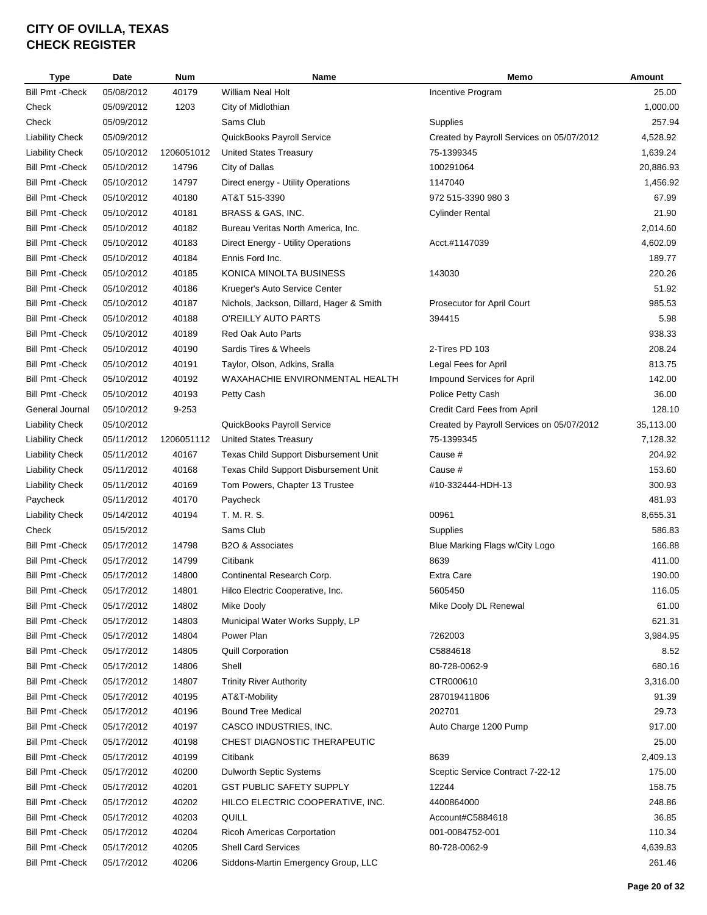# CITY OF OVILLA, TEXAS
# CHECK REGISTER

| Type | Date | Num | Name | Memo | Amount |
|---|---|---|---|---|---|
| Bill Pmt -Check | 05/08/2012 | 40179 | William Neal Holt | Incentive Program | 25.00 |
| Check | 05/09/2012 | 1203 | City of Midlothian | | 1,000.00 |
| Check | 05/09/2012 | | Sams Club | Supplies | 257.94 |
| Liability Check | 05/09/2012 | | QuickBooks Payroll Service | Created by Payroll Services on 05/07/2012 | 4,528.92 |
| Liability Check | 05/10/2012 | 1206051012 | United States Treasury | 75-1399345 | 1,639.24 |
| Bill Pmt -Check | 05/10/2012 | 14796 | City of Dallas | 100291064 | 20,886.93 |
| Bill Pmt -Check | 05/10/2012 | 14797 | Direct energy - Utility Operations | 1147040 | 1,456.92 |
| Bill Pmt -Check | 05/10/2012 | 40180 | AT&T 515-3390 | 972 515-3390 980 3 | 67.99 |
| Bill Pmt -Check | 05/10/2012 | 40181 | BRASS & GAS, INC. | Cylinder Rental | 21.90 |
| Bill Pmt -Check | 05/10/2012 | 40182 | Bureau Veritas North America, Inc. | | 2,014.60 |
| Bill Pmt -Check | 05/10/2012 | 40183 | Direct Energy - Utility Operations | Acct.#1147039 | 4,602.09 |
| Bill Pmt -Check | 05/10/2012 | 40184 | Ennis Ford Inc. | | 189.77 |
| Bill Pmt -Check | 05/10/2012 | 40185 | KONICA MINOLTA BUSINESS | 143030 | 220.26 |
| Bill Pmt -Check | 05/10/2012 | 40186 | Krueger's Auto Service Center | | 51.92 |
| Bill Pmt -Check | 05/10/2012 | 40187 | Nichols, Jackson, Dillard, Hager & Smith | Prosecutor for April Court | 985.53 |
| Bill Pmt -Check | 05/10/2012 | 40188 | O'REILLY AUTO PARTS | 394415 | 5.98 |
| Bill Pmt -Check | 05/10/2012 | 40189 | Red Oak Auto Parts | | 938.33 |
| Bill Pmt -Check | 05/10/2012 | 40190 | Sardis Tires & Wheels | 2-Tires PD 103 | 208.24 |
| Bill Pmt -Check | 05/10/2012 | 40191 | Taylor, Olson, Adkins, Sralla | Legal Fees for April | 813.75 |
| Bill Pmt -Check | 05/10/2012 | 40192 | WAXAHACHIE ENVIRONMENTAL HEALTH | Impound Services for April | 142.00 |
| Bill Pmt -Check | 05/10/2012 | 40193 | Petty Cash | Police Petty Cash | 36.00 |
| General Journal | 05/10/2012 | 9-253 | | Credit Card Fees from April | 128.10 |
| Liability Check | 05/10/2012 | | QuickBooks Payroll Service | Created by Payroll Services on 05/07/2012 | 35,113.00 |
| Liability Check | 05/11/2012 | 1206051112 | United States Treasury | 75-1399345 | 7,128.32 |
| Liability Check | 05/11/2012 | 40167 | Texas Child Support Disbursement Unit | Cause # | 204.92 |
| Liability Check | 05/11/2012 | 40168 | Texas Child Support Disbursement Unit | Cause # | 153.60 |
| Liability Check | 05/11/2012 | 40169 | Tom Powers, Chapter 13 Trustee | #10-332444-HDH-13 | 300.93 |
| Paycheck | 05/11/2012 | 40170 | Paycheck | | 481.93 |
| Liability Check | 05/14/2012 | 40194 | T. M. R. S. | 00961 | 8,655.31 |
| Check | 05/15/2012 | | Sams Club | Supplies | 586.83 |
| Bill Pmt -Check | 05/17/2012 | 14798 | B2O & Associates | Blue Marking Flags w/City Logo | 166.88 |
| Bill Pmt -Check | 05/17/2012 | 14799 | Citibank | 8639 | 411.00 |
| Bill Pmt -Check | 05/17/2012 | 14800 | Continental Research Corp. | Extra Care | 190.00 |
| Bill Pmt -Check | 05/17/2012 | 14801 | Hilco Electric Cooperative, Inc. | 5605450 | 116.05 |
| Bill Pmt -Check | 05/17/2012 | 14802 | Mike Dooly | Mike Dooly DL Renewal | 61.00 |
| Bill Pmt -Check | 05/17/2012 | 14803 | Municipal Water Works Supply, LP | | 621.31 |
| Bill Pmt -Check | 05/17/2012 | 14804 | Power Plan | 7262003 | 3,984.95 |
| Bill Pmt -Check | 05/17/2012 | 14805 | Quill Corporation | C5884618 | 8.52 |
| Bill Pmt -Check | 05/17/2012 | 14806 | Shell | 80-728-0062-9 | 680.16 |
| Bill Pmt -Check | 05/17/2012 | 14807 | Trinity River Authority | CTR000610 | 3,316.00 |
| Bill Pmt -Check | 05/17/2012 | 40195 | AT&T-Mobility | 287019411806 | 91.39 |
| Bill Pmt -Check | 05/17/2012 | 40196 | Bound Tree Medical | 202701 | 29.73 |
| Bill Pmt -Check | 05/17/2012 | 40197 | CASCO INDUSTRIES, INC. | Auto Charge 1200 Pump | 917.00 |
| Bill Pmt -Check | 05/17/2012 | 40198 | CHEST DIAGNOSTIC THERAPEUTIC | | 25.00 |
| Bill Pmt -Check | 05/17/2012 | 40199 | Citibank | 8639 | 2,409.13 |
| Bill Pmt -Check | 05/17/2012 | 40200 | Dulworth Septic Systems | Sceptic Service Contract 7-22-12 | 175.00 |
| Bill Pmt -Check | 05/17/2012 | 40201 | GST PUBLIC SAFETY SUPPLY | 12244 | 158.75 |
| Bill Pmt -Check | 05/17/2012 | 40202 | HILCO ELECTRIC COOPERATIVE, INC. | 4400864000 | 248.86 |
| Bill Pmt -Check | 05/17/2012 | 40203 | QUILL | Account#C5884618 | 36.85 |
| Bill Pmt -Check | 05/17/2012 | 40204 | Ricoh Americas Corportation | 001-0084752-001 | 110.34 |
| Bill Pmt -Check | 05/17/2012 | 40205 | Shell Card Services | 80-728-0062-9 | 4,639.83 |
| Bill Pmt -Check | 05/17/2012 | 40206 | Siddons-Martin Emergency Group, LLC | | 261.46 |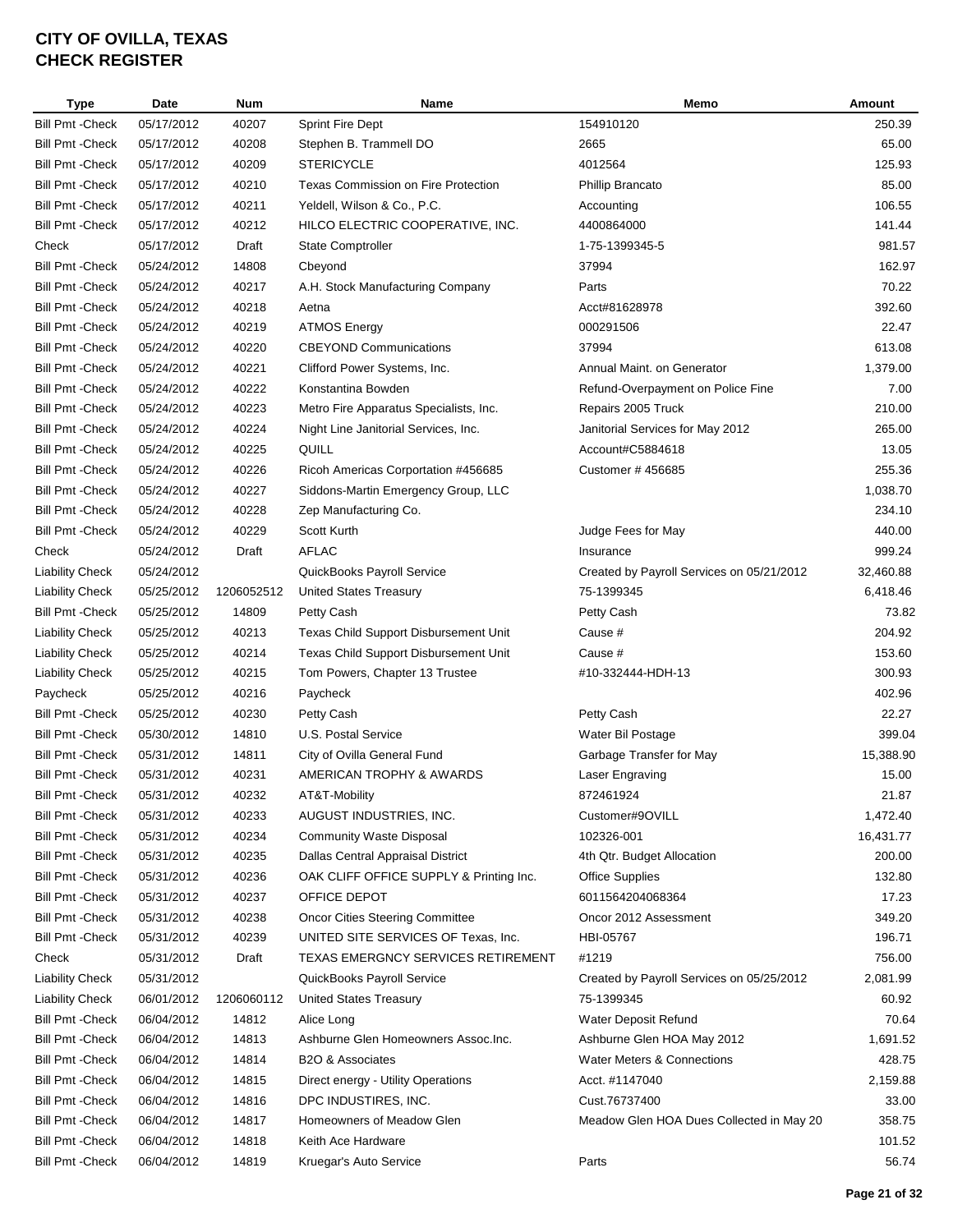**CITY OF OVILLA, TEXAS**
**CHECK REGISTER**

| Type | Date | Num | Name | Memo | Amount |
|---|---|---|---|---|---|
| Bill Pmt -Check | 05/17/2012 | 40207 | Sprint Fire Dept | 154910120 | 250.39 |
| Bill Pmt -Check | 05/17/2012 | 40208 | Stephen B. Trammell DO | 2665 | 65.00 |
| Bill Pmt -Check | 05/17/2012 | 40209 | STERICYCLE | 4012564 | 125.93 |
| Bill Pmt -Check | 05/17/2012 | 40210 | Texas Commission on Fire Protection | Phillip Brancato | 85.00 |
| Bill Pmt -Check | 05/17/2012 | 40211 | Yeldell, Wilson & Co., P.C. | Accounting | 106.55 |
| Bill Pmt -Check | 05/17/2012 | 40212 | HILCO ELECTRIC COOPERATIVE, INC. | 4400864000 | 141.44 |
| Check | 05/17/2012 | Draft | State Comptroller | 1-75-1399345-5 | 981.57 |
| Bill Pmt -Check | 05/24/2012 | 14808 | Cbeyond | 37994 | 162.97 |
| Bill Pmt -Check | 05/24/2012 | 40217 | A.H. Stock Manufacturing Company | Parts | 70.22 |
| Bill Pmt -Check | 05/24/2012 | 40218 | Aetna | Acct#81628978 | 392.60 |
| Bill Pmt -Check | 05/24/2012 | 40219 | ATMOS Energy | 000291506 | 22.47 |
| Bill Pmt -Check | 05/24/2012 | 40220 | CBEYOND Communications | 37994 | 613.08 |
| Bill Pmt -Check | 05/24/2012 | 40221 | Clifford Power Systems, Inc. | Annual Maint. on Generator | 1,379.00 |
| Bill Pmt -Check | 05/24/2012 | 40222 | Konstantina Bowden | Refund-Overpayment on Police Fine | 7.00 |
| Bill Pmt -Check | 05/24/2012 | 40223 | Metro Fire Apparatus Specialists, Inc. | Repairs 2005 Truck | 210.00 |
| Bill Pmt -Check | 05/24/2012 | 40224 | Night Line Janitorial Services, Inc. | Janitorial Services for May 2012 | 265.00 |
| Bill Pmt -Check | 05/24/2012 | 40225 | QUILL | Account#C5884618 | 13.05 |
| Bill Pmt -Check | 05/24/2012 | 40226 | Ricoh Americas Corportation #456685 | Customer # 456685 | 255.36 |
| Bill Pmt -Check | 05/24/2012 | 40227 | Siddons-Martin Emergency Group, LLC | | 1,038.70 |
| Bill Pmt -Check | 05/24/2012 | 40228 | Zep Manufacturing Co. | | 234.10 |
| Bill Pmt -Check | 05/24/2012 | 40229 | Scott Kurth | Judge Fees for May | 440.00 |
| Check | 05/24/2012 | Draft | AFLAC | Insurance | 999.24 |
| Liability Check | 05/24/2012 | | QuickBooks Payroll Service | Created by Payroll Services on 05/21/2012 | 32,460.88 |
| Liability Check | 05/25/2012 | 1206052512 | United States Treasury | 75-1399345 | 6,418.46 |
| Bill Pmt -Check | 05/25/2012 | 14809 | Petty Cash | Petty Cash | 73.82 |
| Liability Check | 05/25/2012 | 40213 | Texas Child Support Disbursement Unit | Cause # | 204.92 |
| Liability Check | 05/25/2012 | 40214 | Texas Child Support Disbursement Unit | Cause # | 153.60 |
| Liability Check | 05/25/2012 | 40215 | Tom Powers, Chapter 13 Trustee | #10-332444-HDH-13 | 300.93 |
| Paycheck | 05/25/2012 | 40216 | Paycheck | | 402.96 |
| Bill Pmt -Check | 05/25/2012 | 40230 | Petty Cash | Petty Cash | 22.27 |
| Bill Pmt -Check | 05/30/2012 | 14810 | U.S. Postal Service | Water Bil Postage | 399.04 |
| Bill Pmt -Check | 05/31/2012 | 14811 | City of Ovilla General Fund | Garbage Transfer for May | 15,388.90 |
| Bill Pmt -Check | 05/31/2012 | 40231 | AMERICAN TROPHY & AWARDS | Laser Engraving | 15.00 |
| Bill Pmt -Check | 05/31/2012 | 40232 | AT&T-Mobility | 872461924 | 21.87 |
| Bill Pmt -Check | 05/31/2012 | 40233 | AUGUST INDUSTRIES, INC. | Customer#9OVILL | 1,472.40 |
| Bill Pmt -Check | 05/31/2012 | 40234 | Community Waste Disposal | 102326-001 | 16,431.77 |
| Bill Pmt -Check | 05/31/2012 | 40235 | Dallas Central Appraisal District | 4th Qtr. Budget Allocation | 200.00 |
| Bill Pmt -Check | 05/31/2012 | 40236 | OAK CLIFF OFFICE SUPPLY & Printing Inc. | Office Supplies | 132.80 |
| Bill Pmt -Check | 05/31/2012 | 40237 | OFFICE DEPOT | 6011564204068364 | 17.23 |
| Bill Pmt -Check | 05/31/2012 | 40238 | Oncor Cities Steering Committee | Oncor 2012 Assessment | 349.20 |
| Bill Pmt -Check | 05/31/2012 | 40239 | UNITED SITE SERVICES OF Texas, Inc. | HBI-05767 | 196.71 |
| Check | 05/31/2012 | Draft | TEXAS EMERGNCY SERVICES RETIREMENT | #1219 | 756.00 |
| Liability Check | 05/31/2012 | | QuickBooks Payroll Service | Created by Payroll Services on 05/25/2012 | 2,081.99 |
| Liability Check | 06/01/2012 | 1206060112 | United States Treasury | 75-1399345 | 60.92 |
| Bill Pmt -Check | 06/04/2012 | 14812 | Alice Long | Water Deposit Refund | 70.64 |
| Bill Pmt -Check | 06/04/2012 | 14813 | Ashburne Glen Homeowners Assoc.Inc. | Ashburne Glen HOA May 2012 | 1,691.52 |
| Bill Pmt -Check | 06/04/2012 | 14814 | B2O & Associates | Water Meters & Connections | 428.75 |
| Bill Pmt -Check | 06/04/2012 | 14815 | Direct energy - Utility Operations | Acct. #1147040 | 2,159.88 |
| Bill Pmt -Check | 06/04/2012 | 14816 | DPC INDUSTIRES, INC. | Cust.76737400 | 33.00 |
| Bill Pmt -Check | 06/04/2012 | 14817 | Homeowners of Meadow Glen | Meadow Glen HOA Dues Collected in May 20 | 358.75 |
| Bill Pmt -Check | 06/04/2012 | 14818 | Keith Ace Hardware | | 101.52 |
| Bill Pmt -Check | 06/04/2012 | 14819 | Kruegar's Auto Service | Parts | 56.74 |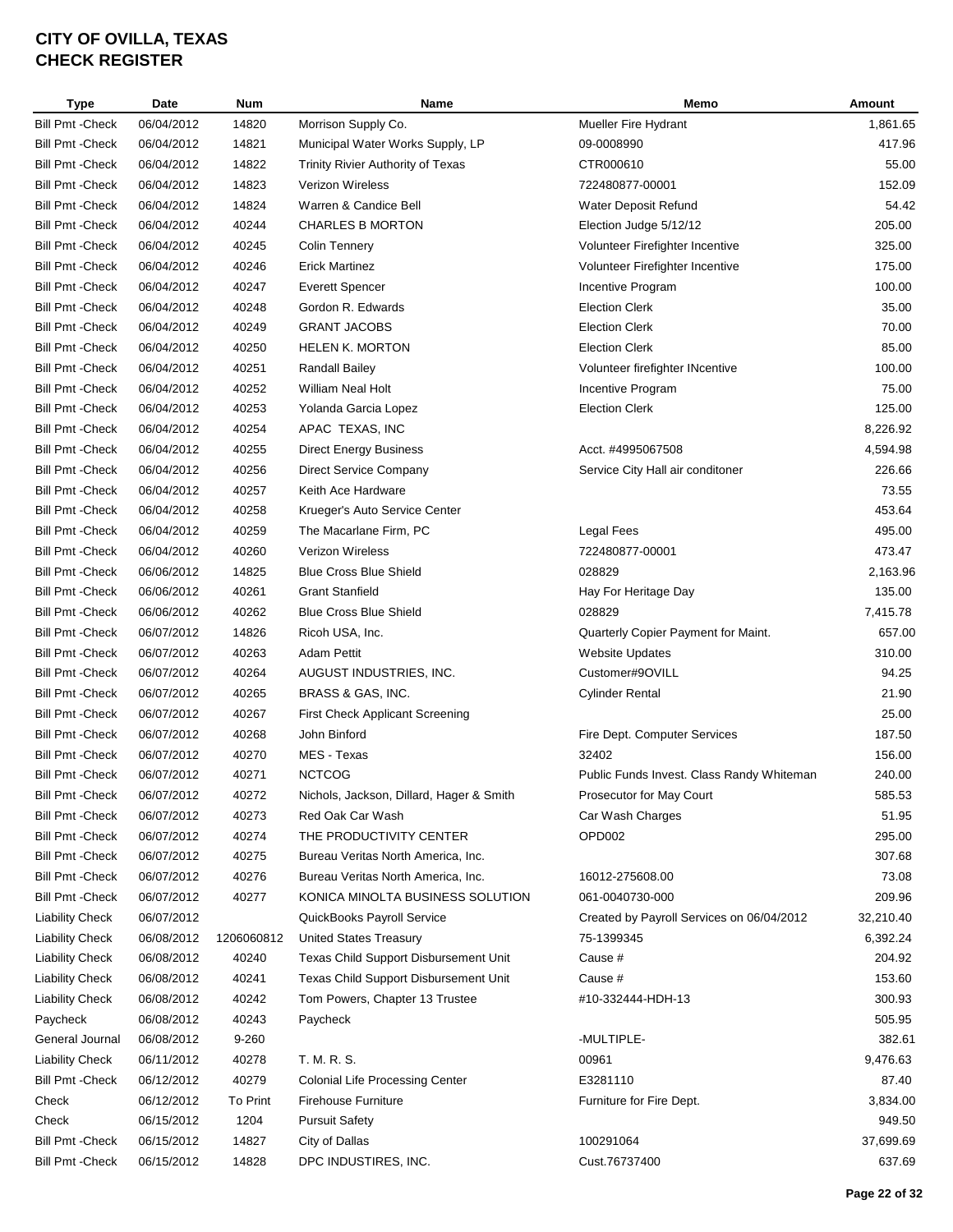# CITY OF OVILLA, TEXAS
# CHECK REGISTER

| Type | Date | Num | Name | Memo | Amount |
|---|---|---|---|---|---|
| Bill Pmt -Check | 06/04/2012 | 14820 | Morrison Supply Co. | Mueller Fire Hydrant | 1,861.65 |
| Bill Pmt -Check | 06/04/2012 | 14821 | Municipal Water Works Supply, LP | 09-0008990 | 417.96 |
| Bill Pmt -Check | 06/04/2012 | 14822 | Trinity Rivier Authority of Texas | CTR000610 | 55.00 |
| Bill Pmt -Check | 06/04/2012 | 14823 | Verizon Wireless | 722480877-00001 | 152.09 |
| Bill Pmt -Check | 06/04/2012 | 14824 | Warren & Candice Bell | Water Deposit Refund | 54.42 |
| Bill Pmt -Check | 06/04/2012 | 40244 | CHARLES B MORTON | Election Judge 5/12/12 | 205.00 |
| Bill Pmt -Check | 06/04/2012 | 40245 | Colin Tennery | Volunteer Firefighter Incentive | 325.00 |
| Bill Pmt -Check | 06/04/2012 | 40246 | Erick Martinez | Volunteer Firefighter Incentive | 175.00 |
| Bill Pmt -Check | 06/04/2012 | 40247 | Everett Spencer | Incentive Program | 100.00 |
| Bill Pmt -Check | 06/04/2012 | 40248 | Gordon R. Edwards | Election Clerk | 35.00 |
| Bill Pmt -Check | 06/04/2012 | 40249 | GRANT JACOBS | Election Clerk | 70.00 |
| Bill Pmt -Check | 06/04/2012 | 40250 | HELEN K. MORTON | Election Clerk | 85.00 |
| Bill Pmt -Check | 06/04/2012 | 40251 | Randall Bailey | Volunteer firefighter INcentive | 100.00 |
| Bill Pmt -Check | 06/04/2012 | 40252 | William Neal Holt | Incentive Program | 75.00 |
| Bill Pmt -Check | 06/04/2012 | 40253 | Yolanda Garcia Lopez | Election Clerk | 125.00 |
| Bill Pmt -Check | 06/04/2012 | 40254 | APAC TEXAS, INC | | 8,226.92 |
| Bill Pmt -Check | 06/04/2012 | 40255 | Direct Energy Business | Acct. #4995067508 | 4,594.98 |
| Bill Pmt -Check | 06/04/2012 | 40256 | Direct Service Company | Service City Hall air conditoner | 226.66 |
| Bill Pmt -Check | 06/04/2012 | 40257 | Keith Ace Hardware | | 73.55 |
| Bill Pmt -Check | 06/04/2012 | 40258 | Krueger's Auto Service Center | | 453.64 |
| Bill Pmt -Check | 06/04/2012 | 40259 | The Macarlane Firm, PC | Legal Fees | 495.00 |
| Bill Pmt -Check | 06/04/2012 | 40260 | Verizon Wireless | 722480877-00001 | 473.47 |
| Bill Pmt -Check | 06/06/2012 | 14825 | Blue Cross Blue Shield | 028829 | 2,163.96 |
| Bill Pmt -Check | 06/06/2012 | 40261 | Grant Stanfield | Hay For Heritage Day | 135.00 |
| Bill Pmt -Check | 06/06/2012 | 40262 | Blue Cross Blue Shield | 028829 | 7,415.78 |
| Bill Pmt -Check | 06/07/2012 | 14826 | Ricoh USA, Inc. | Quarterly Copier Payment for Maint. | 657.00 |
| Bill Pmt -Check | 06/07/2012 | 40263 | Adam Pettit | Website Updates | 310.00 |
| Bill Pmt -Check | 06/07/2012 | 40264 | AUGUST INDUSTRIES, INC. | Customer#9OVILL | 94.25 |
| Bill Pmt -Check | 06/07/2012 | 40265 | BRASS & GAS, INC. | Cylinder Rental | 21.90 |
| Bill Pmt -Check | 06/07/2012 | 40267 | First Check Applicant Screening | | 25.00 |
| Bill Pmt -Check | 06/07/2012 | 40268 | John Binford | Fire Dept. Computer Services | 187.50 |
| Bill Pmt -Check | 06/07/2012 | 40270 | MES - Texas | 32402 | 156.00 |
| Bill Pmt -Check | 06/07/2012 | 40271 | NCTCOG | Public Funds Invest. Class Randy Whiteman | 240.00 |
| Bill Pmt -Check | 06/07/2012 | 40272 | Nichols, Jackson, Dillard, Hager & Smith | Prosecutor for May Court | 585.53 |
| Bill Pmt -Check | 06/07/2012 | 40273 | Red Oak Car Wash | Car Wash Charges | 51.95 |
| Bill Pmt -Check | 06/07/2012 | 40274 | THE PRODUCTIVITY CENTER | OPD002 | 295.00 |
| Bill Pmt -Check | 06/07/2012 | 40275 | Bureau Veritas North America, Inc. | | 307.68 |
| Bill Pmt -Check | 06/07/2012 | 40276 | Bureau Veritas North America, Inc. | 16012-275608.00 | 73.08 |
| Bill Pmt -Check | 06/07/2012 | 40277 | KONICA MINOLTA BUSINESS SOLUTION | 061-0040730-000 | 209.96 |
| Liability Check | 06/07/2012 | | QuickBooks Payroll Service | Created by Payroll Services on 06/04/2012 | 32,210.40 |
| Liability Check | 06/08/2012 | 1206060812 | United States Treasury | 75-1399345 | 6,392.24 |
| Liability Check | 06/08/2012 | 40240 | Texas Child Support Disbursement Unit | Cause # | 204.92 |
| Liability Check | 06/08/2012 | 40241 | Texas Child Support Disbursement Unit | Cause # | 153.60 |
| Liability Check | 06/08/2012 | 40242 | Tom Powers, Chapter 13 Trustee | #10-332444-HDH-13 | 300.93 |
| Paycheck | 06/08/2012 | 40243 | Paycheck | | 505.95 |
| General Journal | 06/08/2012 | 9-260 | | -MULTIPLE- | 382.61 |
| Liability Check | 06/11/2012 | 40278 | T. M. R. S. | 00961 | 9,476.63 |
| Bill Pmt -Check | 06/12/2012 | 40279 | Colonial Life Processing Center | E3281110 | 87.40 |
| Check | 06/12/2012 | To Print | Firehouse Furniture | Furniture for Fire Dept. | 3,834.00 |
| Check | 06/15/2012 | 1204 | Pursuit Safety | | 949.50 |
| Bill Pmt -Check | 06/15/2012 | 14827 | City of Dallas | 100291064 | 37,699.69 |
| Bill Pmt -Check | 06/15/2012 | 14828 | DPC INDUSTIRES, INC. | Cust.76737400 | 637.69 |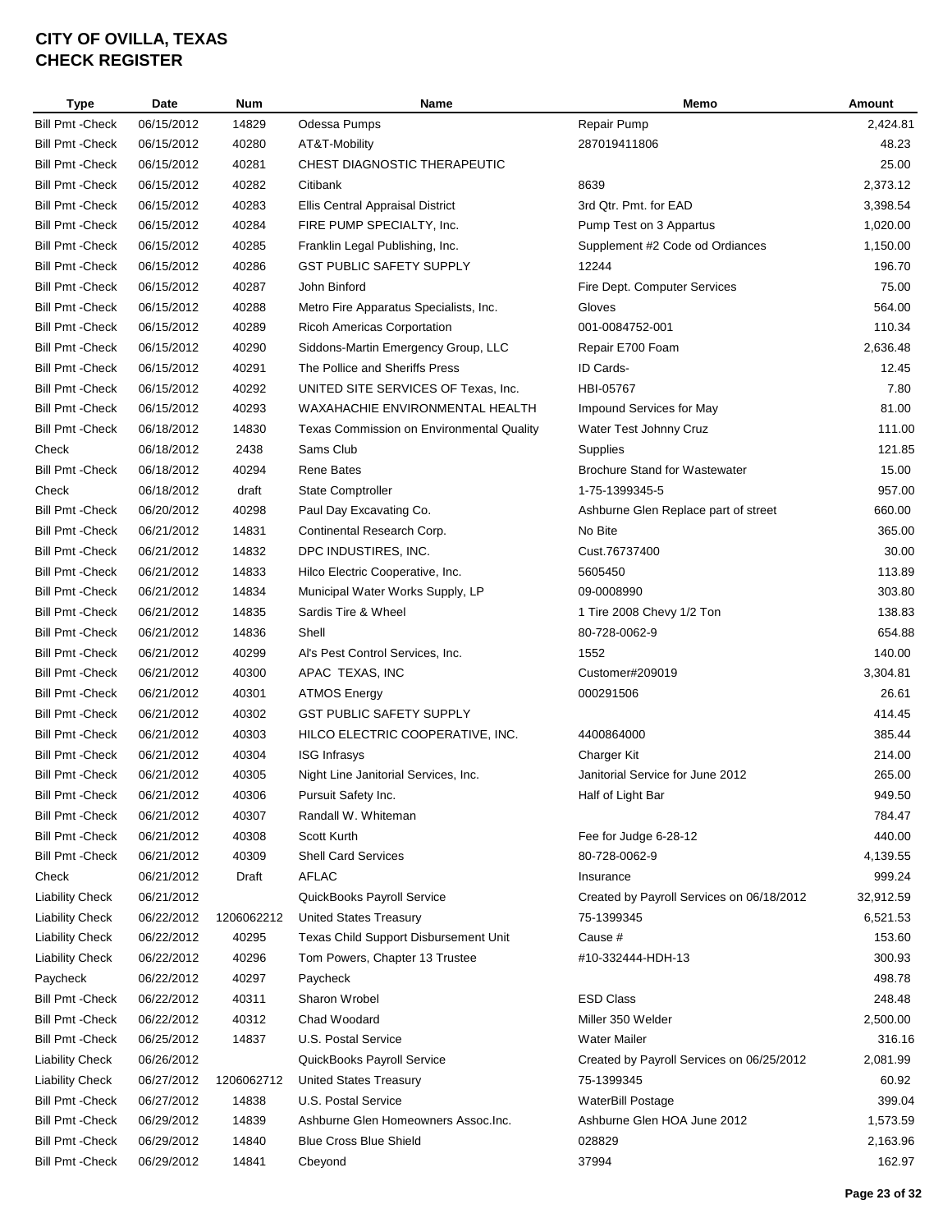# CITY OF OVILLA, TEXAS
# CHECK REGISTER

| Type | Date | Num | Name | Memo | Amount |
|---|---|---|---|---|---|
| Bill Pmt -Check | 06/15/2012 | 14829 | Odessa Pumps | Repair Pump | 2,424.81 |
| Bill Pmt -Check | 06/15/2012 | 40280 | AT&T-Mobility | 287019411806 | 48.23 |
| Bill Pmt -Check | 06/15/2012 | 40281 | CHEST DIAGNOSTIC THERAPEUTIC | | 25.00 |
| Bill Pmt -Check | 06/15/2012 | 40282 | Citibank | 8639 | 2,373.12 |
| Bill Pmt -Check | 06/15/2012 | 40283 | Ellis Central Appraisal District | 3rd Qtr. Pmt. for EAD | 3,398.54 |
| Bill Pmt -Check | 06/15/2012 | 40284 | FIRE PUMP SPECIALTY, Inc. | Pump Test on 3 Appartus | 1,020.00 |
| Bill Pmt -Check | 06/15/2012 | 40285 | Franklin Legal Publishing, Inc. | Supplement #2 Code od Ordiances | 1,150.00 |
| Bill Pmt -Check | 06/15/2012 | 40286 | GST PUBLIC SAFETY SUPPLY | 12244 | 196.70 |
| Bill Pmt -Check | 06/15/2012 | 40287 | John Binford | Fire Dept. Computer Services | 75.00 |
| Bill Pmt -Check | 06/15/2012 | 40288 | Metro Fire Apparatus Specialists, Inc. | Gloves | 564.00 |
| Bill Pmt -Check | 06/15/2012 | 40289 | Ricoh Americas Corportation | 001-0084752-001 | 110.34 |
| Bill Pmt -Check | 06/15/2012 | 40290 | Siddons-Martin Emergency Group, LLC | Repair E700 Foam | 2,636.48 |
| Bill Pmt -Check | 06/15/2012 | 40291 | The Pollice and Sheriffs Press | ID Cards- | 12.45 |
| Bill Pmt -Check | 06/15/2012 | 40292 | UNITED SITE SERVICES OF Texas, Inc. | HBI-05767 | 7.80 |
| Bill Pmt -Check | 06/15/2012 | 40293 | WAXAHACHIE ENVIRONMENTAL HEALTH | Impound Services for May | 81.00 |
| Bill Pmt -Check | 06/18/2012 | 14830 | Texas Commission on Environmental Quality | Water Test Johnny Cruz | 111.00 |
| Check | 06/18/2012 | 2438 | Sams Club | Supplies | 121.85 |
| Bill Pmt -Check | 06/18/2012 | 40294 | Rene Bates | Brochure Stand for Wastewater | 15.00 |
| Check | 06/18/2012 | draft | State Comptroller | 1-75-1399345-5 | 957.00 |
| Bill Pmt -Check | 06/20/2012 | 40298 | Paul Day Excavating Co. | Ashburne Glen Replace part of street | 660.00 |
| Bill Pmt -Check | 06/21/2012 | 14831 | Continental Research Corp. | No Bite | 365.00 |
| Bill Pmt -Check | 06/21/2012 | 14832 | DPC INDUSTIRES, INC. | Cust.76737400 | 30.00 |
| Bill Pmt -Check | 06/21/2012 | 14833 | Hilco Electric Cooperative, Inc. | 5605450 | 113.89 |
| Bill Pmt -Check | 06/21/2012 | 14834 | Municipal Water Works Supply, LP | 09-0008990 | 303.80 |
| Bill Pmt -Check | 06/21/2012 | 14835 | Sardis Tire & Wheel | 1 Tire 2008 Chevy 1/2 Ton | 138.83 |
| Bill Pmt -Check | 06/21/2012 | 14836 | Shell | 80-728-0062-9 | 654.88 |
| Bill Pmt -Check | 06/21/2012 | 40299 | Al's Pest Control Services, Inc. | 1552 | 140.00 |
| Bill Pmt -Check | 06/21/2012 | 40300 | APAC TEXAS, INC | Customer#209019 | 3,304.81 |
| Bill Pmt -Check | 06/21/2012 | 40301 | ATMOS Energy | 000291506 | 26.61 |
| Bill Pmt -Check | 06/21/2012 | 40302 | GST PUBLIC SAFETY SUPPLY | | 414.45 |
| Bill Pmt -Check | 06/21/2012 | 40303 | HILCO ELECTRIC COOPERATIVE, INC. | 4400864000 | 385.44 |
| Bill Pmt -Check | 06/21/2012 | 40304 | ISG Infrasys | Charger Kit | 214.00 |
| Bill Pmt -Check | 06/21/2012 | 40305 | Night Line Janitorial Services, Inc. | Janitorial Service for June 2012 | 265.00 |
| Bill Pmt -Check | 06/21/2012 | 40306 | Pursuit Safety Inc. | Half of Light Bar | 949.50 |
| Bill Pmt -Check | 06/21/2012 | 40307 | Randall W. Whiteman | | 784.47 |
| Bill Pmt -Check | 06/21/2012 | 40308 | Scott Kurth | Fee for Judge 6-28-12 | 440.00 |
| Bill Pmt -Check | 06/21/2012 | 40309 | Shell Card Services | 80-728-0062-9 | 4,139.55 |
| Check | 06/21/2012 | Draft | AFLAC | Insurance | 999.24 |
| Liability Check | 06/21/2012 | | QuickBooks Payroll Service | Created by Payroll Services on 06/18/2012 | 32,912.59 |
| Liability Check | 06/22/2012 | 1206062212 | United States Treasury | 75-1399345 | 6,521.53 |
| Liability Check | 06/22/2012 | 40295 | Texas Child Support Disbursement Unit | Cause # | 153.60 |
| Liability Check | 06/22/2012 | 40296 | Tom Powers, Chapter 13 Trustee | #10-332444-HDH-13 | 300.93 |
| Paycheck | 06/22/2012 | 40297 | Paycheck | | 498.78 |
| Bill Pmt -Check | 06/22/2012 | 40311 | Sharon Wrobel | ESD Class | 248.48 |
| Bill Pmt -Check | 06/22/2012 | 40312 | Chad Woodard | Miller 350 Welder | 2,500.00 |
| Bill Pmt -Check | 06/25/2012 | 14837 | U.S. Postal Service | Water Mailer | 316.16 |
| Liability Check | 06/26/2012 | | QuickBooks Payroll Service | Created by Payroll Services on 06/25/2012 | 2,081.99 |
| Liability Check | 06/27/2012 | 1206062712 | United States Treasury | 75-1399345 | 60.92 |
| Bill Pmt -Check | 06/27/2012 | 14838 | U.S. Postal Service | WaterBill Postage | 399.04 |
| Bill Pmt -Check | 06/29/2012 | 14839 | Ashburne Glen Homeowners Assoc.Inc. | Ashburne Glen HOA June 2012 | 1,573.59 |
| Bill Pmt -Check | 06/29/2012 | 14840 | Blue Cross Blue Shield | 028829 | 2,163.96 |
| Bill Pmt -Check | 06/29/2012 | 14841 | Cbeyond | 37994 | 162.97 |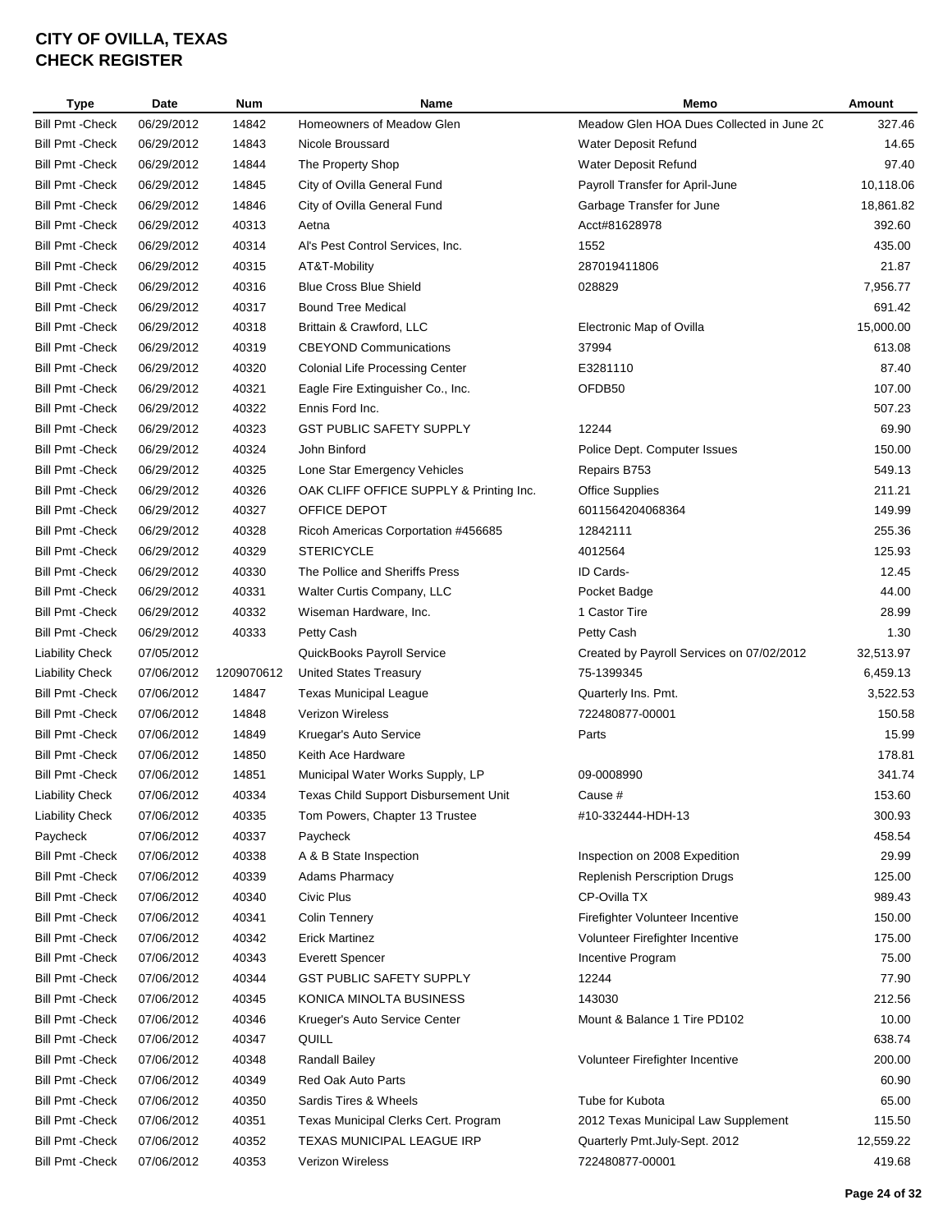# CITY OF OVILLA, TEXAS
# CHECK REGISTER

| Type | Date | Num | Name | Memo | Amount |
|---|---|---|---|---|---|
| Bill Pmt -Check | 06/29/2012 | 14842 | Homeowners of Meadow Glen | Meadow Glen HOA Dues Collected in June 20 | 327.46 |
| Bill Pmt -Check | 06/29/2012 | 14843 | Nicole Broussard | Water Deposit Refund | 14.65 |
| Bill Pmt -Check | 06/29/2012 | 14844 | The Property Shop | Water Deposit Refund | 97.40 |
| Bill Pmt -Check | 06/29/2012 | 14845 | City of Ovilla General Fund | Payroll Transfer for April-June | 10,118.06 |
| Bill Pmt -Check | 06/29/2012 | 14846 | City of Ovilla General Fund | Garbage Transfer for June | 18,861.82 |
| Bill Pmt -Check | 06/29/2012 | 40313 | Aetna | Acct#81628978 | 392.60 |
| Bill Pmt -Check | 06/29/2012 | 40314 | Al's Pest Control Services, Inc. | 1552 | 435.00 |
| Bill Pmt -Check | 06/29/2012 | 40315 | AT&T-Mobility | 287019411806 | 21.87 |
| Bill Pmt -Check | 06/29/2012 | 40316 | Blue Cross Blue Shield | 028829 | 7,956.77 |
| Bill Pmt -Check | 06/29/2012 | 40317 | Bound Tree Medical | | 691.42 |
| Bill Pmt -Check | 06/29/2012 | 40318 | Brittain & Crawford, LLC | Electronic Map of Ovilla | 15,000.00 |
| Bill Pmt -Check | 06/29/2012 | 40319 | CBEYOND Communications | 37994 | 613.08 |
| Bill Pmt -Check | 06/29/2012 | 40320 | Colonial Life Processing Center | E3281110 | 87.40 |
| Bill Pmt -Check | 06/29/2012 | 40321 | Eagle Fire Extinguisher Co., Inc. | OFDB50 | 107.00 |
| Bill Pmt -Check | 06/29/2012 | 40322 | Ennis Ford Inc. | | 507.23 |
| Bill Pmt -Check | 06/29/2012 | 40323 | GST PUBLIC SAFETY SUPPLY | 12244 | 69.90 |
| Bill Pmt -Check | 06/29/2012 | 40324 | John Binford | Police Dept. Computer Issues | 150.00 |
| Bill Pmt -Check | 06/29/2012 | 40325 | Lone Star Emergency Vehicles | Repairs B753 | 549.13 |
| Bill Pmt -Check | 06/29/2012 | 40326 | OAK CLIFF OFFICE SUPPLY & Printing Inc. | Office Supplies | 211.21 |
| Bill Pmt -Check | 06/29/2012 | 40327 | OFFICE DEPOT | 6011564204068364 | 149.99 |
| Bill Pmt -Check | 06/29/2012 | 40328 | Ricoh Americas Corportation #456685 | 12842111 | 255.36 |
| Bill Pmt -Check | 06/29/2012 | 40329 | STERICYCLE | 4012564 | 125.93 |
| Bill Pmt -Check | 06/29/2012 | 40330 | The Pollice and Sheriffs Press | ID Cards- | 12.45 |
| Bill Pmt -Check | 06/29/2012 | 40331 | Walter Curtis Company, LLC | Pocket Badge | 44.00 |
| Bill Pmt -Check | 06/29/2012 | 40332 | Wiseman Hardware, Inc. | 1 Castor Tire | 28.99 |
| Bill Pmt -Check | 06/29/2012 | 40333 | Petty Cash | Petty Cash | 1.30 |
| Liability Check | 07/05/2012 | | QuickBooks Payroll Service | Created by Payroll Services on 07/02/2012 | 32,513.97 |
| Liability Check | 07/06/2012 | 1209070612 | United States Treasury | 75-1399345 | 6,459.13 |
| Bill Pmt -Check | 07/06/2012 | 14847 | Texas Municipal League | Quarterly Ins. Pmt. | 3,522.53 |
| Bill Pmt -Check | 07/06/2012 | 14848 | Verizon Wireless | 722480877-00001 | 150.58 |
| Bill Pmt -Check | 07/06/2012 | 14849 | Kruegar's Auto Service | Parts | 15.99 |
| Bill Pmt -Check | 07/06/2012 | 14850 | Keith Ace Hardware | | 178.81 |
| Bill Pmt -Check | 07/06/2012 | 14851 | Municipal Water Works Supply, LP | 09-0008990 | 341.74 |
| Liability Check | 07/06/2012 | 40334 | Texas Child Support Disbursement Unit | Cause # | 153.60 |
| Liability Check | 07/06/2012 | 40335 | Tom Powers, Chapter 13 Trustee | #10-332444-HDH-13 | 300.93 |
| Paycheck | 07/06/2012 | 40337 | Paycheck | | 458.54 |
| Bill Pmt -Check | 07/06/2012 | 40338 | A & B State Inspection | Inspection on 2008 Expedition | 29.99 |
| Bill Pmt -Check | 07/06/2012 | 40339 | Adams Pharmacy | Replenish Perscription Drugs | 125.00 |
| Bill Pmt -Check | 07/06/2012 | 40340 | Civic Plus | CP-Ovilla TX | 989.43 |
| Bill Pmt -Check | 07/06/2012 | 40341 | Colin Tennery | Firefighter Volunteer Incentive | 150.00 |
| Bill Pmt -Check | 07/06/2012 | 40342 | Erick Martinez | Volunteer Firefighter Incentive | 175.00 |
| Bill Pmt -Check | 07/06/2012 | 40343 | Everett Spencer | Incentive Program | 75.00 |
| Bill Pmt -Check | 07/06/2012 | 40344 | GST PUBLIC SAFETY SUPPLY | 12244 | 77.90 |
| Bill Pmt -Check | 07/06/2012 | 40345 | KONICA MINOLTA BUSINESS | 143030 | 212.56 |
| Bill Pmt -Check | 07/06/2012 | 40346 | Krueger's Auto Service Center | Mount & Balance 1 Tire PD102 | 10.00 |
| Bill Pmt -Check | 07/06/2012 | 40347 | QUILL | | 638.74 |
| Bill Pmt -Check | 07/06/2012 | 40348 | Randall Bailey | Volunteer Firefighter Incentive | 200.00 |
| Bill Pmt -Check | 07/06/2012 | 40349 | Red Oak Auto Parts | | 60.90 |
| Bill Pmt -Check | 07/06/2012 | 40350 | Sardis Tires & Wheels | Tube for Kubota | 65.00 |
| Bill Pmt -Check | 07/06/2012 | 40351 | Texas Municipal Clerks Cert. Program | 2012 Texas Municipal Law Supplement | 115.50 |
| Bill Pmt -Check | 07/06/2012 | 40352 | TEXAS MUNICIPAL LEAGUE IRP | Quarterly Pmt.July-Sept. 2012 | 12,559.22 |
| Bill Pmt -Check | 07/06/2012 | 40353 | Verizon Wireless | 722480877-00001 | 419.68 |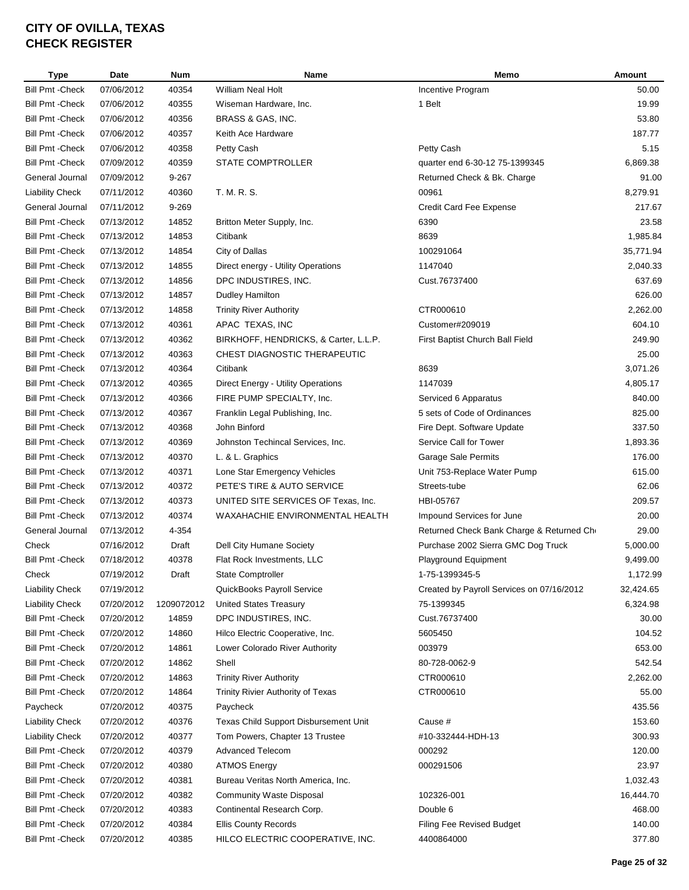# CITY OF OVILLA, TEXAS
## CHECK REGISTER

| Type | Date | Num | Name | Memo | Amount |
|---|---|---|---|---|---|
| Bill Pmt -Check | 07/06/2012 | 40354 | William Neal Holt | Incentive Program | 50.00 |
| Bill Pmt -Check | 07/06/2012 | 40355 | Wiseman Hardware, Inc. | 1 Belt | 19.99 |
| Bill Pmt -Check | 07/06/2012 | 40356 | BRASS & GAS, INC. | | 53.80 |
| Bill Pmt -Check | 07/06/2012 | 40357 | Keith Ace Hardware | | 187.77 |
| Bill Pmt -Check | 07/06/2012 | 40358 | Petty Cash | Petty Cash | 5.15 |
| Bill Pmt -Check | 07/09/2012 | 40359 | STATE COMPTROLLER | quarter end 6-30-12 75-1399345 | 6,869.38 |
| General Journal | 07/09/2012 | 9-267 | | Returned Check & Bk. Charge | 91.00 |
| Liability Check | 07/11/2012 | 40360 | T. M. R. S. | 00961 | 8,279.91 |
| General Journal | 07/11/2012 | 9-269 | | Credit Card Fee Expense | 217.67 |
| Bill Pmt -Check | 07/13/2012 | 14852 | Britton Meter Supply, Inc. | 6390 | 23.58 |
| Bill Pmt -Check | 07/13/2012 | 14853 | Citibank | 8639 | 1,985.84 |
| Bill Pmt -Check | 07/13/2012 | 14854 | City of Dallas | 100291064 | 35,771.94 |
| Bill Pmt -Check | 07/13/2012 | 14855 | Direct energy - Utility Operations | 1147040 | 2,040.33 |
| Bill Pmt -Check | 07/13/2012 | 14856 | DPC INDUSTIRES, INC. | Cust.76737400 | 637.69 |
| Bill Pmt -Check | 07/13/2012 | 14857 | Dudley Hamilton | | 626.00 |
| Bill Pmt -Check | 07/13/2012 | 14858 | Trinity River Authority | CTR000610 | 2,262.00 |
| Bill Pmt -Check | 07/13/2012 | 40361 | APAC TEXAS, INC | Customer#209019 | 604.10 |
| Bill Pmt -Check | 07/13/2012 | 40362 | BIRKHOFF, HENDRICKS, & Carter, L.L.P. | First Baptist Church Ball Field | 249.90 |
| Bill Pmt -Check | 07/13/2012 | 40363 | CHEST DIAGNOSTIC THERAPEUTIC | | 25.00 |
| Bill Pmt -Check | 07/13/2012 | 40364 | Citibank | 8639 | 3,071.26 |
| Bill Pmt -Check | 07/13/2012 | 40365 | Direct Energy - Utility Operations | 1147039 | 4,805.17 |
| Bill Pmt -Check | 07/13/2012 | 40366 | FIRE PUMP SPECIALTY, Inc. | Serviced 6 Apparatus | 840.00 |
| Bill Pmt -Check | 07/13/2012 | 40367 | Franklin Legal Publishing, Inc. | 5 sets of Code of Ordinances | 825.00 |
| Bill Pmt -Check | 07/13/2012 | 40368 | John Binford | Fire Dept. Software Update | 337.50 |
| Bill Pmt -Check | 07/13/2012 | 40369 | Johnston Techincal Services, Inc. | Service Call for Tower | 1,893.36 |
| Bill Pmt -Check | 07/13/2012 | 40370 | L. & L. Graphics | Garage Sale Permits | 176.00 |
| Bill Pmt -Check | 07/13/2012 | 40371 | Lone Star Emergency Vehicles | Unit 753-Replace Water Pump | 615.00 |
| Bill Pmt -Check | 07/13/2012 | 40372 | PETE'S TIRE & AUTO SERVICE | Streets-tube | 62.06 |
| Bill Pmt -Check | 07/13/2012 | 40373 | UNITED SITE SERVICES OF Texas, Inc. | HBI-05767 | 209.57 |
| Bill Pmt -Check | 07/13/2012 | 40374 | WAXAHACHIE ENVIRONMENTAL HEALTH | Impound Services for June | 20.00 |
| General Journal | 07/13/2012 | 4-354 | | Returned Check Bank Charge & Returned Ch | 29.00 |
| Check | 07/16/2012 | Draft | Dell City Humane Society | Purchase 2002 Sierra GMC Dog Truck | 5,000.00 |
| Bill Pmt -Check | 07/18/2012 | 40378 | Flat Rock Investments, LLC | Playground Equipment | 9,499.00 |
| Check | 07/19/2012 | Draft | State Comptroller | 1-75-1399345-5 | 1,172.99 |
| Liability Check | 07/19/2012 | | QuickBooks Payroll Service | Created by Payroll Services on 07/16/2012 | 32,424.65 |
| Liability Check | 07/20/2012 | 1209072012 | United States Treasury | 75-1399345 | 6,324.98 |
| Bill Pmt -Check | 07/20/2012 | 14859 | DPC INDUSTIRES, INC. | Cust.76737400 | 30.00 |
| Bill Pmt -Check | 07/20/2012 | 14860 | Hilco Electric Cooperative, Inc. | 5605450 | 104.52 |
| Bill Pmt -Check | 07/20/2012 | 14861 | Lower Colorado River Authority | 003979 | 653.00 |
| Bill Pmt -Check | 07/20/2012 | 14862 | Shell | 80-728-0062-9 | 542.54 |
| Bill Pmt -Check | 07/20/2012 | 14863 | Trinity River Authority | CTR000610 | 2,262.00 |
| Bill Pmt -Check | 07/20/2012 | 14864 | Trinity Rivier Authority of Texas | CTR000610 | 55.00 |
| Paycheck | 07/20/2012 | 40375 | Paycheck | | 435.56 |
| Liability Check | 07/20/2012 | 40376 | Texas Child Support Disbursement Unit | Cause # | 153.60 |
| Liability Check | 07/20/2012 | 40377 | Tom Powers, Chapter 13 Trustee | #10-332444-HDH-13 | 300.93 |
| Bill Pmt -Check | 07/20/2012 | 40379 | Advanced Telecom | 000292 | 120.00 |
| Bill Pmt -Check | 07/20/2012 | 40380 | ATMOS Energy | 000291506 | 23.97 |
| Bill Pmt -Check | 07/20/2012 | 40381 | Bureau Veritas North America, Inc. | | 1,032.43 |
| Bill Pmt -Check | 07/20/2012 | 40382 | Community Waste Disposal | 102326-001 | 16,444.70 |
| Bill Pmt -Check | 07/20/2012 | 40383 | Continental Research Corp. | Double 6 | 468.00 |
| Bill Pmt -Check | 07/20/2012 | 40384 | Ellis County Records | Filing Fee Revised Budget | 140.00 |
| Bill Pmt -Check | 07/20/2012 | 40385 | HILCO ELECTRIC COOPERATIVE, INC. | 4400864000 | 377.80 |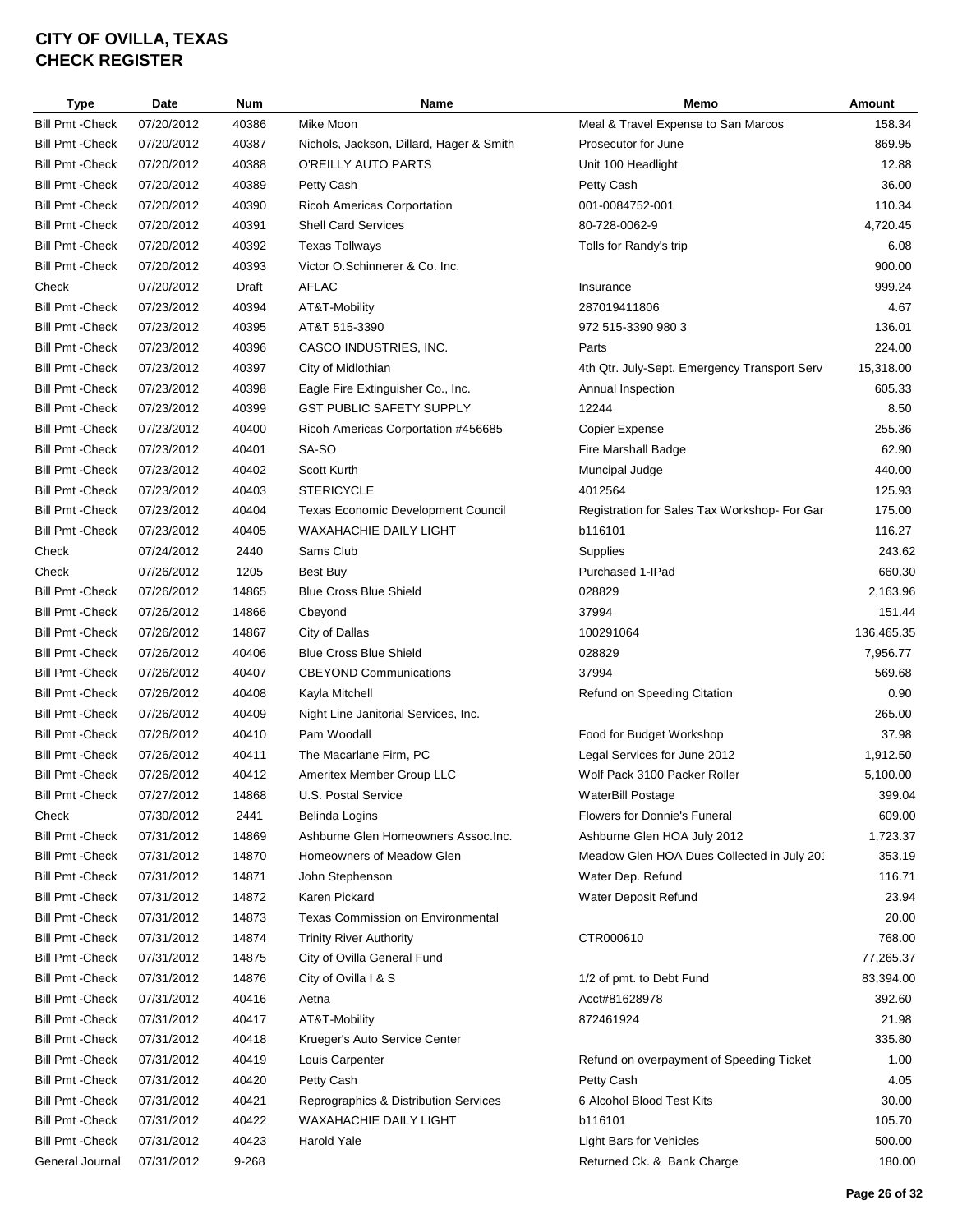# CITY OF OVILLA, TEXAS
## CHECK REGISTER

| Type | Date | Num | Name | Memo | Amount |
|---|---|---|---|---|---|
| Bill Pmt -Check | 07/20/2012 | 40386 | Mike Moon | Meal & Travel Expense to San Marcos | 158.34 |
| Bill Pmt -Check | 07/20/2012 | 40387 | Nichols, Jackson, Dillard, Hager & Smith | Prosecutor for June | 869.95 |
| Bill Pmt -Check | 07/20/2012 | 40388 | O'REILLY AUTO PARTS | Unit 100 Headlight | 12.88 |
| Bill Pmt -Check | 07/20/2012 | 40389 | Petty Cash | Petty Cash | 36.00 |
| Bill Pmt -Check | 07/20/2012 | 40390 | Ricoh Americas Corportation | 001-0084752-001 | 110.34 |
| Bill Pmt -Check | 07/20/2012 | 40391 | Shell Card Services | 80-728-0062-9 | 4,720.45 |
| Bill Pmt -Check | 07/20/2012 | 40392 | Texas Tollways | Tolls for Randy's trip | 6.08 |
| Bill Pmt -Check | 07/20/2012 | 40393 | Victor O.Schinnerer & Co. Inc. | | 900.00 |
| Check | 07/20/2012 | Draft | AFLAC | Insurance | 999.24 |
| Bill Pmt -Check | 07/23/2012 | 40394 | AT&T-Mobility | 287019411806 | 4.67 |
| Bill Pmt -Check | 07/23/2012 | 40395 | AT&T 515-3390 | 972 515-3390 980 3 | 136.01 |
| Bill Pmt -Check | 07/23/2012 | 40396 | CASCO INDUSTRIES, INC. | Parts | 224.00 |
| Bill Pmt -Check | 07/23/2012 | 40397 | City of Midlothian | 4th Qtr. July-Sept. Emergency Transport Serv | 15,318.00 |
| Bill Pmt -Check | 07/23/2012 | 40398 | Eagle Fire Extinguisher Co., Inc. | Annual Inspection | 605.33 |
| Bill Pmt -Check | 07/23/2012 | 40399 | GST PUBLIC SAFETY SUPPLY | 12244 | 8.50 |
| Bill Pmt -Check | 07/23/2012 | 40400 | Ricoh Americas Corportation #456685 | Copier Expense | 255.36 |
| Bill Pmt -Check | 07/23/2012 | 40401 | SA-SO | Fire Marshall Badge | 62.90 |
| Bill Pmt -Check | 07/23/2012 | 40402 | Scott Kurth | Muncipal Judge | 440.00 |
| Bill Pmt -Check | 07/23/2012 | 40403 | STERICYCLE | 4012564 | 125.93 |
| Bill Pmt -Check | 07/23/2012 | 40404 | Texas Economic Development Council | Registration for Sales Tax Workshop- For Gar | 175.00 |
| Bill Pmt -Check | 07/23/2012 | 40405 | WAXAHACHIE DAILY LIGHT | b116101 | 116.27 |
| Check | 07/24/2012 | 2440 | Sams Club | Supplies | 243.62 |
| Check | 07/26/2012 | 1205 | Best Buy | Purchased 1-IPad | 660.30 |
| Bill Pmt -Check | 07/26/2012 | 14865 | Blue Cross Blue Shield | 028829 | 2,163.96 |
| Bill Pmt -Check | 07/26/2012 | 14866 | Cbeyond | 37994 | 151.44 |
| Bill Pmt -Check | 07/26/2012 | 14867 | City of Dallas | 100291064 | 136,465.35 |
| Bill Pmt -Check | 07/26/2012 | 40406 | Blue Cross Blue Shield | 028829 | 7,956.77 |
| Bill Pmt -Check | 07/26/2012 | 40407 | CBEYOND Communications | 37994 | 569.68 |
| Bill Pmt -Check | 07/26/2012 | 40408 | Kayla Mitchell | Refund on Speeding Citation | 0.90 |
| Bill Pmt -Check | 07/26/2012 | 40409 | Night Line Janitorial Services, Inc. | | 265.00 |
| Bill Pmt -Check | 07/26/2012 | 40410 | Pam Woodall | Food for Budget Workshop | 37.98 |
| Bill Pmt -Check | 07/26/2012 | 40411 | The Macarlane Firm, PC | Legal Services for June 2012 | 1,912.50 |
| Bill Pmt -Check | 07/26/2012 | 40412 | Ameritex Member Group LLC | Wolf Pack 3100 Packer Roller | 5,100.00 |
| Bill Pmt -Check | 07/27/2012 | 14868 | U.S. Postal Service | WaterBill Postage | 399.04 |
| Check | 07/30/2012 | 2441 | Belinda Logins | Flowers for Donnie's Funeral | 609.00 |
| Bill Pmt -Check | 07/31/2012 | 14869 | Ashburne Glen Homeowners Assoc.Inc. | Ashburne Glen HOA July 2012 | 1,723.37 |
| Bill Pmt -Check | 07/31/2012 | 14870 | Homeowners of Meadow Glen | Meadow Glen HOA Dues Collected in July 201 | 353.19 |
| Bill Pmt -Check | 07/31/2012 | 14871 | John Stephenson | Water Dep. Refund | 116.71 |
| Bill Pmt -Check | 07/31/2012 | 14872 | Karen Pickard | Water Deposit Refund | 23.94 |
| Bill Pmt -Check | 07/31/2012 | 14873 | Texas Commission on Environmental | | 20.00 |
| Bill Pmt -Check | 07/31/2012 | 14874 | Trinity River Authority | CTR000610 | 768.00 |
| Bill Pmt -Check | 07/31/2012 | 14875 | City of Ovilla General Fund | | 77,265.37 |
| Bill Pmt -Check | 07/31/2012 | 14876 | City of Ovilla I & S | 1/2 of pmt. to Debt Fund | 83,394.00 |
| Bill Pmt -Check | 07/31/2012 | 40416 | Aetna | Acct#81628978 | 392.60 |
| Bill Pmt -Check | 07/31/2012 | 40417 | AT&T-Mobility | 872461924 | 21.98 |
| Bill Pmt -Check | 07/31/2012 | 40418 | Krueger's Auto Service Center | | 335.80 |
| Bill Pmt -Check | 07/31/2012 | 40419 | Louis Carpenter | Refund on overpayment of Speeding Ticket | 1.00 |
| Bill Pmt -Check | 07/31/2012 | 40420 | Petty Cash | Petty Cash | 4.05 |
| Bill Pmt -Check | 07/31/2012 | 40421 | Reprographics & Distribution Services | 6 Alcohol Blood Test Kits | 30.00 |
| Bill Pmt -Check | 07/31/2012 | 40422 | WAXAHACHIE DAILY LIGHT | b116101 | 105.70 |
| Bill Pmt -Check | 07/31/2012 | 40423 | Harold Yale | Light Bars for Vehicles | 500.00 |
| General Journal | 07/31/2012 | 9-268 | | Returned Ck. & Bank Charge | 180.00 |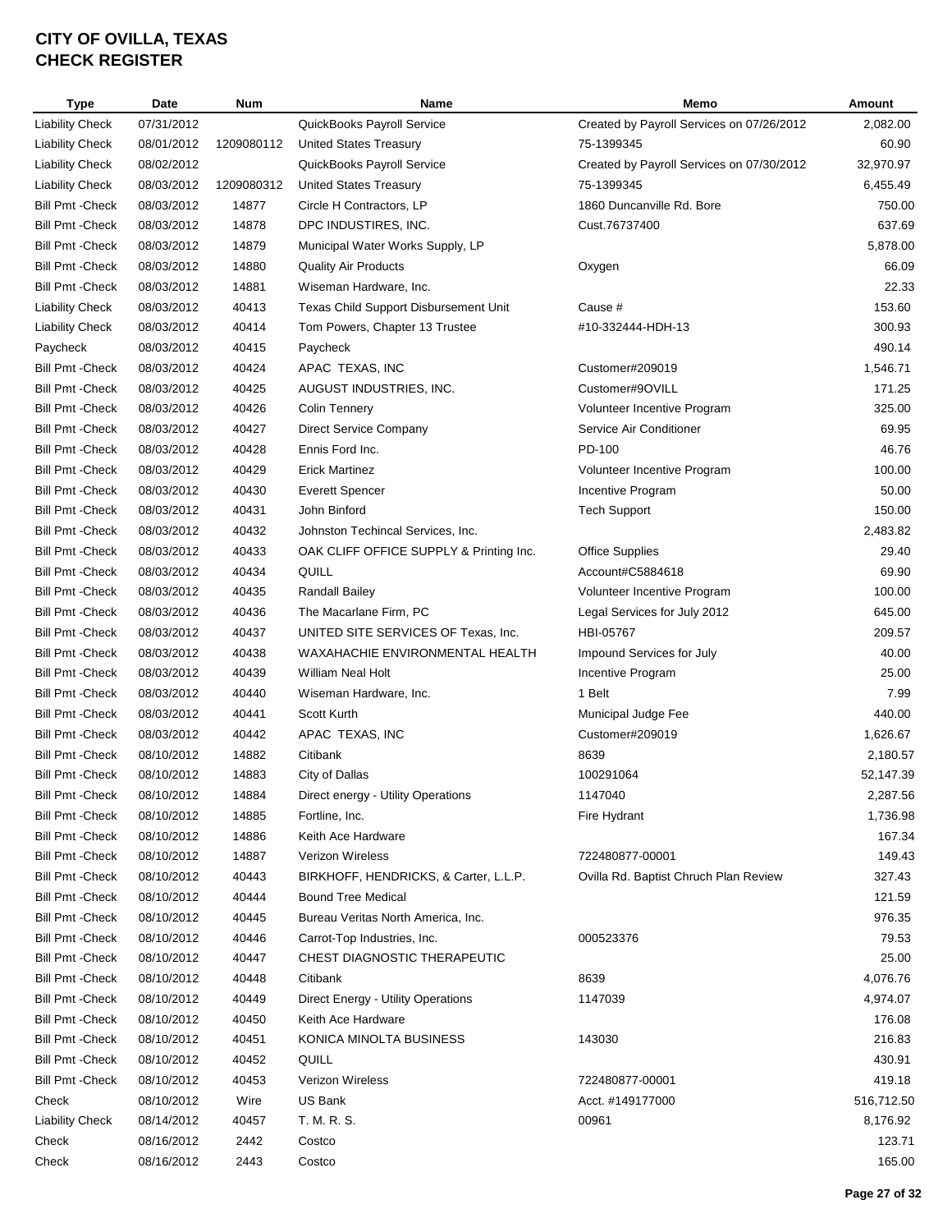# CITY OF OVILLA, TEXAS
# CHECK REGISTER

| Type | Date | Num | Name | Memo | Amount |
|---|---|---|---|---|---|
| Liability Check | 07/31/2012 | | QuickBooks Payroll Service | Created by Payroll Services on 07/26/2012 | 2,082.00 |
| Liability Check | 08/01/2012 | 1209080112 | United States Treasury | 75-1399345 | 60.90 |
| Liability Check | 08/02/2012 | | QuickBooks Payroll Service | Created by Payroll Services on 07/30/2012 | 32,970.97 |
| Liability Check | 08/03/2012 | 1209080312 | United States Treasury | 75-1399345 | 6,455.49 |
| Bill Pmt -Check | 08/03/2012 | 14877 | Circle H Contractors, LP | 1860 Duncanville Rd. Bore | 750.00 |
| Bill Pmt -Check | 08/03/2012 | 14878 | DPC INDUSTIRES, INC. | Cust.76737400 | 637.69 |
| Bill Pmt -Check | 08/03/2012 | 14879 | Municipal Water Works Supply, LP | | 5,878.00 |
| Bill Pmt -Check | 08/03/2012 | 14880 | Quality Air Products | Oxygen | 66.09 |
| Bill Pmt -Check | 08/03/2012 | 14881 | Wiseman Hardware, Inc. | | 22.33 |
| Liability Check | 08/03/2012 | 40413 | Texas Child Support Disbursement Unit | Cause # | 153.60 |
| Liability Check | 08/03/2012 | 40414 | Tom Powers, Chapter 13 Trustee | #10-332444-HDH-13 | 300.93 |
| Paycheck | 08/03/2012 | 40415 | Paycheck | | 490.14 |
| Bill Pmt -Check | 08/03/2012 | 40424 | APAC TEXAS, INC | Customer#209019 | 1,546.71 |
| Bill Pmt -Check | 08/03/2012 | 40425 | AUGUST INDUSTRIES, INC. | Customer#9OVILL | 171.25 |
| Bill Pmt -Check | 08/03/2012 | 40426 | Colin Tennery | Volunteer Incentive Program | 325.00 |
| Bill Pmt -Check | 08/03/2012 | 40427 | Direct Service Company | Service Air Conditioner | 69.95 |
| Bill Pmt -Check | 08/03/2012 | 40428 | Ennis Ford Inc. | PD-100 | 46.76 |
| Bill Pmt -Check | 08/03/2012 | 40429 | Erick Martinez | Volunteer Incentive Program | 100.00 |
| Bill Pmt -Check | 08/03/2012 | 40430 | Everett Spencer | Incentive Program | 50.00 |
| Bill Pmt -Check | 08/03/2012 | 40431 | John Binford | Tech Support | 150.00 |
| Bill Pmt -Check | 08/03/2012 | 40432 | Johnston Techincal Services, Inc. | | 2,483.82 |
| Bill Pmt -Check | 08/03/2012 | 40433 | OAK CLIFF OFFICE SUPPLY & Printing Inc. | Office Supplies | 29.40 |
| Bill Pmt -Check | 08/03/2012 | 40434 | QUILL | Account#C5884618 | 69.90 |
| Bill Pmt -Check | 08/03/2012 | 40435 | Randall Bailey | Volunteer Incentive Program | 100.00 |
| Bill Pmt -Check | 08/03/2012 | 40436 | The Macarlane Firm, PC | Legal Services for July 2012 | 645.00 |
| Bill Pmt -Check | 08/03/2012 | 40437 | UNITED SITE SERVICES OF Texas, Inc. | HBI-05767 | 209.57 |
| Bill Pmt -Check | 08/03/2012 | 40438 | WAXAHACHIE ENVIRONMENTAL HEALTH | Impound Services for July | 40.00 |
| Bill Pmt -Check | 08/03/2012 | 40439 | William Neal Holt | Incentive Program | 25.00 |
| Bill Pmt -Check | 08/03/2012 | 40440 | Wiseman Hardware, Inc. | 1 Belt | 7.99 |
| Bill Pmt -Check | 08/03/2012 | 40441 | Scott Kurth | Municipal Judge Fee | 440.00 |
| Bill Pmt -Check | 08/03/2012 | 40442 | APAC TEXAS, INC | Customer#209019 | 1,626.67 |
| Bill Pmt -Check | 08/10/2012 | 14882 | Citibank | 8639 | 2,180.57 |
| Bill Pmt -Check | 08/10/2012 | 14883 | City of Dallas | 100291064 | 52,147.39 |
| Bill Pmt -Check | 08/10/2012 | 14884 | Direct energy - Utility Operations | 1147040 | 2,287.56 |
| Bill Pmt -Check | 08/10/2012 | 14885 | Fortline, Inc. | Fire Hydrant | 1,736.98 |
| Bill Pmt -Check | 08/10/2012 | 14886 | Keith Ace Hardware | | 167.34 |
| Bill Pmt -Check | 08/10/2012 | 14887 | Verizon Wireless | 722480877-00001 | 149.43 |
| Bill Pmt -Check | 08/10/2012 | 40443 | BIRKHOFF, HENDRICKS, & Carter, L.L.P. | Ovilla Rd. Baptist Chruch Plan Review | 327.43 |
| Bill Pmt -Check | 08/10/2012 | 40444 | Bound Tree Medical | | 121.59 |
| Bill Pmt -Check | 08/10/2012 | 40445 | Bureau Veritas North America, Inc. | | 976.35 |
| Bill Pmt -Check | 08/10/2012 | 40446 | Carrot-Top Industries, Inc. | 000523376 | 79.53 |
| Bill Pmt -Check | 08/10/2012 | 40447 | CHEST DIAGNOSTIC THERAPEUTIC | | 25.00 |
| Bill Pmt -Check | 08/10/2012 | 40448 | Citibank | 8639 | 4,076.76 |
| Bill Pmt -Check | 08/10/2012 | 40449 | Direct Energy - Utility Operations | 1147039 | 4,974.07 |
| Bill Pmt -Check | 08/10/2012 | 40450 | Keith Ace Hardware | | 176.08 |
| Bill Pmt -Check | 08/10/2012 | 40451 | KONICA MINOLTA BUSINESS | 143030 | 216.83 |
| Bill Pmt -Check | 08/10/2012 | 40452 | QUILL | | 430.91 |
| Bill Pmt -Check | 08/10/2012 | 40453 | Verizon Wireless | 722480877-00001 | 419.18 |
| Check | 08/10/2012 | Wire | US Bank | Acct. #149177000 | 516,712.50 |
| Liability Check | 08/14/2012 | 40457 | T. M. R. S. | 00961 | 8,176.92 |
| Check | 08/16/2012 | 2442 | Costco | | 123.71 |
| Check | 08/16/2012 | 2443 | Costco | | 165.00 |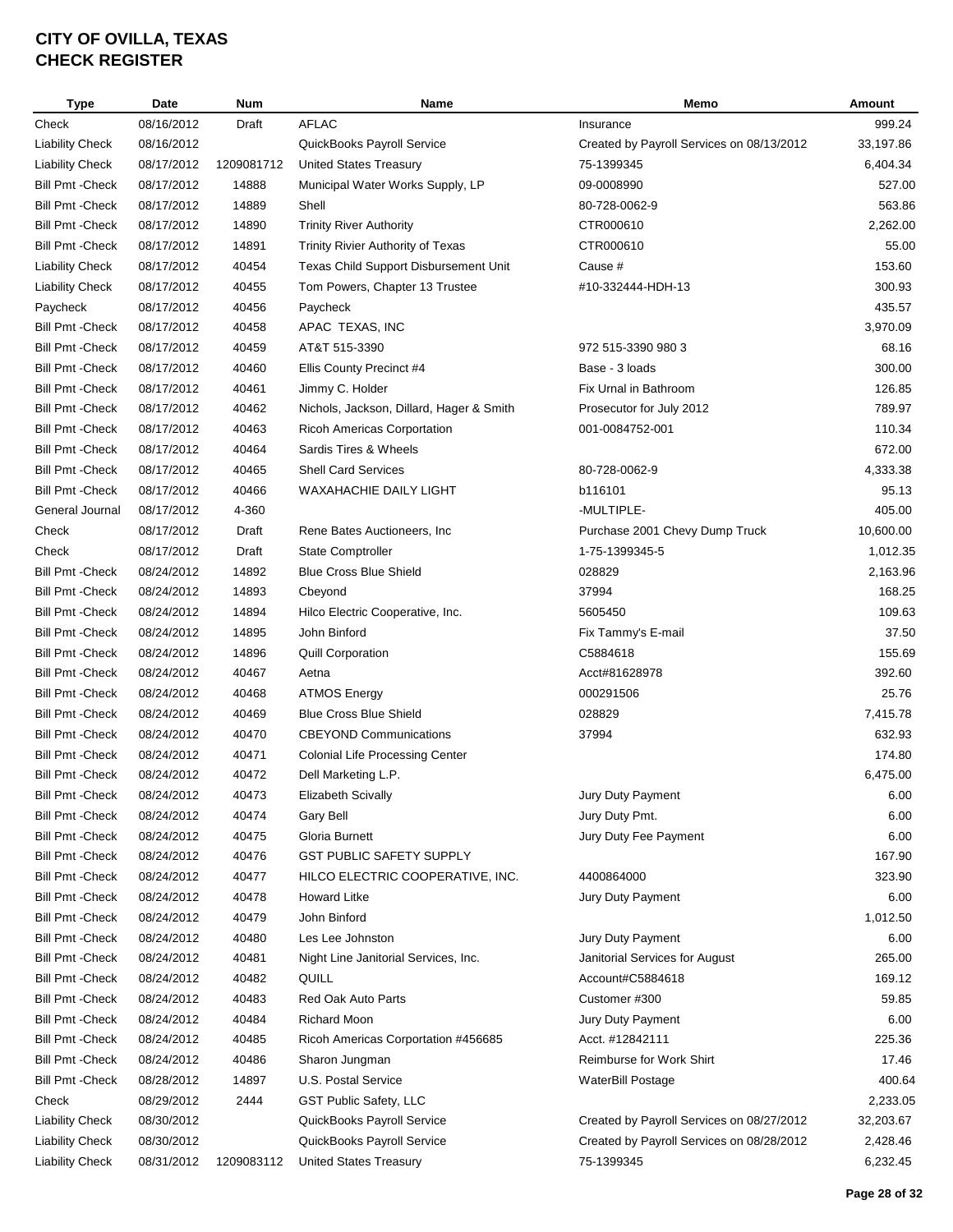# CITY OF OVILLA, TEXAS
# CHECK REGISTER

| Type | Date | Num | Name | Memo | Amount |
|---|---|---|---|---|---|
| Check | 08/16/2012 | Draft | AFLAC | Insurance | 999.24 |
| Liability Check | 08/16/2012 | | QuickBooks Payroll Service | Created by Payroll Services on 08/13/2012 | 33,197.86 |
| Liability Check | 08/17/2012 | 1209081712 | United States Treasury | 75-1399345 | 6,404.34 |
| Bill Pmt -Check | 08/17/2012 | 14888 | Municipal Water Works Supply, LP | 09-0008990 | 527.00 |
| Bill Pmt -Check | 08/17/2012 | 14889 | Shell | 80-728-0062-9 | 563.86 |
| Bill Pmt -Check | 08/17/2012 | 14890 | Trinity River Authority | CTR000610 | 2,262.00 |
| Bill Pmt -Check | 08/17/2012 | 14891 | Trinity Rivier Authority of Texas | CTR000610 | 55.00 |
| Liability Check | 08/17/2012 | 40454 | Texas Child Support Disbursement Unit | Cause # | 153.60 |
| Liability Check | 08/17/2012 | 40455 | Tom Powers, Chapter 13 Trustee | #10-332444-HDH-13 | 300.93 |
| Paycheck | 08/17/2012 | 40456 | Paycheck | | 435.57 |
| Bill Pmt -Check | 08/17/2012 | 40458 | APAC TEXAS, INC | | 3,970.09 |
| Bill Pmt -Check | 08/17/2012 | 40459 | AT&T 515-3390 | 972 515-3390 980 3 | 68.16 |
| Bill Pmt -Check | 08/17/2012 | 40460 | Ellis County Precinct #4 | Base - 3 loads | 300.00 |
| Bill Pmt -Check | 08/17/2012 | 40461 | Jimmy C. Holder | Fix Urnal in Bathroom | 126.85 |
| Bill Pmt -Check | 08/17/2012 | 40462 | Nichols, Jackson, Dillard, Hager & Smith | Prosecutor for July 2012 | 789.97 |
| Bill Pmt -Check | 08/17/2012 | 40463 | Ricoh Americas Corportation | 001-0084752-001 | 110.34 |
| Bill Pmt -Check | 08/17/2012 | 40464 | Sardis Tires & Wheels | | 672.00 |
| Bill Pmt -Check | 08/17/2012 | 40465 | Shell Card Services | 80-728-0062-9 | 4,333.38 |
| Bill Pmt -Check | 08/17/2012 | 40466 | WAXAHACHIE DAILY LIGHT | b116101 | 95.13 |
| General Journal | 08/17/2012 | 4-360 | | -MULTIPLE- | 405.00 |
| Check | 08/17/2012 | Draft | Rene Bates Auctioneers, Inc | Purchase 2001 Chevy Dump Truck | 10,600.00 |
| Check | 08/17/2012 | Draft | State Comptroller | 1-75-1399345-5 | 1,012.35 |
| Bill Pmt -Check | 08/24/2012 | 14892 | Blue Cross Blue Shield | 028829 | 2,163.96 |
| Bill Pmt -Check | 08/24/2012 | 14893 | Cbeyond | 37994 | 168.25 |
| Bill Pmt -Check | 08/24/2012 | 14894 | Hilco Electric Cooperative, Inc. | 5605450 | 109.63 |
| Bill Pmt -Check | 08/24/2012 | 14895 | John Binford | Fix Tammy's E-mail | 37.50 |
| Bill Pmt -Check | 08/24/2012 | 14896 | Quill Corporation | C5884618 | 155.69 |
| Bill Pmt -Check | 08/24/2012 | 40467 | Aetna | Acct#81628978 | 392.60 |
| Bill Pmt -Check | 08/24/2012 | 40468 | ATMOS Energy | 000291506 | 25.76 |
| Bill Pmt -Check | 08/24/2012 | 40469 | Blue Cross Blue Shield | 028829 | 7,415.78 |
| Bill Pmt -Check | 08/24/2012 | 40470 | CBEYOND Communications | 37994 | 632.93 |
| Bill Pmt -Check | 08/24/2012 | 40471 | Colonial Life Processing Center | | 174.80 |
| Bill Pmt -Check | 08/24/2012 | 40472 | Dell Marketing L.P. | | 6,475.00 |
| Bill Pmt -Check | 08/24/2012 | 40473 | Elizabeth Scivally | Jury Duty Payment | 6.00 |
| Bill Pmt -Check | 08/24/2012 | 40474 | Gary Bell | Jury Duty Pmt. | 6.00 |
| Bill Pmt -Check | 08/24/2012 | 40475 | Gloria Burnett | Jury Duty Fee Payment | 6.00 |
| Bill Pmt -Check | 08/24/2012 | 40476 | GST PUBLIC SAFETY SUPPLY | | 167.90 |
| Bill Pmt -Check | 08/24/2012 | 40477 | HILCO ELECTRIC COOPERATIVE, INC. | 4400864000 | 323.90 |
| Bill Pmt -Check | 08/24/2012 | 40478 | Howard Litke | Jury Duty Payment | 6.00 |
| Bill Pmt -Check | 08/24/2012 | 40479 | John Binford | | 1,012.50 |
| Bill Pmt -Check | 08/24/2012 | 40480 | Les Lee Johnston | Jury Duty Payment | 6.00 |
| Bill Pmt -Check | 08/24/2012 | 40481 | Night Line Janitorial Services, Inc. | Janitorial Services for August | 265.00 |
| Bill Pmt -Check | 08/24/2012 | 40482 | QUILL | Account#C5884618 | 169.12 |
| Bill Pmt -Check | 08/24/2012 | 40483 | Red Oak Auto Parts | Customer #300 | 59.85 |
| Bill Pmt -Check | 08/24/2012 | 40484 | Richard Moon | Jury Duty Payment | 6.00 |
| Bill Pmt -Check | 08/24/2012 | 40485 | Ricoh Americas Corportation #456685 | Acct. #12842111 | 225.36 |
| Bill Pmt -Check | 08/24/2012 | 40486 | Sharon Jungman | Reimburse for Work Shirt | 17.46 |
| Bill Pmt -Check | 08/28/2012 | 14897 | U.S. Postal Service | WaterBill Postage | 400.64 |
| Check | 08/29/2012 | 2444 | GST Public Safety, LLC | | 2,233.05 |
| Liability Check | 08/30/2012 | | QuickBooks Payroll Service | Created by Payroll Services on 08/27/2012 | 32,203.67 |
| Liability Check | 08/30/2012 | | QuickBooks Payroll Service | Created by Payroll Services on 08/28/2012 | 2,428.46 |
| Liability Check | 08/31/2012 | 1209083112 | United States Treasury | 75-1399345 | 6,232.45 |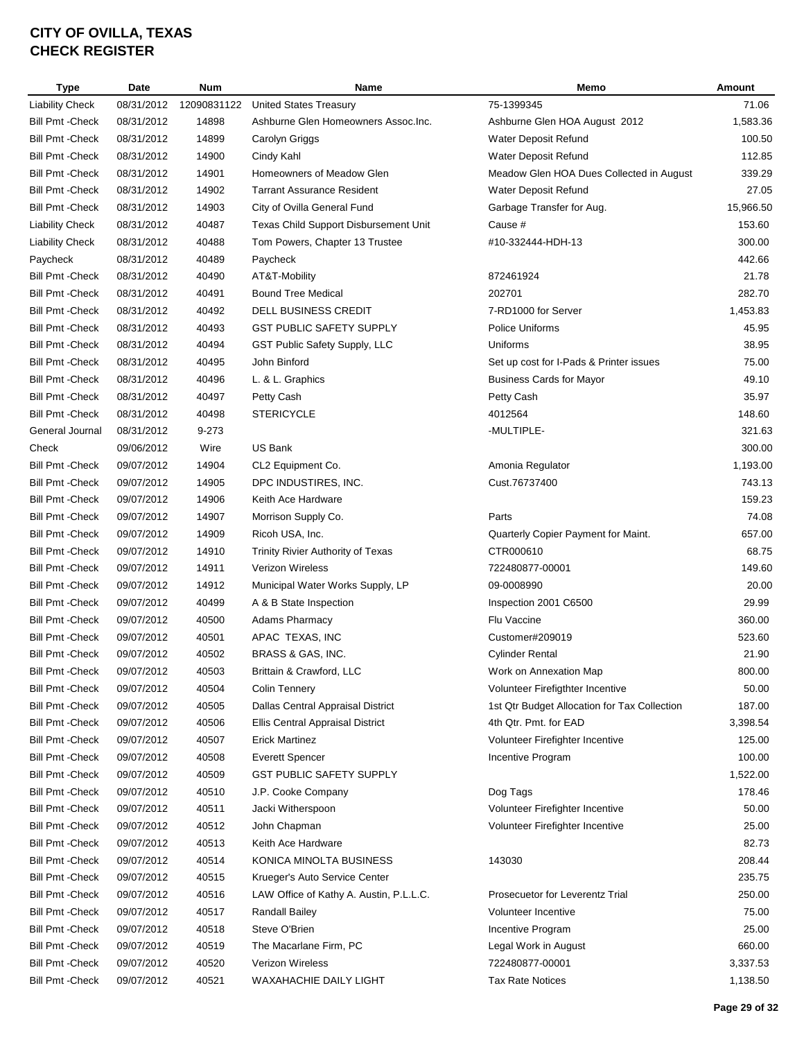# CITY OF OVILLA, TEXAS
# CHECK REGISTER

| Type | Date | Num | Name | Memo | Amount |
|---|---|---|---|---|---|
| Liability Check | 08/31/2012 | 12090831122 | United States Treasury | 75-1399345 | 71.06 |
| Bill Pmt -Check | 08/31/2012 | 14898 | Ashburne Glen Homeowners Assoc.Inc. | Ashburne Glen HOA August 2012 | 1,583.36 |
| Bill Pmt -Check | 08/31/2012 | 14899 | Carolyn Griggs | Water Deposit Refund | 100.50 |
| Bill Pmt -Check | 08/31/2012 | 14900 | Cindy Kahl | Water Deposit Refund | 112.85 |
| Bill Pmt -Check | 08/31/2012 | 14901 | Homeowners of Meadow Glen | Meadow Glen HOA Dues Collected in August | 339.29 |
| Bill Pmt -Check | 08/31/2012 | 14902 | Tarrant Assurance Resident | Water Deposit Refund | 27.05 |
| Bill Pmt -Check | 08/31/2012 | 14903 | City of Ovilla General Fund | Garbage Transfer for Aug. | 15,966.50 |
| Liability Check | 08/31/2012 | 40487 | Texas Child Support Disbursement Unit | Cause # | 153.60 |
| Liability Check | 08/31/2012 | 40488 | Tom Powers, Chapter 13 Trustee | #10-332444-HDH-13 | 300.00 |
| Paycheck | 08/31/2012 | 40489 | Paycheck | | 442.66 |
| Bill Pmt -Check | 08/31/2012 | 40490 | AT&T-Mobility | 872461924 | 21.78 |
| Bill Pmt -Check | 08/31/2012 | 40491 | Bound Tree Medical | 202701 | 282.70 |
| Bill Pmt -Check | 08/31/2012 | 40492 | DELL BUSINESS CREDIT | 7-RD1000 for Server | 1,453.83 |
| Bill Pmt -Check | 08/31/2012 | 40493 | GST PUBLIC SAFETY SUPPLY | Police Uniforms | 45.95 |
| Bill Pmt -Check | 08/31/2012 | 40494 | GST Public Safety Supply, LLC | Uniforms | 38.95 |
| Bill Pmt -Check | 08/31/2012 | 40495 | John Binford | Set up cost for I-Pads & Printer issues | 75.00 |
| Bill Pmt -Check | 08/31/2012 | 40496 | L. & L. Graphics | Business Cards for Mayor | 49.10 |
| Bill Pmt -Check | 08/31/2012 | 40497 | Petty Cash | Petty Cash | 35.97 |
| Bill Pmt -Check | 08/31/2012 | 40498 | STERICYCLE | 4012564 | 148.60 |
| General Journal | 08/31/2012 | 9-273 | | -MULTIPLE- | 321.63 |
| Check | 09/06/2012 | Wire | US Bank | | 300.00 |
| Bill Pmt -Check | 09/07/2012 | 14904 | CL2 Equipment Co. | Amonia Regulator | 1,193.00 |
| Bill Pmt -Check | 09/07/2012 | 14905 | DPC INDUSTIRES, INC. | Cust.76737400 | 743.13 |
| Bill Pmt -Check | 09/07/2012 | 14906 | Keith Ace Hardware | | 159.23 |
| Bill Pmt -Check | 09/07/2012 | 14907 | Morrison Supply Co. | Parts | 74.08 |
| Bill Pmt -Check | 09/07/2012 | 14909 | Ricoh USA, Inc. | Quarterly Copier Payment for Maint. | 657.00 |
| Bill Pmt -Check | 09/07/2012 | 14910 | Trinity Rivier Authority of Texas | CTR000610 | 68.75 |
| Bill Pmt -Check | 09/07/2012 | 14911 | Verizon Wireless | 722480877-00001 | 149.60 |
| Bill Pmt -Check | 09/07/2012 | 14912 | Municipal Water Works Supply, LP | 09-0008990 | 20.00 |
| Bill Pmt -Check | 09/07/2012 | 40499 | A & B State Inspection | Inspection 2001 C6500 | 29.99 |
| Bill Pmt -Check | 09/07/2012 | 40500 | Adams Pharmacy | Flu Vaccine | 360.00 |
| Bill Pmt -Check | 09/07/2012 | 40501 | APAC TEXAS, INC | Customer#209019 | 523.60 |
| Bill Pmt -Check | 09/07/2012 | 40502 | BRASS & GAS, INC. | Cylinder Rental | 21.90 |
| Bill Pmt -Check | 09/07/2012 | 40503 | Brittain & Crawford, LLC | Work on Annexation Map | 800.00 |
| Bill Pmt -Check | 09/07/2012 | 40504 | Colin Tennery | Volunteer Firefigthter Incentive | 50.00 |
| Bill Pmt -Check | 09/07/2012 | 40505 | Dallas Central Appraisal District | 1st Qtr Budget Allocation for Tax Collection | 187.00 |
| Bill Pmt -Check | 09/07/2012 | 40506 | Ellis Central Appraisal District | 4th Qtr. Pmt. for EAD | 3,398.54 |
| Bill Pmt -Check | 09/07/2012 | 40507 | Erick Martinez | Volunteer Firefighter Incentive | 125.00 |
| Bill Pmt -Check | 09/07/2012 | 40508 | Everett Spencer | Incentive Program | 100.00 |
| Bill Pmt -Check | 09/07/2012 | 40509 | GST PUBLIC SAFETY SUPPLY | | 1,522.00 |
| Bill Pmt -Check | 09/07/2012 | 40510 | J.P. Cooke Company | Dog Tags | 178.46 |
| Bill Pmt -Check | 09/07/2012 | 40511 | Jacki Witherspoon | Volunteer Firefighter Incentive | 50.00 |
| Bill Pmt -Check | 09/07/2012 | 40512 | John Chapman | Volunteer Firefighter Incentive | 25.00 |
| Bill Pmt -Check | 09/07/2012 | 40513 | Keith Ace Hardware | | 82.73 |
| Bill Pmt -Check | 09/07/2012 | 40514 | KONICA MINOLTA BUSINESS | 143030 | 208.44 |
| Bill Pmt -Check | 09/07/2012 | 40515 | Krueger's Auto Service Center | | 235.75 |
| Bill Pmt -Check | 09/07/2012 | 40516 | LAW Office of Kathy A. Austin, P.L.L.C. | Prosecuetor for Leverentz Trial | 250.00 |
| Bill Pmt -Check | 09/07/2012 | 40517 | Randall Bailey | Volunteer Incentive | 75.00 |
| Bill Pmt -Check | 09/07/2012 | 40518 | Steve O'Brien | Incentive Program | 25.00 |
| Bill Pmt -Check | 09/07/2012 | 40519 | The Macarlane Firm, PC | Legal Work in August | 660.00 |
| Bill Pmt -Check | 09/07/2012 | 40520 | Verizon Wireless | 722480877-00001 | 3,337.53 |
| Bill Pmt -Check | 09/07/2012 | 40521 | WAXAHACHIE DAILY LIGHT | Tax Rate Notices | 1,138.50 |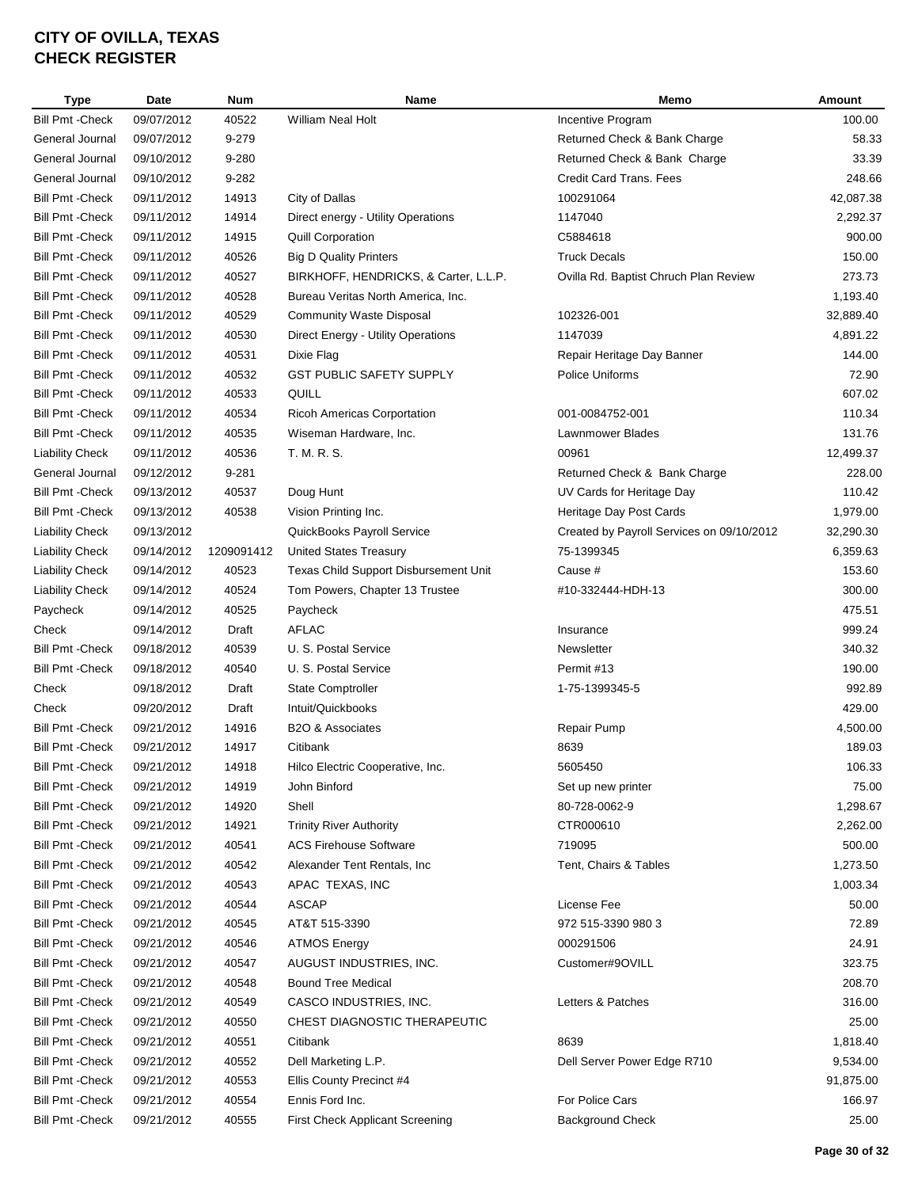# CITY OF OVILLA, TEXAS
# CHECK REGISTER

| Type | Date | Num | Name | Memo | Amount |
|---|---|---|---|---|---|
| Bill Pmt -Check | 09/07/2012 | 40522 | William Neal Holt | Incentive Program | 100.00 |
| General Journal | 09/07/2012 | 9-279 | | Returned Check & Bank Charge | 58.33 |
| General Journal | 09/10/2012 | 9-280 | | Returned Check & Bank Charge | 33.39 |
| General Journal | 09/10/2012 | 9-282 | | Credit Card Trans. Fees | 248.66 |
| Bill Pmt -Check | 09/11/2012 | 14913 | City of Dallas | 100291064 | 42,087.38 |
| Bill Pmt -Check | 09/11/2012 | 14914 | Direct energy - Utility Operations | 1147040 | 2,292.37 |
| Bill Pmt -Check | 09/11/2012 | 14915 | Quill Corporation | C5884618 | 900.00 |
| Bill Pmt -Check | 09/11/2012 | 40526 | Big D Quality Printers | Truck Decals | 150.00 |
| Bill Pmt -Check | 09/11/2012 | 40527 | BIRKHOFF, HENDRICKS, & Carter, L.L.P. | Ovilla Rd. Baptist Chruch Plan Review | 273.73 |
| Bill Pmt -Check | 09/11/2012 | 40528 | Bureau Veritas North America, Inc. | | 1,193.40 |
| Bill Pmt -Check | 09/11/2012 | 40529 | Community Waste Disposal | 102326-001 | 32,889.40 |
| Bill Pmt -Check | 09/11/2012 | 40530 | Direct Energy - Utility Operations | 1147039 | 4,891.22 |
| Bill Pmt -Check | 09/11/2012 | 40531 | Dixie Flag | Repair Heritage Day Banner | 144.00 |
| Bill Pmt -Check | 09/11/2012 | 40532 | GST PUBLIC SAFETY SUPPLY | Police Uniforms | 72.90 |
| Bill Pmt -Check | 09/11/2012 | 40533 | QUILL | | 607.02 |
| Bill Pmt -Check | 09/11/2012 | 40534 | Ricoh Americas Corportation | 001-0084752-001 | 110.34 |
| Bill Pmt -Check | 09/11/2012 | 40535 | Wiseman Hardware, Inc. | Lawnmower Blades | 131.76 |
| Liability Check | 09/11/2012 | 40536 | T. M. R. S. | 00961 | 12,499.37 |
| General Journal | 09/12/2012 | 9-281 | | Returned Check & Bank Charge | 228.00 |
| Bill Pmt -Check | 09/13/2012 | 40537 | Doug Hunt | UV Cards for Heritage Day | 110.42 |
| Bill Pmt -Check | 09/13/2012 | 40538 | Vision Printing Inc. | Heritage Day Post Cards | 1,979.00 |
| Liability Check | 09/13/2012 | | QuickBooks Payroll Service | Created by Payroll Services on 09/10/2012 | 32,290.30 |
| Liability Check | 09/14/2012 | 1209091412 | United States Treasury | 75-1399345 | 6,359.63 |
| Liability Check | 09/14/2012 | 40523 | Texas Child Support Disbursement Unit | Cause # | 153.60 |
| Liability Check | 09/14/2012 | 40524 | Tom Powers, Chapter 13 Trustee | #10-332444-HDH-13 | 300.00 |
| Paycheck | 09/14/2012 | 40525 | Paycheck | | 475.51 |
| Check | 09/14/2012 | Draft | AFLAC | Insurance | 999.24 |
| Bill Pmt -Check | 09/18/2012 | 40539 | U. S. Postal Service | Newsletter | 340.32 |
| Bill Pmt -Check | 09/18/2012 | 40540 | U. S. Postal Service | Permit #13 | 190.00 |
| Check | 09/18/2012 | Draft | State Comptroller | 1-75-1399345-5 | 992.89 |
| Check | 09/20/2012 | Draft | Intuit/Quickbooks | | 429.00 |
| Bill Pmt -Check | 09/21/2012 | 14916 | B2O & Associates | Repair Pump | 4,500.00 |
| Bill Pmt -Check | 09/21/2012 | 14917 | Citibank | 8639 | 189.03 |
| Bill Pmt -Check | 09/21/2012 | 14918 | Hilco Electric Cooperative, Inc. | 5605450 | 106.33 |
| Bill Pmt -Check | 09/21/2012 | 14919 | John Binford | Set up new printer | 75.00 |
| Bill Pmt -Check | 09/21/2012 | 14920 | Shell | 80-728-0062-9 | 1,298.67 |
| Bill Pmt -Check | 09/21/2012 | 14921 | Trinity River Authority | CTR000610 | 2,262.00 |
| Bill Pmt -Check | 09/21/2012 | 40541 | ACS Firehouse Software | 719095 | 500.00 |
| Bill Pmt -Check | 09/21/2012 | 40542 | Alexander Tent Rentals, Inc | Tent, Chairs & Tables | 1,273.50 |
| Bill Pmt -Check | 09/21/2012 | 40543 | APAC TEXAS, INC | | 1,003.34 |
| Bill Pmt -Check | 09/21/2012 | 40544 | ASCAP | License Fee | 50.00 |
| Bill Pmt -Check | 09/21/2012 | 40545 | AT&T 515-3390 | 972 515-3390 980 3 | 72.89 |
| Bill Pmt -Check | 09/21/2012 | 40546 | ATMOS Energy | 000291506 | 24.91 |
| Bill Pmt -Check | 09/21/2012 | 40547 | AUGUST INDUSTRIES, INC. | Customer#9OVILL | 323.75 |
| Bill Pmt -Check | 09/21/2012 | 40548 | Bound Tree Medical | | 208.70 |
| Bill Pmt -Check | 09/21/2012 | 40549 | CASCO INDUSTRIES, INC. | Letters & Patches | 316.00 |
| Bill Pmt -Check | 09/21/2012 | 40550 | CHEST DIAGNOSTIC THERAPEUTIC | | 25.00 |
| Bill Pmt -Check | 09/21/2012 | 40551 | Citibank | 8639 | 1,818.40 |
| Bill Pmt -Check | 09/21/2012 | 40552 | Dell Marketing L.P. | Dell Server Power Edge R710 | 9,534.00 |
| Bill Pmt -Check | 09/21/2012 | 40553 | Ellis County Precinct #4 | | 91,875.00 |
| Bill Pmt -Check | 09/21/2012 | 40554 | Ennis Ford Inc. | For Police Cars | 166.97 |
| Bill Pmt -Check | 09/21/2012 | 40555 | First Check Applicant Screening | Background Check | 25.00 |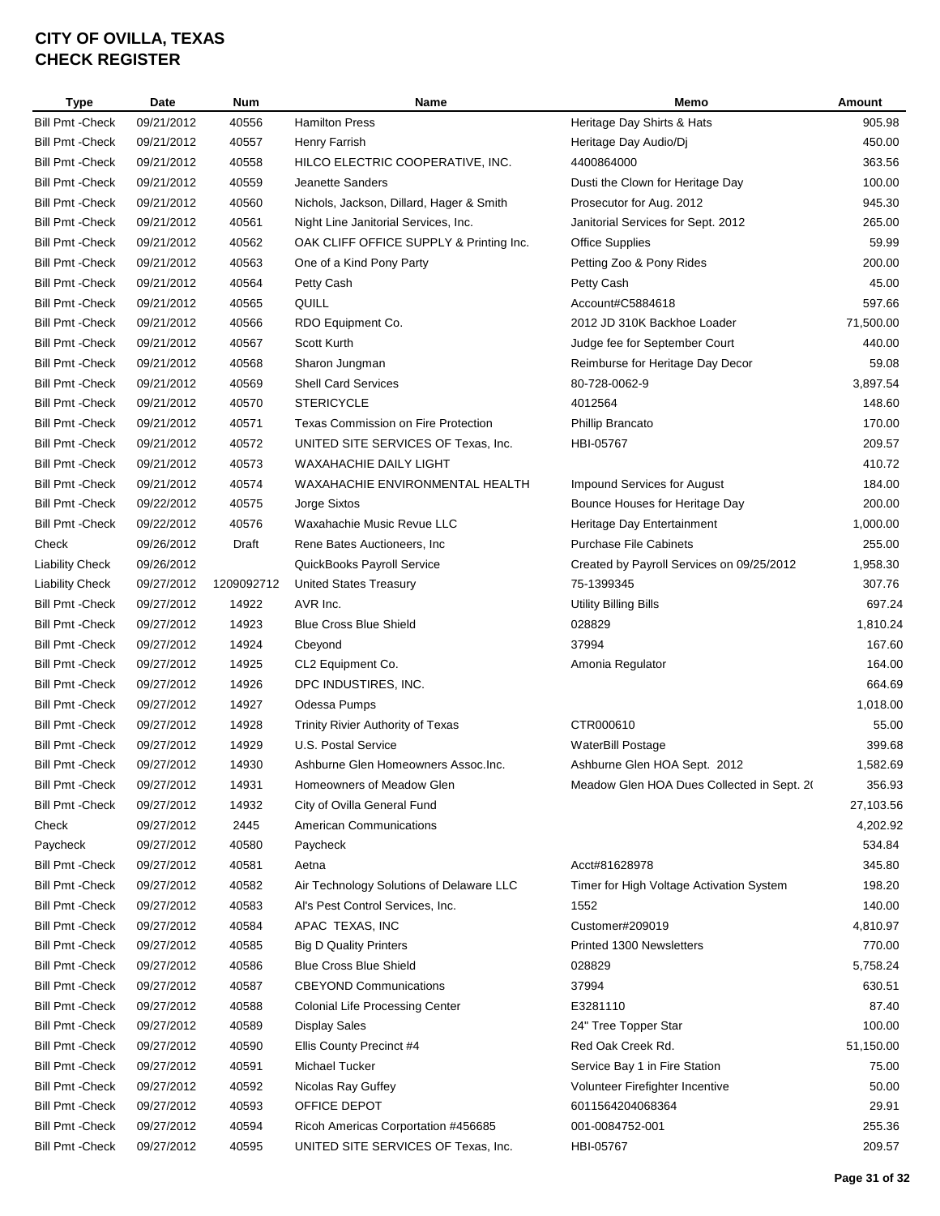# CITY OF OVILLA, TEXAS
# CHECK REGISTER

| Type | Date | Num | Name | Memo | Amount |
|---|---|---|---|---|---|
| Bill Pmt -Check | 09/21/2012 | 40556 | Hamilton Press | Heritage Day Shirts & Hats | 905.98 |
| Bill Pmt -Check | 09/21/2012 | 40557 | Henry Farrish | Heritage Day Audio/Dj | 450.00 |
| Bill Pmt -Check | 09/21/2012 | 40558 | HILCO ELECTRIC COOPERATIVE, INC. | 4400864000 | 363.56 |
| Bill Pmt -Check | 09/21/2012 | 40559 | Jeanette Sanders | Dusti the Clown for Heritage Day | 100.00 |
| Bill Pmt -Check | 09/21/2012 | 40560 | Nichols, Jackson, Dillard, Hager & Smith | Prosecutor for Aug. 2012 | 945.30 |
| Bill Pmt -Check | 09/21/2012 | 40561 | Night Line Janitorial Services, Inc. | Janitorial Services for Sept. 2012 | 265.00 |
| Bill Pmt -Check | 09/21/2012 | 40562 | OAK CLIFF OFFICE SUPPLY & Printing Inc. | Office Supplies | 59.99 |
| Bill Pmt -Check | 09/21/2012 | 40563 | One of a Kind Pony Party | Petting Zoo & Pony Rides | 200.00 |
| Bill Pmt -Check | 09/21/2012 | 40564 | Petty Cash | Petty Cash | 45.00 |
| Bill Pmt -Check | 09/21/2012 | 40565 | QUILL | Account#C5884618 | 597.66 |
| Bill Pmt -Check | 09/21/2012 | 40566 | RDO Equipment Co. | 2012 JD 310K Backhoe Loader | 71,500.00 |
| Bill Pmt -Check | 09/21/2012 | 40567 | Scott Kurth | Judge fee for September Court | 440.00 |
| Bill Pmt -Check | 09/21/2012 | 40568 | Sharon Jungman | Reimburse for Heritage Day Decor | 59.08 |
| Bill Pmt -Check | 09/21/2012 | 40569 | Shell Card Services | 80-728-0062-9 | 3,897.54 |
| Bill Pmt -Check | 09/21/2012 | 40570 | STERICYCLE | 4012564 | 148.60 |
| Bill Pmt -Check | 09/21/2012 | 40571 | Texas Commission on Fire Protection | Phillip Brancato | 170.00 |
| Bill Pmt -Check | 09/21/2012 | 40572 | UNITED SITE SERVICES OF Texas, Inc. | HBI-05767 | 209.57 |
| Bill Pmt -Check | 09/21/2012 | 40573 | WAXAHACHIE DAILY LIGHT | | 410.72 |
| Bill Pmt -Check | 09/21/2012 | 40574 | WAXAHACHIE ENVIRONMENTAL HEALTH | Impound Services for August | 184.00 |
| Bill Pmt -Check | 09/22/2012 | 40575 | Jorge Sixtos | Bounce Houses for Heritage Day | 200.00 |
| Bill Pmt -Check | 09/22/2012 | 40576 | Waxahachie Music Revue LLC | Heritage Day Entertainment | 1,000.00 |
| Check | 09/26/2012 | Draft | Rene Bates Auctioneers, Inc | Purchase File Cabinets | 255.00 |
| Liability Check | 09/26/2012 | | QuickBooks Payroll Service | Created by Payroll Services on 09/25/2012 | 1,958.30 |
| Liability Check | 09/27/2012 | 1209092712 | United States Treasury | 75-1399345 | 307.76 |
| Bill Pmt -Check | 09/27/2012 | 14922 | AVR Inc. | Utility Billing Bills | 697.24 |
| Bill Pmt -Check | 09/27/2012 | 14923 | Blue Cross Blue Shield | 028829 | 1,810.24 |
| Bill Pmt -Check | 09/27/2012 | 14924 | Cbeyond | 37994 | 167.60 |
| Bill Pmt -Check | 09/27/2012 | 14925 | CL2 Equipment Co. | Amonia Regulator | 164.00 |
| Bill Pmt -Check | 09/27/2012 | 14926 | DPC INDUSTIRES, INC. | | 664.69 |
| Bill Pmt -Check | 09/27/2012 | 14927 | Odessa Pumps | | 1,018.00 |
| Bill Pmt -Check | 09/27/2012 | 14928 | Trinity Rivier Authority of Texas | CTR000610 | 55.00 |
| Bill Pmt -Check | 09/27/2012 | 14929 | U.S. Postal Service | WaterBill Postage | 399.68 |
| Bill Pmt -Check | 09/27/2012 | 14930 | Ashburne Glen Homeowners Assoc.Inc. | Ashburne Glen HOA Sept. 2012 | 1,582.69 |
| Bill Pmt -Check | 09/27/2012 | 14931 | Homeowners of Meadow Glen | Meadow Glen HOA Dues Collected in Sept. 2( | 356.93 |
| Bill Pmt -Check | 09/27/2012 | 14932 | City of Ovilla General Fund | | 27,103.56 |
| Check | 09/27/2012 | 2445 | American Communications | | 4,202.92 |
| Paycheck | 09/27/2012 | 40580 | Paycheck | | 534.84 |
| Bill Pmt -Check | 09/27/2012 | 40581 | Aetna | Acct#81628978 | 345.80 |
| Bill Pmt -Check | 09/27/2012 | 40582 | Air Technology Solutions of Delaware LLC | Timer for High Voltage Activation System | 198.20 |
| Bill Pmt -Check | 09/27/2012 | 40583 | Al's Pest Control Services, Inc. | 1552 | 140.00 |
| Bill Pmt -Check | 09/27/2012 | 40584 | APAC TEXAS, INC | Customer#209019 | 4,810.97 |
| Bill Pmt -Check | 09/27/2012 | 40585 | Big D Quality Printers | Printed 1300 Newsletters | 770.00 |
| Bill Pmt -Check | 09/27/2012 | 40586 | Blue Cross Blue Shield | 028829 | 5,758.24 |
| Bill Pmt -Check | 09/27/2012 | 40587 | CBEYOND Communications | 37994 | 630.51 |
| Bill Pmt -Check | 09/27/2012 | 40588 | Colonial Life Processing Center | E3281110 | 87.40 |
| Bill Pmt -Check | 09/27/2012 | 40589 | Display Sales | 24" Tree Topper Star | 100.00 |
| Bill Pmt -Check | 09/27/2012 | 40590 | Ellis County Precinct #4 | Red Oak Creek Rd. | 51,150.00 |
| Bill Pmt -Check | 09/27/2012 | 40591 | Michael Tucker | Service Bay 1 in Fire Station | 75.00 |
| Bill Pmt -Check | 09/27/2012 | 40592 | Nicolas Ray Guffey | Volunteer Firefighter Incentive | 50.00 |
| Bill Pmt -Check | 09/27/2012 | 40593 | OFFICE DEPOT | 6011564204068364 | 29.91 |
| Bill Pmt -Check | 09/27/2012 | 40594 | Ricoh Americas Corportation #456685 | 001-0084752-001 | 255.36 |
| Bill Pmt -Check | 09/27/2012 | 40595 | UNITED SITE SERVICES OF Texas, Inc. | HBI-05767 | 209.57 |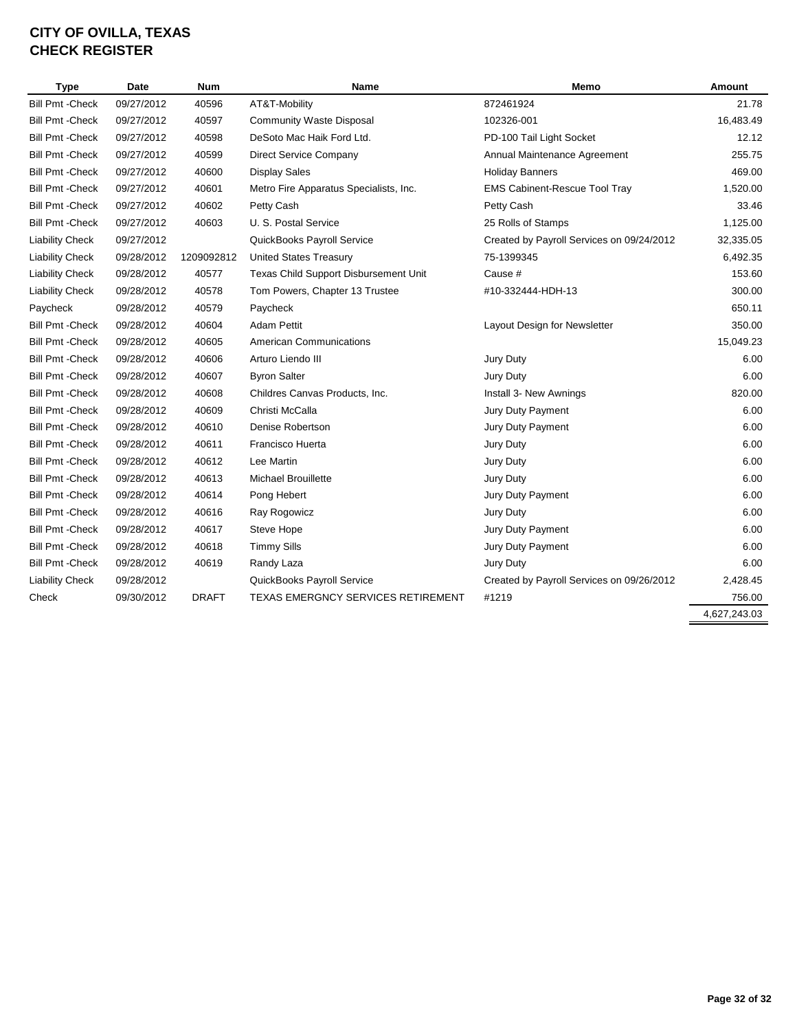# CITY OF OVILLA, TEXAS
# CHECK REGISTER

| Type | Date | Num | Name | Memo | Amount |
|---|---|---|---|---|---|
| Bill Pmt -Check | 09/27/2012 | 40596 | AT&T-Mobility | 872461924 | 21.78 |
| Bill Pmt -Check | 09/27/2012 | 40597 | Community Waste Disposal | 102326-001 | 16,483.49 |
| Bill Pmt -Check | 09/27/2012 | 40598 | DeSoto Mac Haik Ford Ltd. | PD-100 Tail Light Socket | 12.12 |
| Bill Pmt -Check | 09/27/2012 | 40599 | Direct Service Company | Annual Maintenance Agreement | 255.75 |
| Bill Pmt -Check | 09/27/2012 | 40600 | Display Sales | Holiday Banners | 469.00 |
| Bill Pmt -Check | 09/27/2012 | 40601 | Metro Fire Apparatus Specialists, Inc. | EMS Cabinent-Rescue Tool Tray | 1,520.00 |
| Bill Pmt -Check | 09/27/2012 | 40602 | Petty Cash | Petty Cash | 33.46 |
| Bill Pmt -Check | 09/27/2012 | 40603 | U. S. Postal Service | 25 Rolls of Stamps | 1,125.00 |
| Liability Check | 09/27/2012 | | QuickBooks Payroll Service | Created by Payroll Services on 09/24/2012 | 32,335.05 |
| Liability Check | 09/28/2012 | 1209092812 | United States Treasury | 75-1399345 | 6,492.35 |
| Liability Check | 09/28/2012 | 40577 | Texas Child Support Disbursement Unit | Cause # | 153.60 |
| Liability Check | 09/28/2012 | 40578 | Tom Powers, Chapter 13 Trustee | #10-332444-HDH-13 | 300.00 |
| Paycheck | 09/28/2012 | 40579 | Paycheck | | 650.11 |
| Bill Pmt -Check | 09/28/2012 | 40604 | Adam Pettit | Layout Design for Newsletter | 350.00 |
| Bill Pmt -Check | 09/28/2012 | 40605 | American Communications | | 15,049.23 |
| Bill Pmt -Check | 09/28/2012 | 40606 | Arturo Liendo III | Jury Duty | 6.00 |
| Bill Pmt -Check | 09/28/2012 | 40607 | Byron Salter | Jury Duty | 6.00 |
| Bill Pmt -Check | 09/28/2012 | 40608 | Childres Canvas Products, Inc. | Install 3- New Awnings | 820.00 |
| Bill Pmt -Check | 09/28/2012 | 40609 | Christi McCalla | Jury Duty Payment | 6.00 |
| Bill Pmt -Check | 09/28/2012 | 40610 | Denise Robertson | Jury Duty Payment | 6.00 |
| Bill Pmt -Check | 09/28/2012 | 40611 | Francisco Huerta | Jury Duty | 6.00 |
| Bill Pmt -Check | 09/28/2012 | 40612 | Lee Martin | Jury Duty | 6.00 |
| Bill Pmt -Check | 09/28/2012 | 40613 | Michael Brouillette | Jury Duty | 6.00 |
| Bill Pmt -Check | 09/28/2012 | 40614 | Pong Hebert | Jury Duty Payment | 6.00 |
| Bill Pmt -Check | 09/28/2012 | 40616 | Ray Rogowicz | Jury Duty | 6.00 |
| Bill Pmt -Check | 09/28/2012 | 40617 | Steve Hope | Jury Duty Payment | 6.00 |
| Bill Pmt -Check | 09/28/2012 | 40618 | Timmy Sills | Jury Duty Payment | 6.00 |
| Bill Pmt -Check | 09/28/2012 | 40619 | Randy Laza | Jury Duty | 6.00 |
| Liability Check | 09/28/2012 | | QuickBooks Payroll Service | Created by Payroll Services on 09/26/2012 | 2,428.45 |
| Check | 09/30/2012 | DRAFT | TEXAS EMERGNCY SERVICES RETIREMENT | #1219 | 756.00 |
| | | | | | 4,627,243.03 |